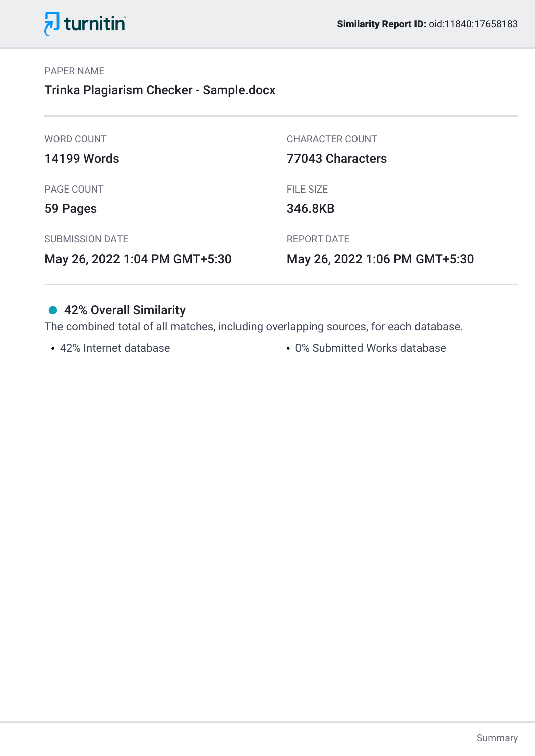turnitin

**Similarity Report ID:** oid:11840:17658183

PAPER NAME

Trinka Plagiarism Checker - Sample.docx

| WORD COUNT | CHARACTER COUNT |
| --- | --- |
| 14199 Words | 77043 Characters |
| **PAGE COUNT** | **FILE SIZE** |
| 59 Pages | 346.8KB |
| **SUBMISSION DATE** | **REPORT DATE** |
| May 26, 2022 1:04 PM GMT+5:30 | May 26, 2022 1:06 PM GMT+5:30 |

## 42% Overall Similarity

The combined total of all matches, including overlapping sources, for each database.

- 42% Internet database
- 0% Submitted Works database

Summary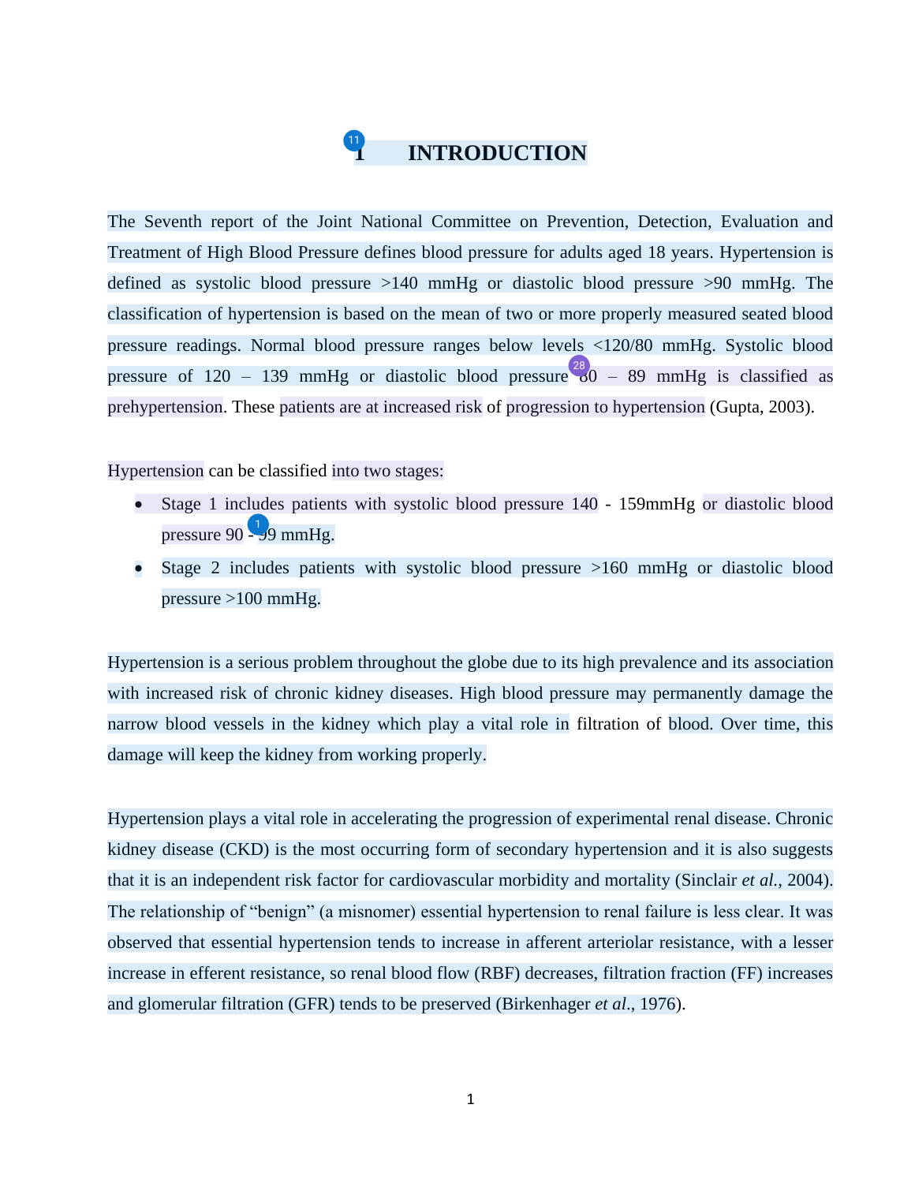# 1 INTRODUCTION

The Seventh report of the Joint National Committee on Prevention, Detection, Evaluation and Treatment of High Blood Pressure defines blood pressure for adults aged 18 years. Hypertension is defined as systolic blood pressure >140 mmHg or diastolic blood pressure >90 mmHg. The classification of hypertension is based on the mean of two or more properly measured seated blood pressure readings. Normal blood pressure ranges below levels <120/80 mmHg. Systolic blood pressure of 120 – 139 mmHg or diastolic blood pressure 80 – 89 mmHg is classified as prehypertension. These patients are at increased risk of progression to hypertension (Gupta, 2003).

Hypertension can be classified into two stages:

- Stage 1 includes patients with systolic blood pressure 140 - 159mmHg or diastolic blood pressure 90 - 99 mmHg.
- Stage 2 includes patients with systolic blood pressure >160 mmHg or diastolic blood pressure >100 mmHg.

Hypertension is a serious problem throughout the globe due to its high prevalence and its association with increased risk of chronic kidney diseases. High blood pressure may permanently damage the narrow blood vessels in the kidney which play a vital role in filtration of blood. Over time, this damage will keep the kidney from working properly.

Hypertension plays a vital role in accelerating the progression of experimental renal disease. Chronic kidney disease (CKD) is the most occurring form of secondary hypertension and it is also suggests that it is an independent risk factor for cardiovascular morbidity and mortality (Sinclair *et al.,* 2004). The relationship of "benign" (a misnomer) essential hypertension to renal failure is less clear. It was observed that essential hypertension tends to increase in afferent arteriolar resistance, with a lesser increase in efferent resistance, so renal blood flow (RBF) decreases, filtration fraction (FF) increases and glomerular filtration (GFR) tends to be preserved (Birkenhager *et al*., 1976).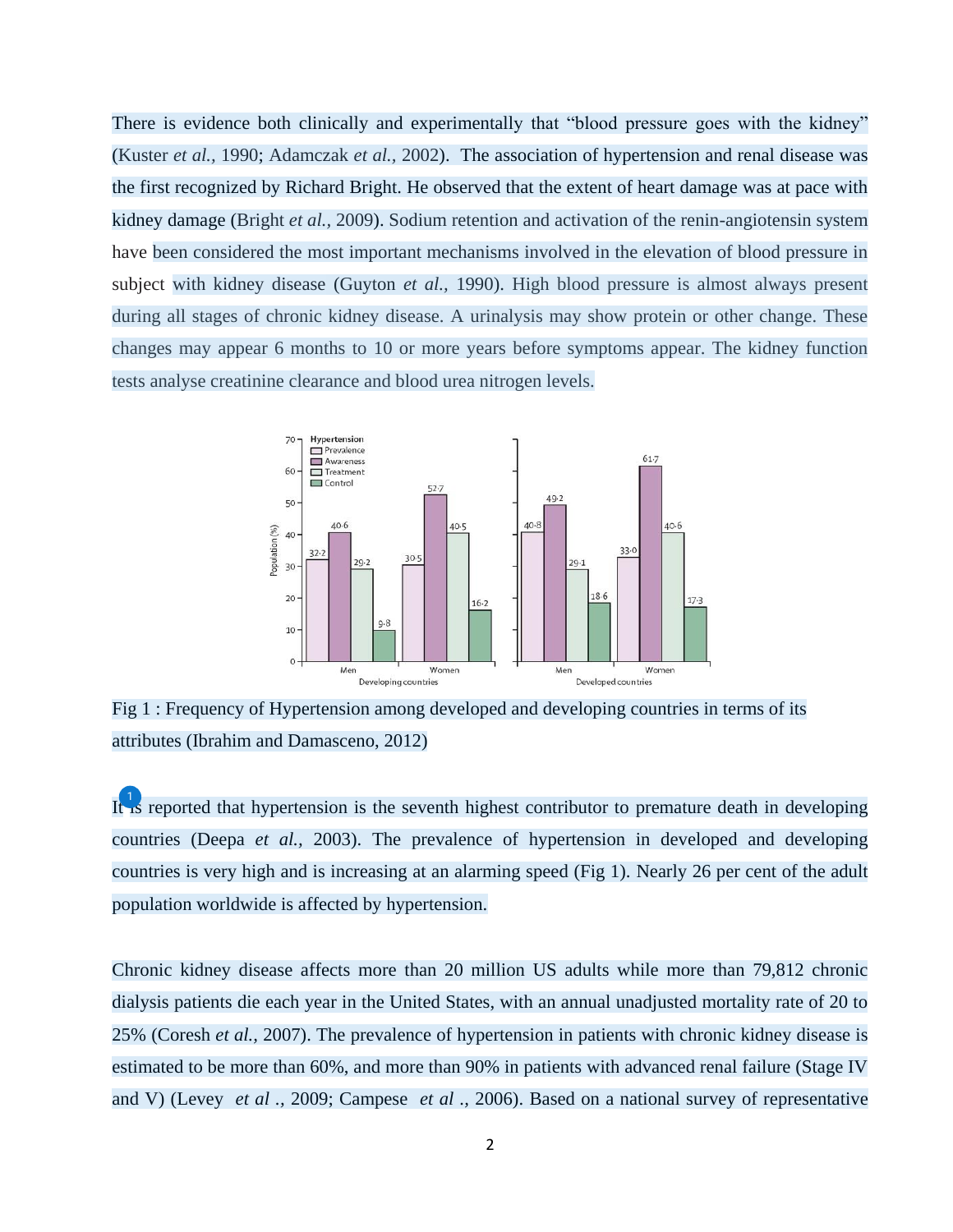There is evidence both clinically and experimentally that "blood pressure goes with the kidney" (Kuster *et al.,* 1990; Adamczak *et al.,* 2002). The association of hypertension and renal disease was the first recognized by Richard Bright. He observed that the extent of heart damage was at pace with kidney damage (Bright *et al.,* 2009). Sodium retention and activation of the renin-angiotensin system have been considered the most important mechanisms involved in the elevation of blood pressure in subject with kidney disease (Guyton *et al.,* 1990). High blood pressure is almost always present during all stages of chronic kidney disease. A urinalysis may show protein or other change. These changes may appear 6 months to 10 or more years before symptoms appear. The kidney function tests analyse creatinine clearance and blood urea nitrogen levels.

Fig 1 : Frequency of Hypertension among developed and developing countries in terms of its attributes (Ibrahim and Damasceno, 2012)

It is reported that hypertension is the seventh highest contributor to premature death in developing countries (Deepa *et al.,* 2003). The prevalence of hypertension in developed and developing countries is very high and is increasing at an alarming speed (Fig 1). Nearly 26 per cent of the adult population worldwide is affected by hypertension.

Chronic kidney disease affects more than 20 million US adults while more than 79,812 chronic dialysis patients die each year in the United States, with an annual unadjusted mortality rate of 20 to 25% (Coresh *et al.,* 2007). The prevalence of hypertension in patients with chronic kidney disease is estimated to be more than 60%, and more than 90% in patients with advanced renal failure (Stage IV and V) (Levey *et al .,* 2009; Campese *et al .,* 2006). Based on a national survey of representative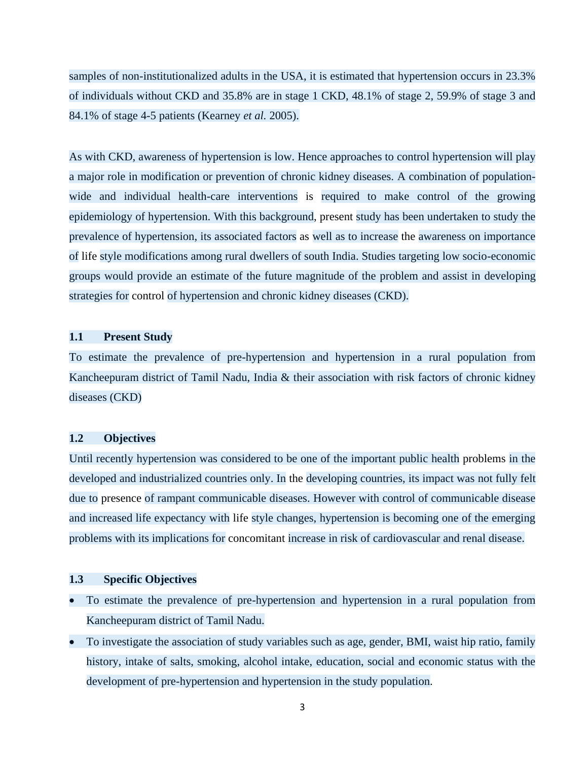samples of non-institutionalized adults in the USA, it is estimated that hypertension occurs in 23.3% of individuals without CKD and 35.8% are in stage 1 CKD, 48.1% of stage 2, 59.9% of stage 3 and 84.1% of stage 4-5 patients (Kearney *et al.* 2005).

As with CKD, awareness of hypertension is low. Hence approaches to control hypertension will play a major role in modification or prevention of chronic kidney diseases. A combination of population-wide and individual health-care interventions is required to make control of the growing epidemiology of hypertension. With this background, present study has been undertaken to study the prevalence of hypertension, its associated factors as well as to increase the awareness on importance of life style modifications among rural dwellers of south India. Studies targeting low socio-economic groups would provide an estimate of the future magnitude of the problem and assist in developing strategies for control of hypertension and chronic kidney diseases (CKD).

### 1.1 Present Study

To estimate the prevalence of pre-hypertension and hypertension in a rural population from Kancheepuram district of Tamil Nadu, India & their association with risk factors of chronic kidney diseases (CKD)

### 1.2 Objectives

Until recently hypertension was considered to be one of the important public health problems in the developed and industrialized countries only. In the developing countries, its impact was not fully felt due to presence of rampant communicable diseases. However with control of communicable disease and increased life expectancy with life style changes, hypertension is becoming one of the emerging problems with its implications for concomitant increase in risk of cardiovascular and renal disease.

### 1.3 Specific Objectives

- To estimate the prevalence of pre-hypertension and hypertension in a rural population from Kancheepuram district of Tamil Nadu.
- To investigate the association of study variables such as age, gender, BMI, waist hip ratio, family history, intake of salts, smoking, alcohol intake, education, social and economic status with the development of pre-hypertension and hypertension in the study population.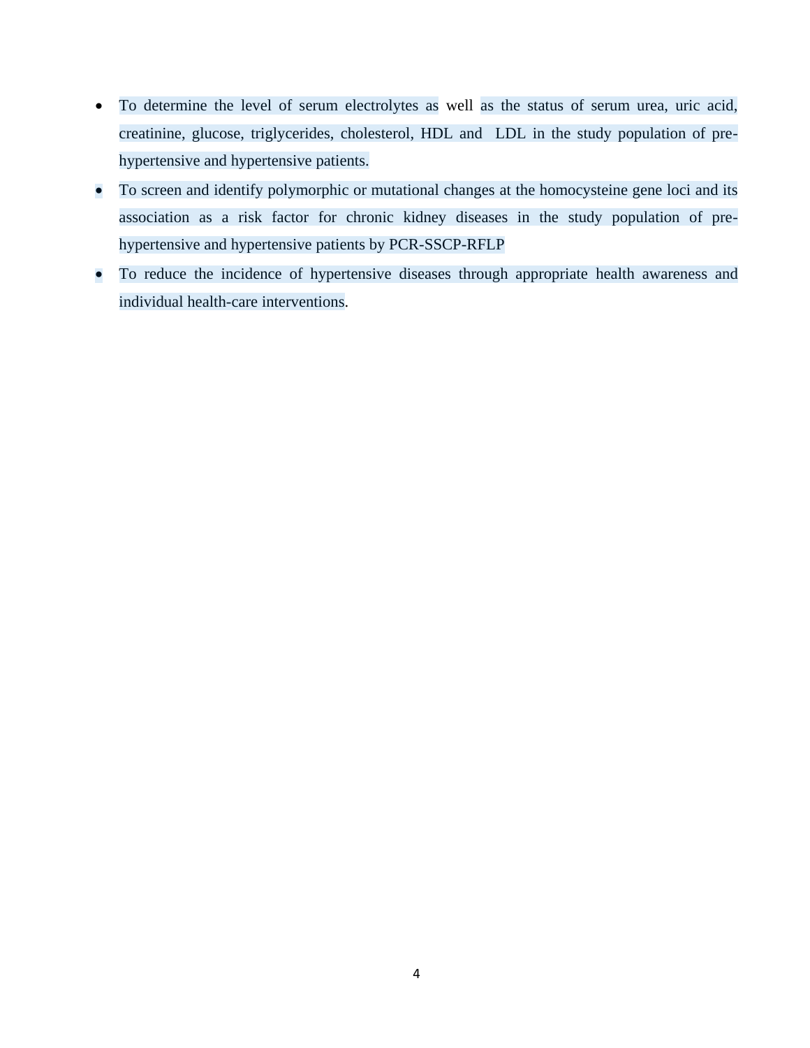- To determine the level of serum electrolytes as well as the status of serum urea, uric acid, creatinine, glucose, triglycerides, cholesterol, HDL and LDL in the study population of pre-hypertensive and hypertensive patients.
- To screen and identify polymorphic or mutational changes at the homocysteine gene loci and its association as a risk factor for chronic kidney diseases in the study population of pre-hypertensive and hypertensive patients by PCR-SSCP-RFLP
- To reduce the incidence of hypertensive diseases through appropriate health awareness and individual health-care interventions.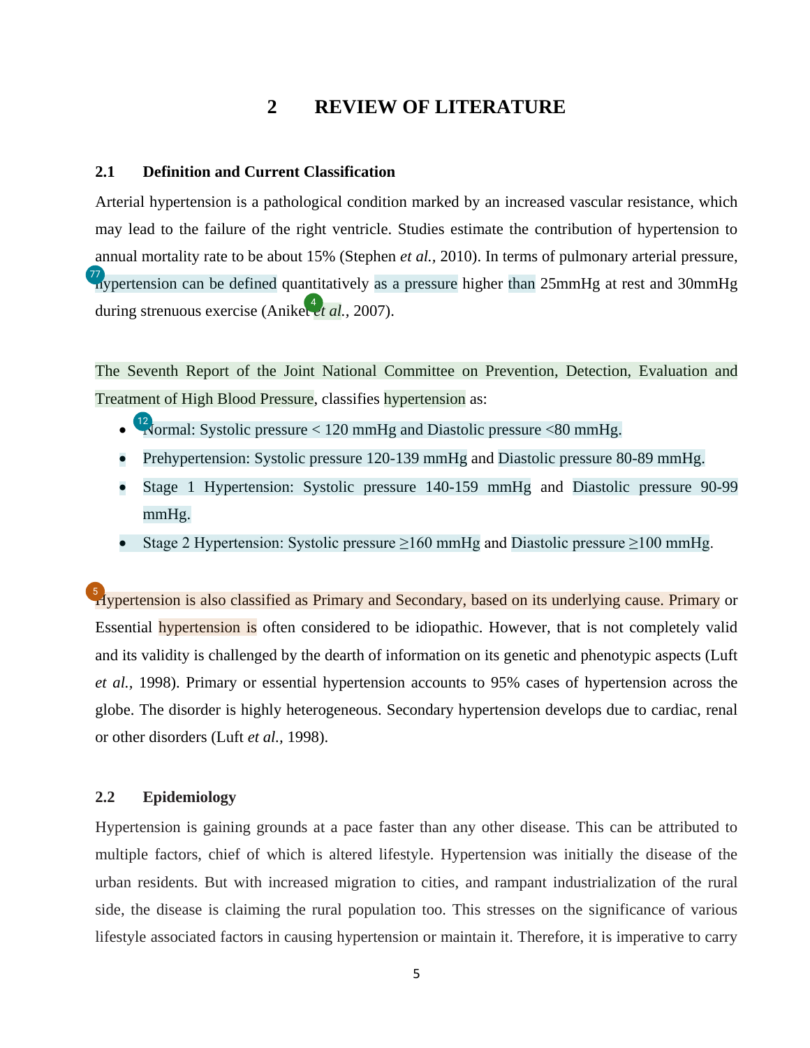# 2 REVIEW OF LITERATURE

## 2.1 Definition and Current Classification

Arterial hypertension is a pathological condition marked by an increased vascular resistance, which may lead to the failure of the right ventricle. Studies estimate the contribution of hypertension to annual mortality rate to be about 15% (Stephen *et al.*, 2010). In terms of pulmonary arterial pressure, hypertension can be defined quantitatively as a pressure higher than 25mmHg at rest and 30mmHg during strenuous exercise (Aniket *et al.*, 2007).

The Seventh Report of the Joint National Committee on Prevention, Detection, Evaluation and Treatment of High Blood Pressure, classifies hypertension as:

- Normal: Systolic pressure < 120 mmHg and Diastolic pressure <80 mmHg.
- Prehypertension: Systolic pressure 120-139 mmHg and Diastolic pressure 80-89 mmHg.
- Stage 1 Hypertension: Systolic pressure 140-159 mmHg and Diastolic pressure 90-99 mmHg.
- Stage 2 Hypertension: Systolic pressure ≥160 mmHg and Diastolic pressure ≥100 mmHg.

Hypertension is also classified as Primary and Secondary, based on its underlying cause. Primary or Essential hypertension is often considered to be idiopathic. However, that is not completely valid and its validity is challenged by the dearth of information on its genetic and phenotypic aspects (Luft *et al.*, 1998). Primary or essential hypertension accounts to 95% cases of hypertension across the globe. The disorder is highly heterogeneous. Secondary hypertension develops due to cardiac, renal or other disorders (Luft *et al.*, 1998).

## 2.2 Epidemiology

Hypertension is gaining grounds at a pace faster than any other disease. This can be attributed to multiple factors, chief of which is altered lifestyle. Hypertension was initially the disease of the urban residents. But with increased migration to cities, and rampant industrialization of the rural side, the disease is claiming the rural population too. This stresses on the significance of various lifestyle associated factors in causing hypertension or maintain it. Therefore, it is imperative to carry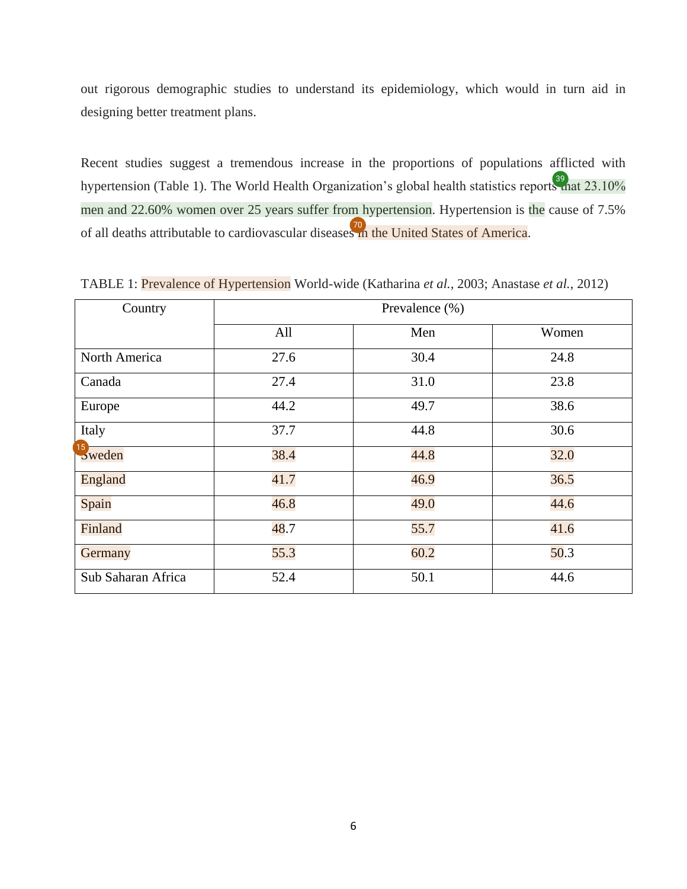out rigorous demographic studies to understand its epidemiology, which would in turn aid in designing better treatment plans.

Recent studies suggest a tremendous increase in the proportions of populations afflicted with hypertension (Table 1). The World Health Organization's global health statistics reports that 23.10% men and 22.60% women over 25 years suffer from hypertension. Hypertension is the cause of 7.5% of all deaths attributable to cardiovascular diseases in the United States of America.

TABLE 1: Prevalence of Hypertension World-wide (Katharina *et al.*, 2003; Anastase *et al.*, 2012)

| Country | Prevalence (%) | | |
|---|---|---|---|
| | All | Men | Women |
| North America | 27.6 | 30.4 | 24.8 |
| Canada | 27.4 | 31.0 | 23.8 |
| Europe | 44.2 | 49.7 | 38.6 |
| Italy | 37.7 | 44.8 | 30.6 |
| Sweden | 38.4 | 44.8 | 32.0 |
| England | 41.7 | 46.9 | 36.5 |
| Spain | 46.8 | 49.0 | 44.6 |
| Finland | 48.7 | 55.7 | 41.6 |
| Germany | 55.3 | 60.2 | 50.3 |
| Sub Saharan Africa | 52.4 | 50.1 | 44.6 |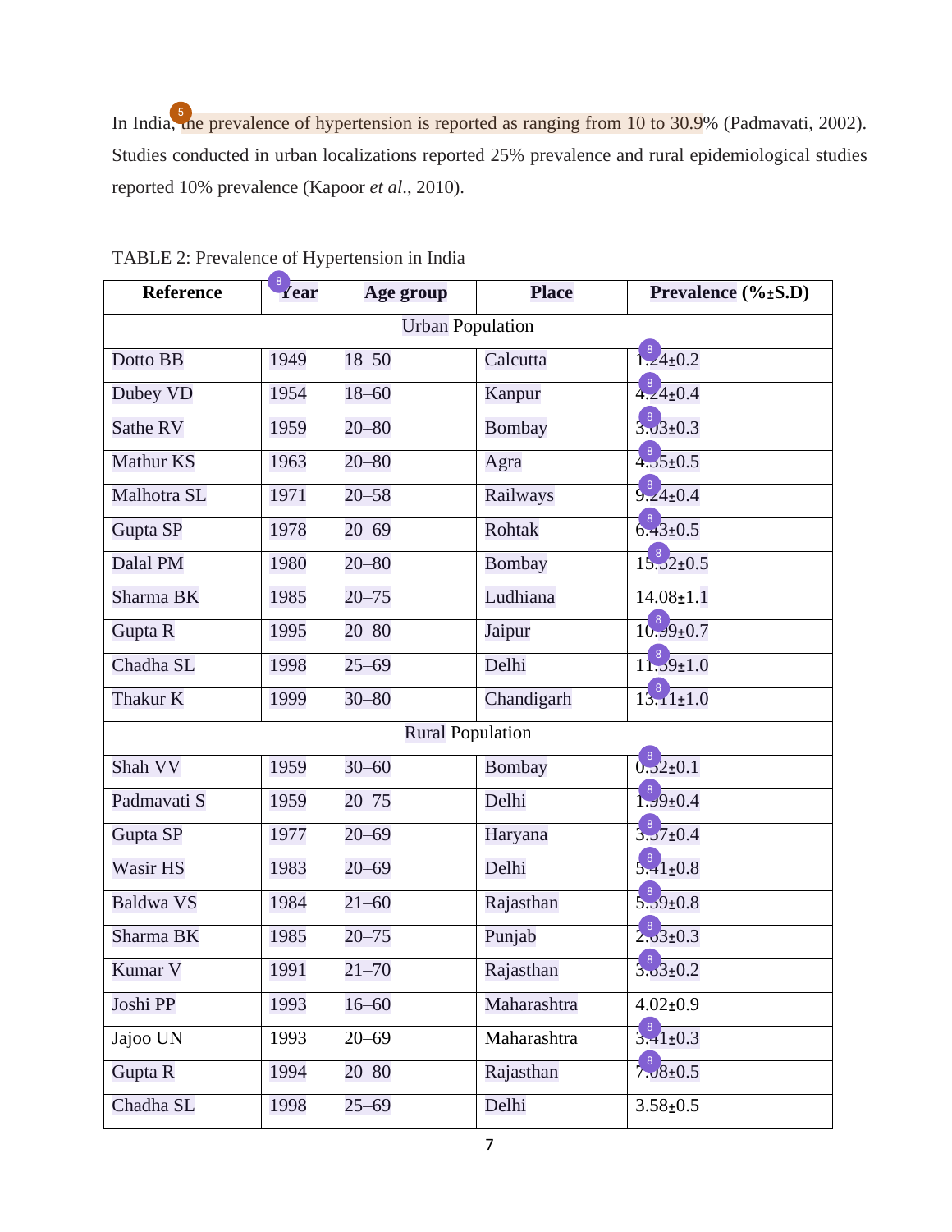In India, the prevalence of hypertension is reported as ranging from 10 to 30.9% (Padmavati, 2002). Studies conducted in urban localizations reported 25% prevalence and rural epidemiological studies reported 10% prevalence (Kapoor *et al*., 2010).

TABLE 2: Prevalence of Hypertension in India

| Reference | Year | Age group | Place | Prevalence (%±S.D) |
|---|---|---|---|---|
| | | Urban Population | | |
| Dotto BB | 1949 | 18–50 | Calcutta | 1.24±0.2 |
| Dubey VD | 1954 | 18–60 | Kanpur | 4.24±0.4 |
| Sathe RV | 1959 | 20–80 | Bombay | 3.03±0.3 |
| Mathur KS | 1963 | 20–80 | Agra | 4.55±0.5 |
| Malhotra SL | 1971 | 20–58 | Railways | 9.24±0.4 |
| Gupta SP | 1978 | 20–69 | Rohtak | 6.43±0.5 |
| Dalal PM | 1980 | 20–80 | Bombay | 15.52±0.5 |
| Sharma BK | 1985 | 20–75 | Ludhiana | 14.08±1.1 |
| Gupta R | 1995 | 20–80 | Jaipur | 10.99±0.7 |
| Chadha SL | 1998 | 25–69 | Delhi | 11.59±1.0 |
| Thakur K | 1999 | 30–80 | Chandigarh | 13.11±1.0 |
| | | Rural Population | | |
| Shah VV | 1959 | 30–60 | Bombay | 0.52±0.1 |
| Padmavati S | 1959 | 20–75 | Delhi | 1.99±0.4 |
| Gupta SP | 1977 | 20–69 | Haryana | 3.57±0.4 |
| Wasir HS | 1983 | 20–69 | Delhi | 5.41±0.8 |
| Baldwa VS | 1984 | 21–60 | Rajasthan | 5.59±0.8 |
| Sharma BK | 1985 | 20–75 | Punjab | 2.63±0.3 |
| Kumar V | 1991 | 21–70 | Rajasthan | 3.63±0.2 |
| Joshi PP | 1993 | 16–60 | Maharashtra | 4.02±0.9 |
| Jajoo UN | 1993 | 20–69 | Maharashtra | 3.41±0.3 |
| Gupta R | 1994 | 20–80 | Rajasthan | 7.08±0.5 |
| Chadha SL | 1998 | 25–69 | Delhi | 3.58±0.5 |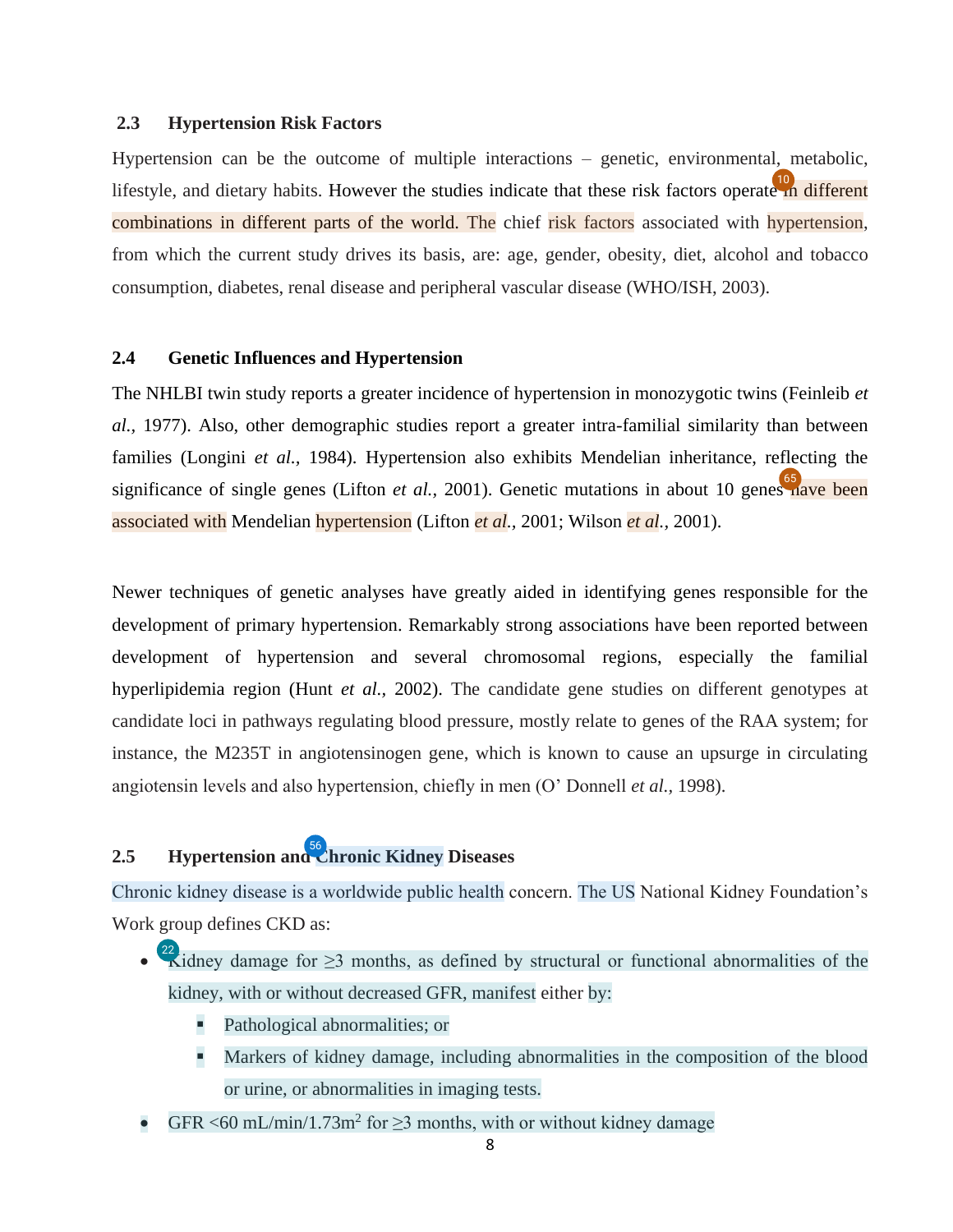### 2.3 Hypertension Risk Factors

Hypertension can be the outcome of multiple interactions – genetic, environmental, metabolic, lifestyle, and dietary habits. However the studies indicate that these risk factors operate in different combinations in different parts of the world. The chief risk factors associated with hypertension, from which the current study drives its basis, are: age, gender, obesity, diet, alcohol and tobacco consumption, diabetes, renal disease and peripheral vascular disease (WHO/ISH, 2003).

### 2.4 Genetic Influences and Hypertension

The NHLBI twin study reports a greater incidence of hypertension in monozygotic twins (Feinleib *et al.*, 1977). Also, other demographic studies report a greater intra-familial similarity than between families (Longini *et al.*, 1984). Hypertension also exhibits Mendelian inheritance, reflecting the significance of single genes (Lifton *et al.*, 2001). Genetic mutations in about 10 genes have been associated with Mendelian hypertension (Lifton *et al.*, 2001; Wilson *et al.*, 2001).

Newer techniques of genetic analyses have greatly aided in identifying genes responsible for the development of primary hypertension. Remarkably strong associations have been reported between development of hypertension and several chromosomal regions, especially the familial hyperlipidemia region (Hunt *et al.*, 2002). The candidate gene studies on different genotypes at candidate loci in pathways regulating blood pressure, mostly relate to genes of the RAA system; for instance, the M235T in angiotensinogen gene, which is known to cause an upsurge in circulating angiotensin levels and also hypertension, chiefly in men (O' Donnell *et al.*, 1998).

### 2.5 Hypertension and Chronic Kidney Diseases

Chronic kidney disease is a worldwide public health concern. The US National Kidney Foundation's Work group defines CKD as:

- Kidney damage for ≥3 months, as defined by structural or functional abnormalities of the kidney, with or without decreased GFR, manifest either by:
  - Pathological abnormalities; or
  - Markers of kidney damage, including abnormalities in the composition of the blood or urine, or abnormalities in imaging tests.
- GFR <60 mL/min/1.73m$^2$ for ≥3 months, with or without kidney damage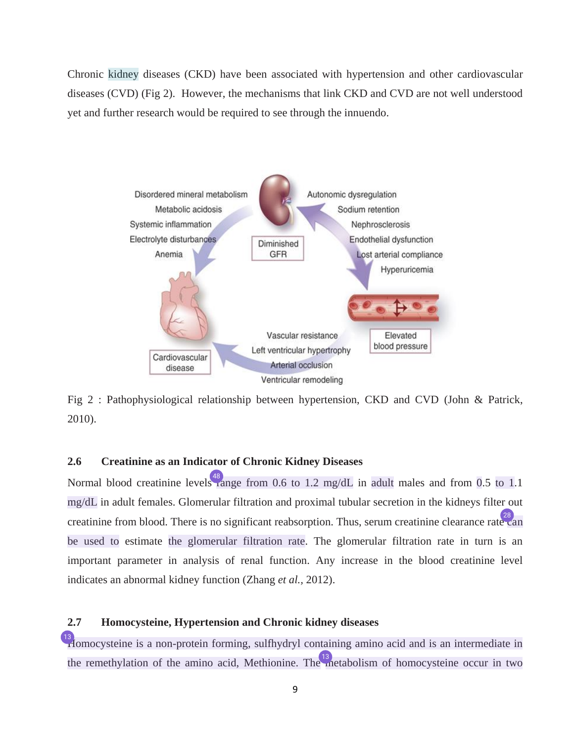Chronic kidney diseases (CKD) have been associated with hypertension and other cardiovascular diseases (CVD) (Fig 2). However, the mechanisms that link CKD and CVD are not well understood yet and further research would be required to see through the innuendo.

Fig 2 : Pathophysiological relationship between hypertension, CKD and CVD (John & Patrick, 2010).

### 2.6 Creatinine as an Indicator of Chronic Kidney Diseases

Normal blood creatinine levels range from 0.6 to 1.2 mg/dL in adult males and from 0.5 to 1.1 mg/dL in adult females. Glomerular filtration and proximal tubular secretion in the kidneys filter out creatinine from blood. There is no significant reabsorption. Thus, serum creatinine clearance rate can be used to estimate the glomerular filtration rate. The glomerular filtration rate in turn is an important parameter in analysis of renal function. Any increase in the blood creatinine level indicates an abnormal kidney function (Zhang *et al.*, 2012).

### 2.7 Homocysteine, Hypertension and Chronic kidney diseases

Homocysteine is a non-protein forming, sulfhydryl containing amino acid and is an intermediate in the remethylation of the amino acid, Methionine. The metabolism of homocysteine occur in two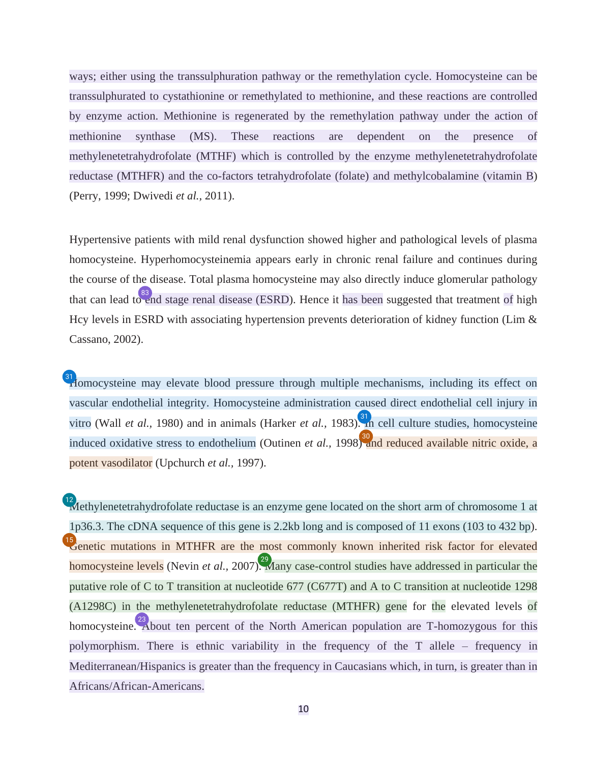ways; either using the transsulphuration pathway or the remethylation cycle. Homocysteine can be transsulphurated to cystathionine or remethylated to methionine, and these reactions are controlled by enzyme action. Methionine is regenerated by the remethylation pathway under the action of methionine synthase (MS). These reactions are dependent on the presence of methylenetetrahydrofolate (MTHF) which is controlled by the enzyme methylenetetrahydrofolate reductase (MTHFR) and the co-factors tetrahydrofolate (folate) and methylcobalamine (vitamin B) (Perry, 1999; Dwivedi *et al.*, 2011).

Hypertensive patients with mild renal dysfunction showed higher and pathological levels of plasma homocysteine. Hyperhomocysteinemia appears early in chronic renal failure and continues during the course of the disease. Total plasma homocysteine may also directly induce glomerular pathology that can lead to end stage renal disease (ESRD). Hence it has been suggested that treatment of high Hcy levels in ESRD with associating hypertension prevents deterioration of kidney function (Lim & Cassano, 2002).

Homocysteine may elevate blood pressure through multiple mechanisms, including its effect on vascular endothelial integrity. Homocysteine administration caused direct endothelial cell injury in vitro (Wall *et al.*, 1980) and in animals (Harker *et al.*, 1983). In cell culture studies, homocysteine induced oxidative stress to endothelium (Outinen *et al.*, 1998) and reduced available nitric oxide, a potent vasodilator (Upchurch *et al.*, 1997).

Methylenetetrahydrofolate reductase is an enzyme gene located on the short arm of chromosome 1 at 1p36.3. The cDNA sequence of this gene is 2.2kb long and is composed of 11 exons (103 to 432 bp). Genetic mutations in MTHFR are the most commonly known inherited risk factor for elevated homocysteine levels (Nevin *et al.*, 2007). Many case-control studies have addressed in particular the putative role of C to T transition at nucleotide 677 (C677T) and A to C transition at nucleotide 1298 (A1298C) in the methylenetetrahydrofolate reductase (MTHFR) gene for the elevated levels of homocysteine. About ten percent of the North American population are T-homozygous for this polymorphism. There is ethnic variability in the frequency of the T allele – frequency in Mediterranean/Hispanics is greater than the frequency in Caucasians which, in turn, is greater than in Africans/African-Americans.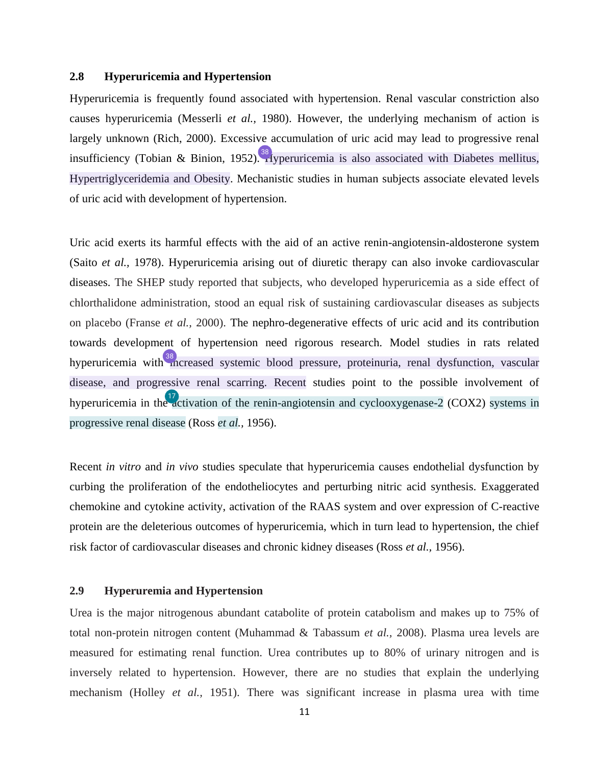## 2.8 Hyperuricemia and Hypertension

Hyperuricemia is frequently found associated with hypertension. Renal vascular constriction also causes hyperuricemia (Messerli *et al.,* 1980). However, the underlying mechanism of action is largely unknown (Rich, 2000). Excessive accumulation of uric acid may lead to progressive renal insufficiency (Tobian & Binion, 1952). Hyperuricemia is also associated with Diabetes mellitus, Hypertriglyceridemia and Obesity. Mechanistic studies in human subjects associate elevated levels of uric acid with development of hypertension.

Uric acid exerts its harmful effects with the aid of an active renin-angiotensin-aldosterone system (Saito *et al.,* 1978). Hyperuricemia arising out of diuretic therapy can also invoke cardiovascular diseases. The SHEP study reported that subjects, who developed hyperuricemia as a side effect of chlorthalidone administration, stood an equal risk of sustaining cardiovascular diseases as subjects on placebo (Franse *et al.,* 2000). The nephro-degenerative effects of uric acid and its contribution towards development of hypertension need rigorous research. Model studies in rats related hyperuricemia with increased systemic blood pressure, proteinuria, renal dysfunction, vascular disease, and progressive renal scarring. Recent studies point to the possible involvement of hyperuricemia in the activation of the renin-angiotensin and cyclooxygenase-2 (COX2) systems in progressive renal disease (Ross *et al.,* 1956).

Recent *in vitro* and *in vivo* studies speculate that hyperuricemia causes endothelial dysfunction by curbing the proliferation of the endotheliocytes and perturbing nitric acid synthesis. Exaggerated chemokine and cytokine activity, activation of the RAAS system and over expression of C-reactive protein are the deleterious outcomes of hyperuricemia, which in turn lead to hypertension, the chief risk factor of cardiovascular diseases and chronic kidney diseases (Ross *et al.,* 1956).

## 2.9 Hyperuremia and Hypertension

Urea is the major nitrogenous abundant catabolite of protein catabolism and makes up to 75% of total non-protein nitrogen content (Muhammad & Tabassum *et al.,* 2008). Plasma urea levels are measured for estimating renal function. Urea contributes up to 80% of urinary nitrogen and is inversely related to hypertension. However, there are no studies that explain the underlying mechanism (Holley *et al.,* 1951). There was significant increase in plasma urea with time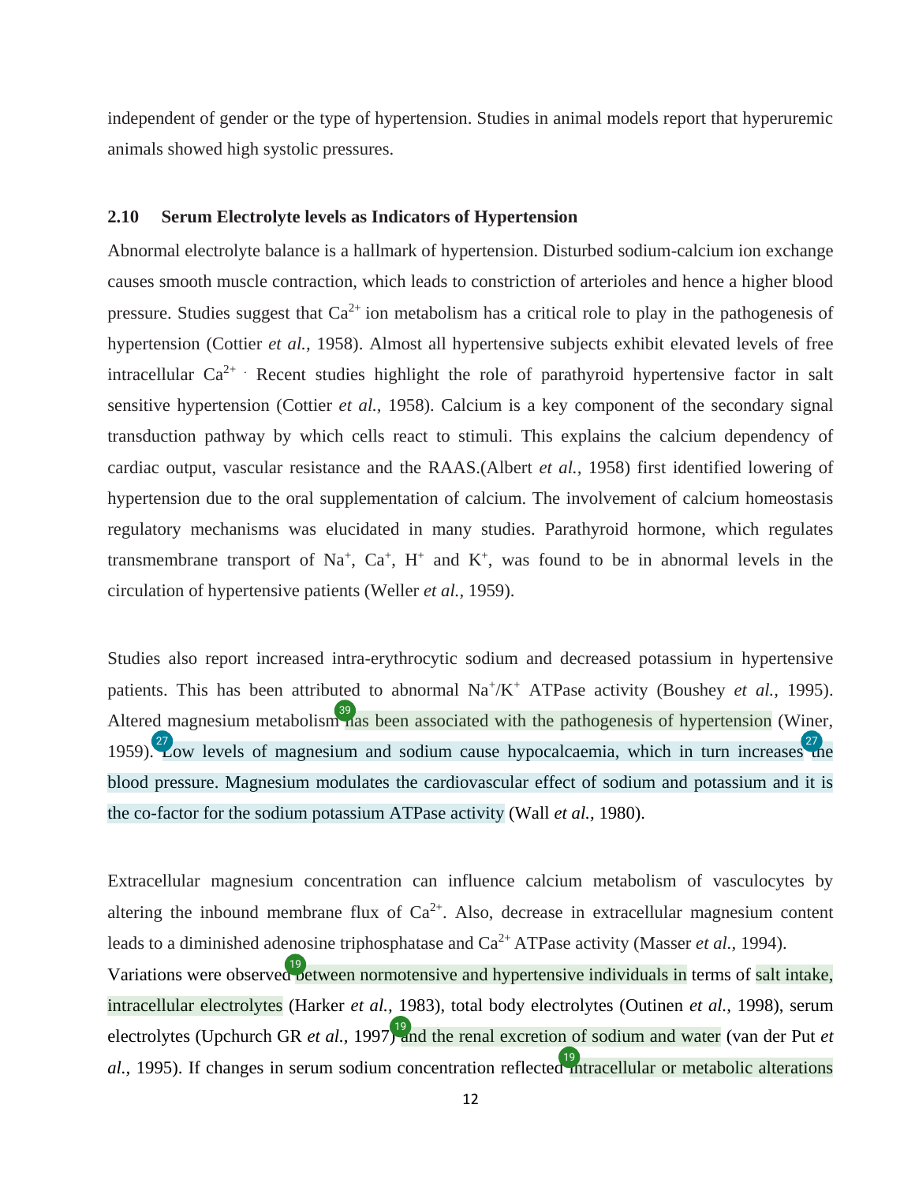independent of gender or the type of hypertension. Studies in animal models report that hyperuremic animals showed high systolic pressures.

### 2.10 Serum Electrolyte levels as Indicators of Hypertension

Abnormal electrolyte balance is a hallmark of hypertension. Disturbed sodium-calcium ion exchange causes smooth muscle contraction, which leads to constriction of arterioles and hence a higher blood pressure. Studies suggest that $Ca^{2+}$ ion metabolism has a critical role to play in the pathogenesis of hypertension (Cottier *et al.,* 1958). Almost all hypertensive subjects exhibit elevated levels of free intracellular $Ca^{2+}$ . Recent studies highlight the role of parathyroid hypertensive factor in salt sensitive hypertension (Cottier *et al.,* 1958). Calcium is a key component of the secondary signal transduction pathway by which cells react to stimuli. This explains the calcium dependency of cardiac output, vascular resistance and the RAAS.(Albert *et al.,* 1958) first identified lowering of hypertension due to the oral supplementation of calcium. The involvement of calcium homeostasis regulatory mechanisms was elucidated in many studies. Parathyroid hormone, which regulates transmembrane transport of $Na^{+}$, $Ca^{+}$, $H^{+}$ and $K^{+}$, was found to be in abnormal levels in the circulation of hypertensive patients (Weller *et al.,* 1959).

Studies also report increased intra-erythrocytic sodium and decreased potassium in hypertensive patients. This has been attributed to abnormal $Na^{+}/K^{+}$ ATPase activity (Boushey *et al.,* 1995). Altered magnesium metabolism has been associated with the pathogenesis of hypertension (Winer, 1959). Low levels of magnesium and sodium cause hypocalcaemia, which in turn increases the blood pressure. Magnesium modulates the cardiovascular effect of sodium and potassium and it is the co-factor for the sodium potassium ATPase activity (Wall *et al.,* 1980).

Extracellular magnesium concentration can influence calcium metabolism of vasculocytes by altering the inbound membrane flux of $Ca^{2+}$. Also, decrease in extracellular magnesium content leads to a diminished adenosine triphosphatase and $Ca^{2+}$ ATPase activity (Masser *et al.,* 1994).
Variations were observed between normotensive and hypertensive individuals in terms of salt intake, intracellular electrolytes (Harker *et al.,* 1983), total body electrolytes (Outinen *et al.,* 1998), serum electrolytes (Upchurch GR *et al.,* 1997) and the renal excretion of sodium and water (van der Put *et al.,* 1995). If changes in serum sodium concentration reflected intracellular or metabolic alterations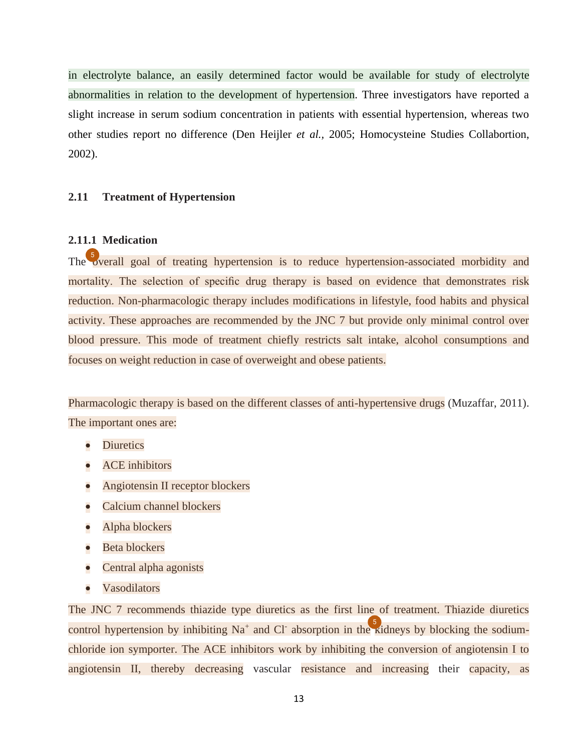in electrolyte balance, an easily determined factor would be available for study of electrolyte abnormalities in relation to the development of hypertension. Three investigators have reported a slight increase in serum sodium concentration in patients with essential hypertension, whereas two other studies report no difference (Den Heijler *et al.*, 2005; Homocysteine Studies Collabortion, 2002).

## 2.11 Treatment of Hypertension

### 2.11.1 Medication

The overall goal of treating hypertension is to reduce hypertension-associated morbidity and mortality. The selection of specific drug therapy is based on evidence that demonstrates risk reduction. Non-pharmacologic therapy includes modifications in lifestyle, food habits and physical activity. These approaches are recommended by the JNC 7 but provide only minimal control over blood pressure. This mode of treatment chiefly restricts salt intake, alcohol consumptions and focuses on weight reduction in case of overweight and obese patients.

Pharmacologic therapy is based on the different classes of anti-hypertensive drugs (Muzaffar, 2011). The important ones are:

- Diuretics
- ACE inhibitors
- Angiotensin II receptor blockers
- Calcium channel blockers
- Alpha blockers
- Beta blockers
- Central alpha agonists
- Vasodilators

The JNC 7 recommends thiazide type diuretics as the first line of treatment. Thiazide diuretics control hypertension by inhibiting $Na^{+}$ and $Cl^{-}$ absorption in the kidneys by blocking the sodium-chloride ion symporter. The ACE inhibitors work by inhibiting the conversion of angiotensin I to angiotensin II, thereby decreasing vascular resistance and increasing their capacity, as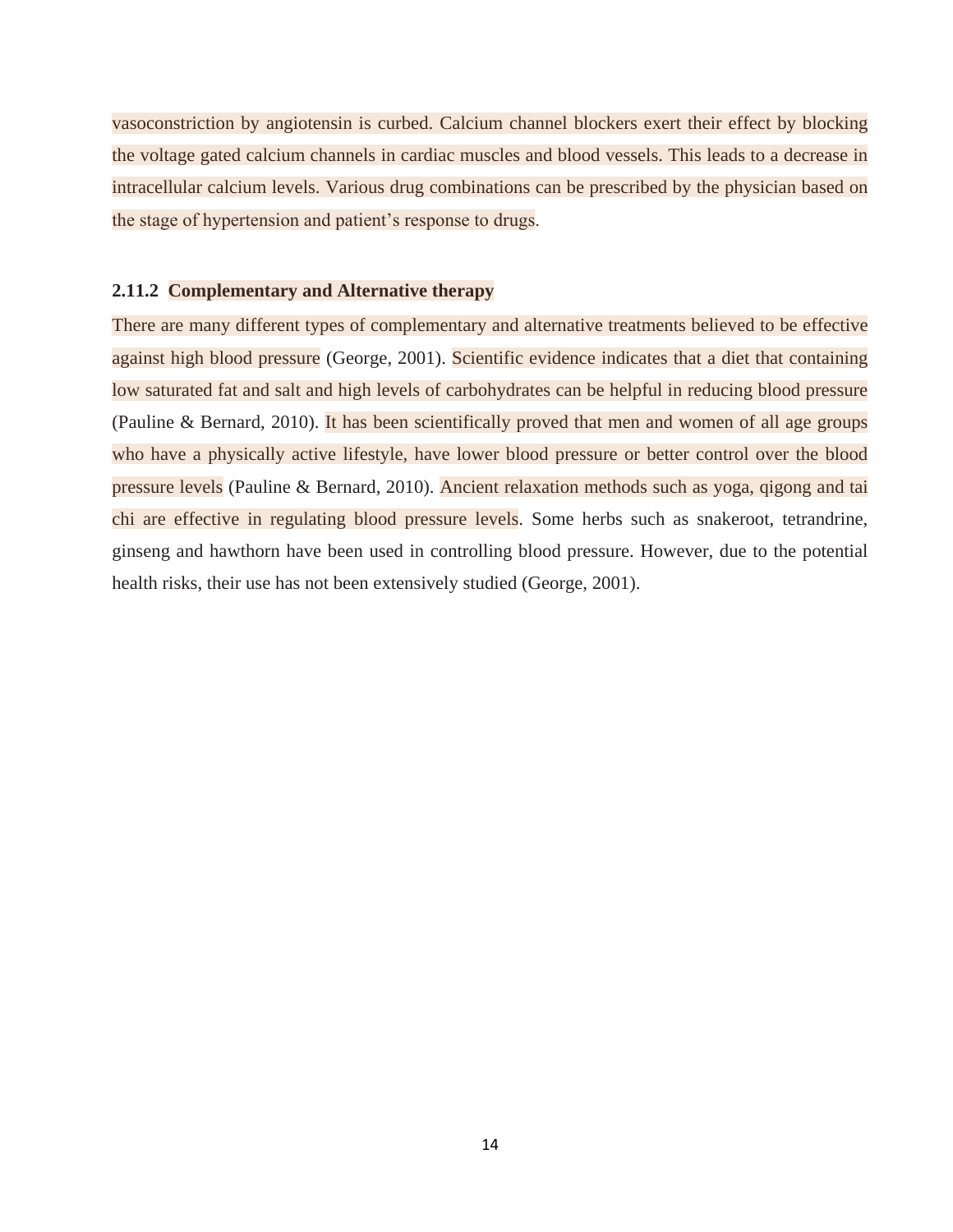vasoconstriction by angiotensin is curbed. Calcium channel blockers exert their effect by blocking the voltage gated calcium channels in cardiac muscles and blood vessels. This leads to a decrease in intracellular calcium levels. Various drug combinations can be prescribed by the physician based on the stage of hypertension and patient's response to drugs.

### 2.11.2 Complementary and Alternative therapy

There are many different types of complementary and alternative treatments believed to be effective against high blood pressure (George, 2001). Scientific evidence indicates that a diet that containing low saturated fat and salt and high levels of carbohydrates can be helpful in reducing blood pressure (Pauline & Bernard, 2010). It has been scientifically proved that men and women of all age groups who have a physically active lifestyle, have lower blood pressure or better control over the blood pressure levels (Pauline & Bernard, 2010). Ancient relaxation methods such as yoga, qigong and tai chi are effective in regulating blood pressure levels. Some herbs such as snakeroot, tetrandrine, ginseng and hawthorn have been used in controlling blood pressure. However, due to the potential health risks, their use has not been extensively studied (George, 2001).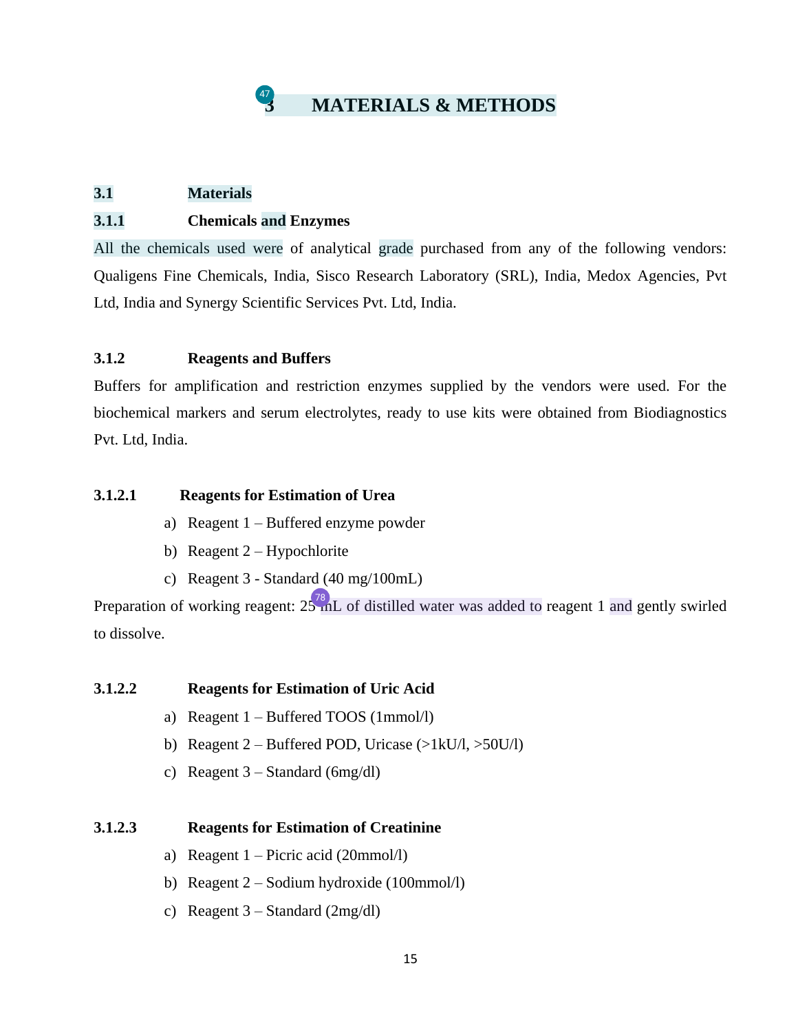# 3 MATERIALS & METHODS

## 3.1 Materials

### 3.1.1 Chemicals and Enzymes

All the chemicals used were of analytical grade purchased from any of the following vendors: Qualigens Fine Chemicals, India, Sisco Research Laboratory (SRL), India, Medox Agencies, Pvt Ltd, India and Synergy Scientific Services Pvt. Ltd, India.

### 3.1.2 Reagents and Buffers

Buffers for amplification and restriction enzymes supplied by the vendors were used. For the biochemical markers and serum electrolytes, ready to use kits were obtained from Biodiagnostics Pvt. Ltd, India.

#### 3.1.2.1 Reagents for Estimation of Urea

a) Reagent 1 – Buffered enzyme powder
b) Reagent 2 – Hypochlorite
c) Reagent 3 - Standard (40 mg/100mL)

Preparation of working reagent: 25 mL of distilled water was added to reagent 1 and gently swirled to dissolve.

#### 3.1.2.2 Reagents for Estimation of Uric Acid

a) Reagent 1 – Buffered TOOS (1mmol/l)
b) Reagent 2 – Buffered POD, Uricase (>1kU/l, >50U/l)
c) Reagent 3 – Standard (6mg/dl)

#### 3.1.2.3 Reagents for Estimation of Creatinine

a) Reagent 1 – Picric acid (20mmol/l)
b) Reagent 2 – Sodium hydroxide (100mmol/l)
c) Reagent 3 – Standard (2mg/dl)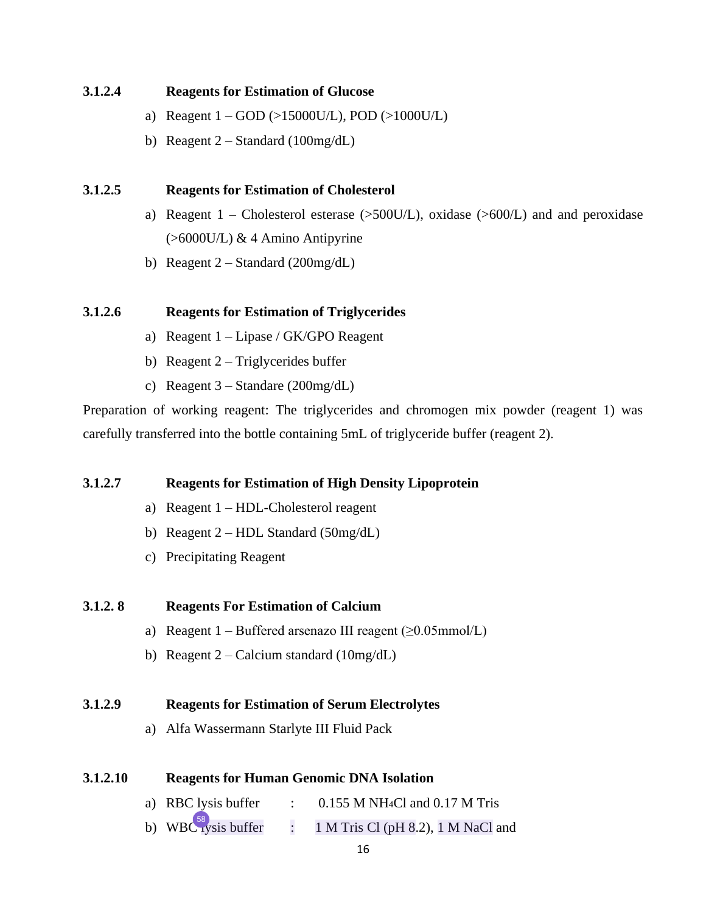#### 3.1.2.4 Reagents for Estimation of Glucose

a) Reagent 1 – GOD (>15000U/L), POD (>1000U/L)
b) Reagent 2 – Standard (100mg/dL)

#### 3.1.2.5 Reagents for Estimation of Cholesterol

a) Reagent 1 – Cholesterol esterase (>500U/L), oxidase (>600/L) and and peroxidase (>6000U/L) & 4 Amino Antipyrine
b) Reagent 2 – Standard (200mg/dL)

#### 3.1.2.6 Reagents for Estimation of Triglycerides

a) Reagent 1 – Lipase / GK/GPO Reagent
b) Reagent 2 – Triglycerides buffer
c) Reagent 3 – Standare (200mg/dL)

Preparation of working reagent: The triglycerides and chromogen mix powder (reagent 1) was carefully transferred into the bottle containing 5mL of triglyceride buffer (reagent 2).

#### 3.1.2.7 Reagents for Estimation of High Density Lipoprotein

a) Reagent 1 – HDL-Cholesterol reagent
b) Reagent 2 – HDL Standard (50mg/dL)
c) Precipitating Reagent

#### 3.1.2. 8 Reagents For Estimation of Calcium

a) Reagent 1 – Buffered arsenazo III reagent (≥0.05mmol/L)
b) Reagent 2 – Calcium standard (10mg/dL)

#### 3.1.2.9 Reagents for Estimation of Serum Electrolytes

a) Alfa Wassermann Starlyte III Fluid Pack

#### 3.1.2.10 Reagents for Human Genomic DNA Isolation

a) RBC lysis buffer : 0.155 M $NH_4Cl$ and 0.17 M Tris
b) WBC lysis buffer : 1 M Tris Cl (pH 8.2), 1 M NaCl and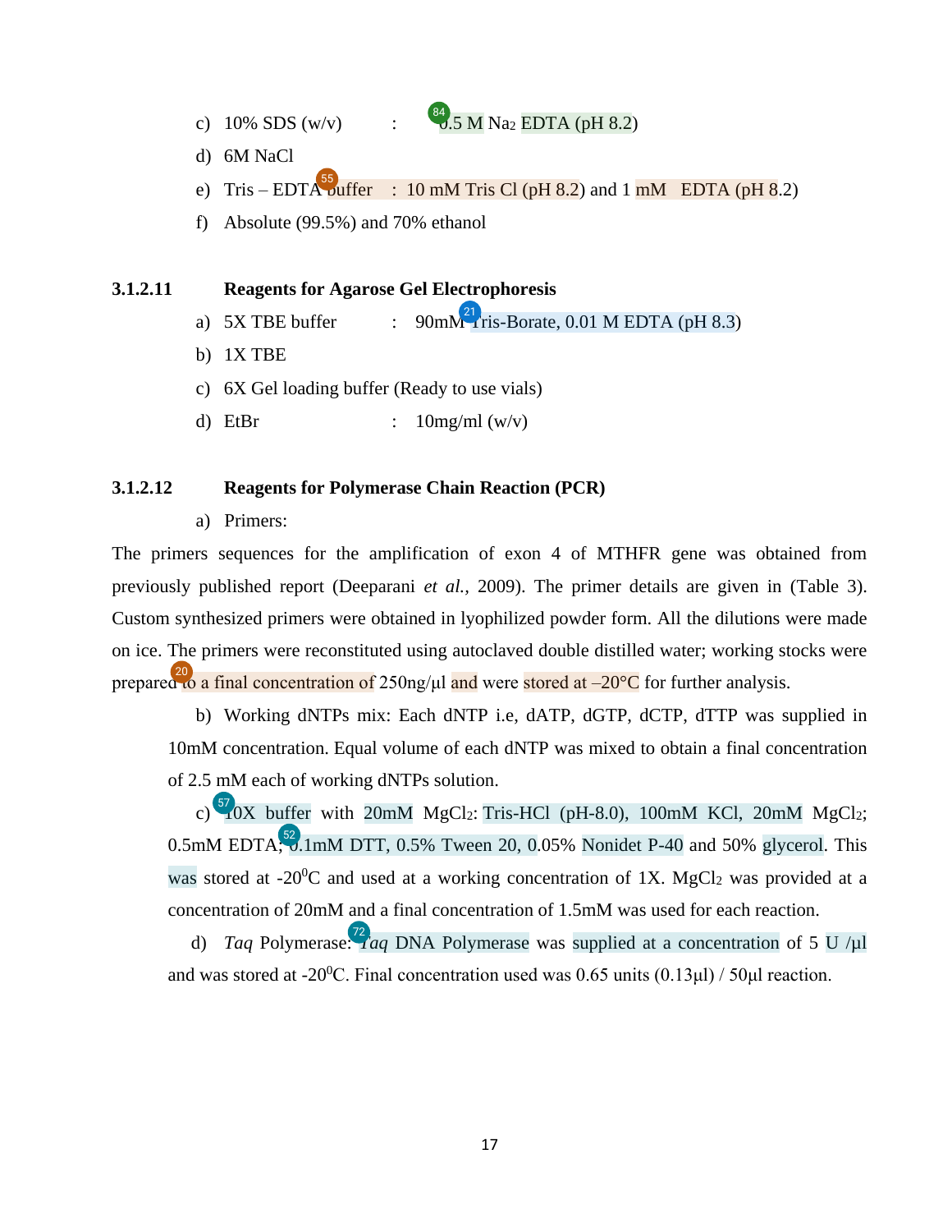c) 10% SDS (w/v) : 0.5 M $Na_2$ EDTA (pH 8.2)

d) 6M NaCl

e) Tris – EDTA buffer : 10 mM Tris Cl (pH 8.2) and 1 mM EDTA (pH 8.2)

f) Absolute (99.5%) and 70% ethanol

### 3.1.2.11 Reagents for Agarose Gel Electrophoresis

a) 5X TBE buffer : 90mM Tris-Borate, 0.01 M EDTA (pH 8.3)

b) 1X TBE

c) 6X Gel loading buffer (Ready to use vials)

d) EtBr : 10mg/ml (w/v)

### 3.1.2.12 Reagents for Polymerase Chain Reaction (PCR)

a) Primers:

The primers sequences for the amplification of exon 4 of MTHFR gene was obtained from previously published report (Deeparani *et al.*, 2009). The primer details are given in (Table 3). Custom synthesized primers were obtained in lyophilized powder form. All the dilutions were made on ice. The primers were reconstituted using autoclaved double distilled water; working stocks were prepared to a final concentration of 250ng/µl and were stored at –20°C for further analysis.

b) Working dNTPs mix: Each dNTP i.e, dATP, dGTP, dCTP, dTTP was supplied in 10mM concentration. Equal volume of each dNTP was mixed to obtain a final concentration of 2.5 mM each of working dNTPs solution.

c) 10X buffer with 20mM $MgCl_2$: Tris-HCl (pH-8.0), 100mM KCl, 20mM $MgCl_2$; 0.5mM EDTA; 0.1mM DTT, 0.5% Tween 20, 0.05% Nonidet P-40 and 50% glycerol. This was stored at -20$^0$C and used at a working concentration of 1X. $MgCl_2$ was provided at a concentration of 20mM and a final concentration of 1.5mM was used for each reaction.

d) *Taq* Polymerase: *Taq* DNA Polymerase was supplied at a concentration of 5 U /µl and was stored at -20$^0$C. Final concentration used was 0.65 units (0.13µl) / 50µl reaction.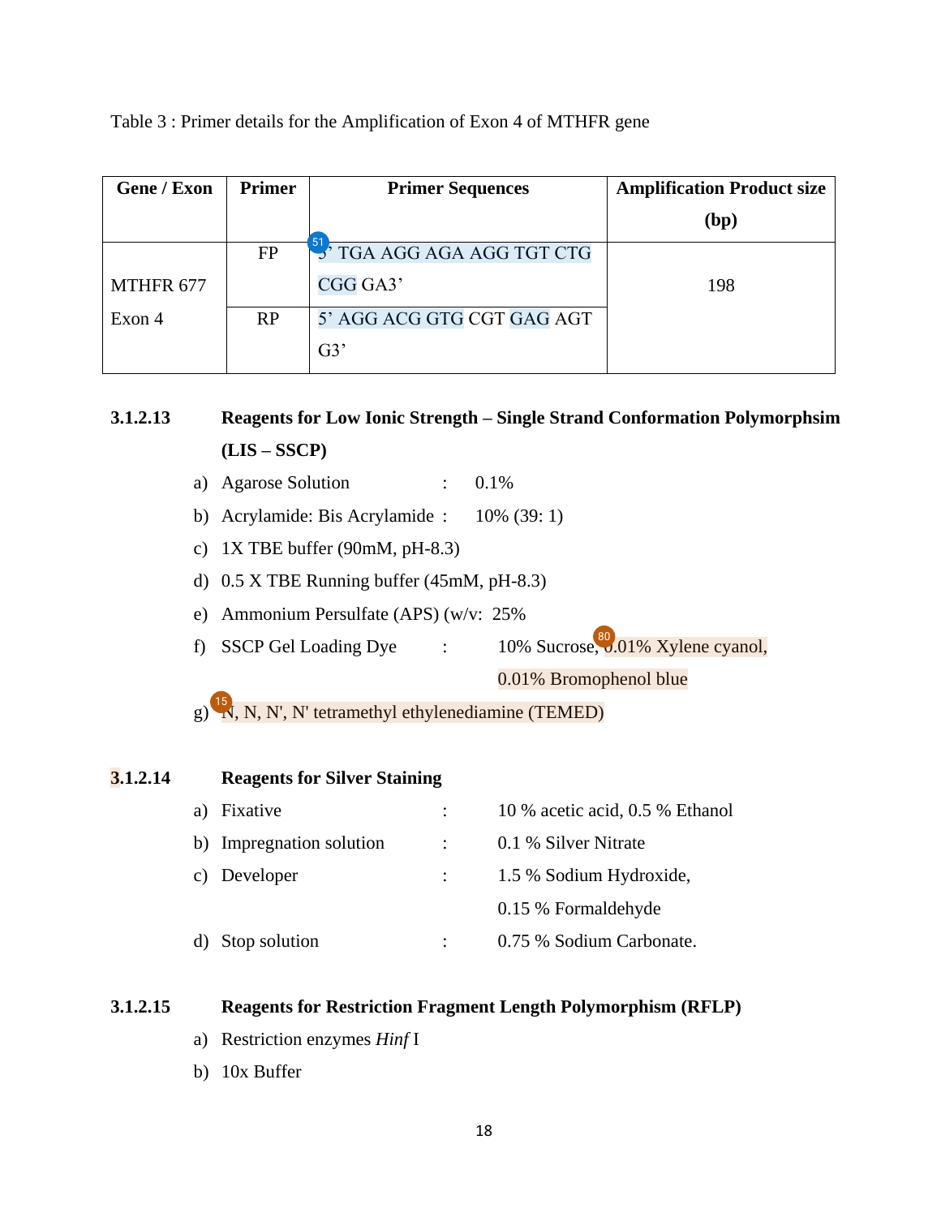Table 3 : Primer details for the Amplification of Exon 4 of MTHFR gene

| Gene / Exon | Primer | Primer Sequences | Amplification Product size (bp) |
|---|---|---|---|
| MTHFR 677 Exon 4 | FP | 5' TGA AGG AGA AGG TGT CTG CGG GA3' | 198 |
| | RP | 5' AGG ACG GTG CGT GAG AGT G3' | |

### 3.1.2.13 Reagents for Low Ionic Strength – Single Strand Conformation Polymorphsim (LIS – SSCP)

a) Agarose Solution : 0.1%

b) Acrylamide: Bis Acrylamide : 10% (39: 1)

c) 1X TBE buffer (90mM, pH-8.3)

d) 0.5 X TBE Running buffer (45mM, pH-8.3)

e) Ammonium Persulfate (APS) (w/v: 25%

f) SSCP Gel Loading Dye : 10% Sucrose, 0.01% Xylene cyanol, 0.01% Bromophenol blue

g) N, N, N', N' tetramethyl ethylenediamine (TEMED)

### 3.1.2.14 Reagents for Silver Staining

a) Fixative : 10 % acetic acid, 0.5 % Ethanol

b) Impregnation solution : 0.1 % Silver Nitrate

c) Developer : 1.5 % Sodium Hydroxide, 0.15 % Formaldehyde

d) Stop solution : 0.75 % Sodium Carbonate.

### 3.1.2.15 Reagents for Restriction Fragment Length Polymorphism (RFLP)

a) Restriction enzymes *Hinf* I

b) 10x Buffer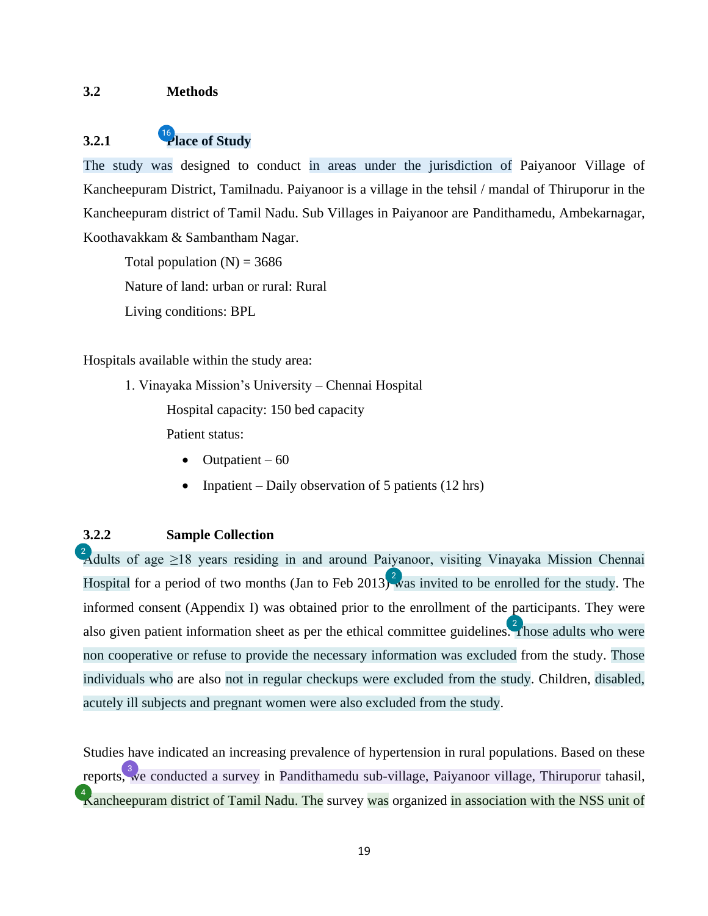## 3.2 Methods

### 3.2.1 Place of Study

The study was designed to conduct in areas under the jurisdiction of Paiyanoor Village of Kancheepuram District, Tamilnadu. Paiyanoor is a village in the tehsil / mandal of Thiruporur in the Kancheepuram district of Tamil Nadu. Sub Villages in Paiyanoor are Pandithamedu, Ambekarnagar, Koothavakkam & Sambantham Nagar.

Total population (N) = 3686

Nature of land: urban or rural: Rural

Living conditions: BPL

Hospitals available within the study area:

1. Vinayaka Mission's University – Chennai Hospital

   Hospital capacity: 150 bed capacity

   Patient status:

   - Outpatient – 60
   - Inpatient – Daily observation of 5 patients (12 hrs)

### 3.2.2 Sample Collection

Adults of age ≥18 years residing in and around Paiyanoor, visiting Vinayaka Mission Chennai Hospital for a period of two months (Jan to Feb 2013) was invited to be enrolled for the study. The informed consent (Appendix I) was obtained prior to the enrollment of the participants. They were also given patient information sheet as per the ethical committee guidelines. Those adults who were non cooperative or refuse to provide the necessary information was excluded from the study. Those individuals who are also not in regular checkups were excluded from the study. Children, disabled, acutely ill subjects and pregnant women were also excluded from the study.

Studies have indicated an increasing prevalence of hypertension in rural populations. Based on these reports, we conducted a survey in Pandithamedu sub-village, Paiyanoor village, Thiruporur tahasil, Kancheepuram district of Tamil Nadu. The survey was organized in association with the NSS unit of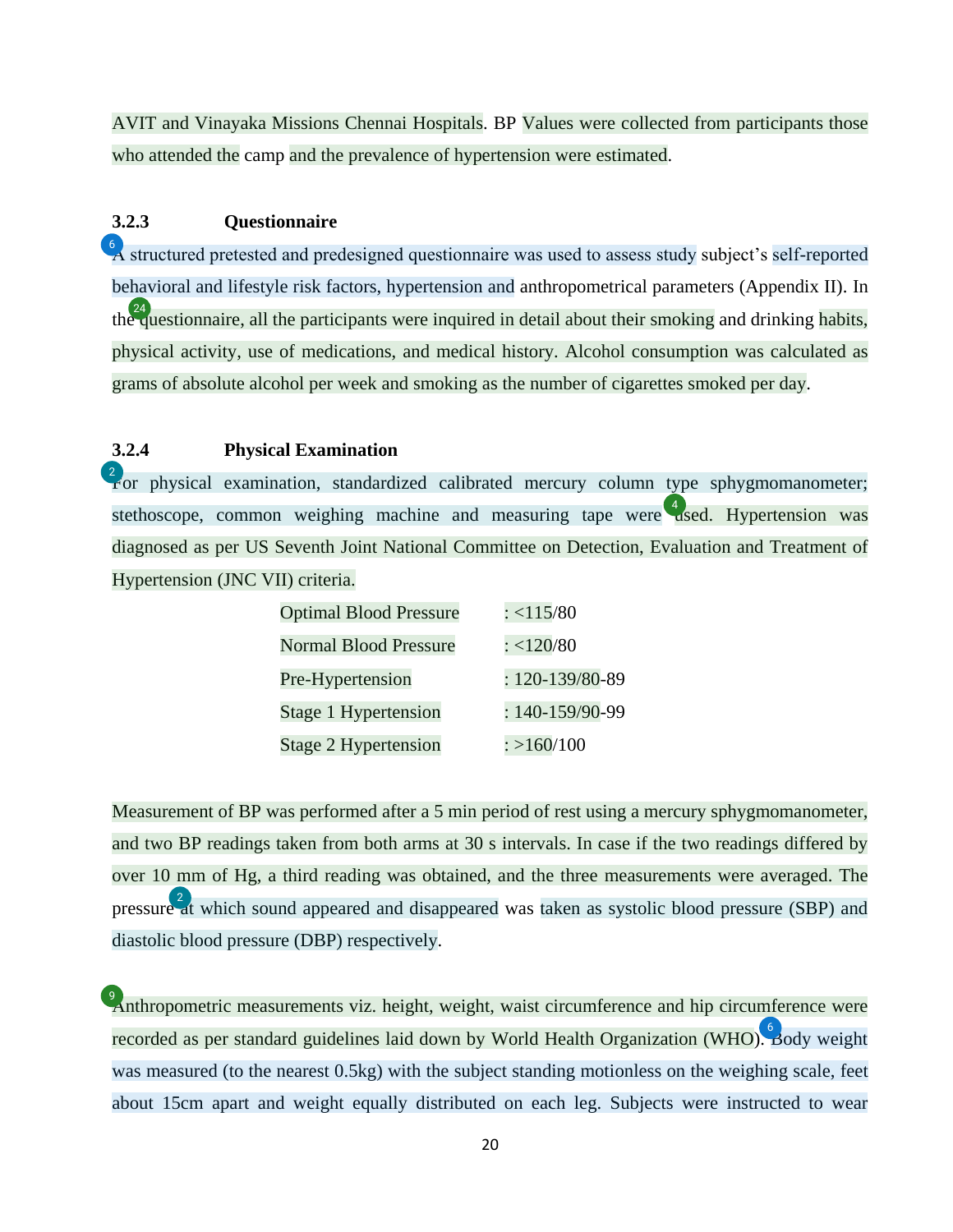AVIT and Vinayaka Missions Chennai Hospitals. BP Values were collected from participants those who attended the camp and the prevalence of hypertension were estimated.

### 3.2.3 Questionnaire

A structured pretested and predesigned questionnaire was used to assess study subject's self-reported behavioral and lifestyle risk factors, hypertension and anthropometrical parameters (Appendix II). In the questionnaire, all the participants were inquired in detail about their smoking and drinking habits, physical activity, use of medications, and medical history. Alcohol consumption was calculated as grams of absolute alcohol per week and smoking as the number of cigarettes smoked per day.

### 3.2.4 Physical Examination

For physical examination, standardized calibrated mercury column type sphygmomanometer; stethoscope, common weighing machine and measuring tape were used. Hypertension was diagnosed as per US Seventh Joint National Committee on Detection, Evaluation and Treatment of Hypertension (JNC VII) criteria.

| | |
|---|---|
| Optimal Blood Pressure | : <115/80 |
| Normal Blood Pressure | : <120/80 |
| Pre-Hypertension | : 120-139/80-89 |
| Stage 1 Hypertension | : 140-159/90-99 |
| Stage 2 Hypertension | : >160/100 |

Measurement of BP was performed after a 5 min period of rest using a mercury sphygmomanometer, and two BP readings taken from both arms at 30 s intervals. In case if the two readings differed by over 10 mm of Hg, a third reading was obtained, and the three measurements were averaged. The pressure at which sound appeared and disappeared was taken as systolic blood pressure (SBP) and diastolic blood pressure (DBP) respectively.

Anthropometric measurements viz. height, weight, waist circumference and hip circumference were recorded as per standard guidelines laid down by World Health Organization (WHO). Body weight was measured (to the nearest 0.5kg) with the subject standing motionless on the weighing scale, feet about 15cm apart and weight equally distributed on each leg. Subjects were instructed to wear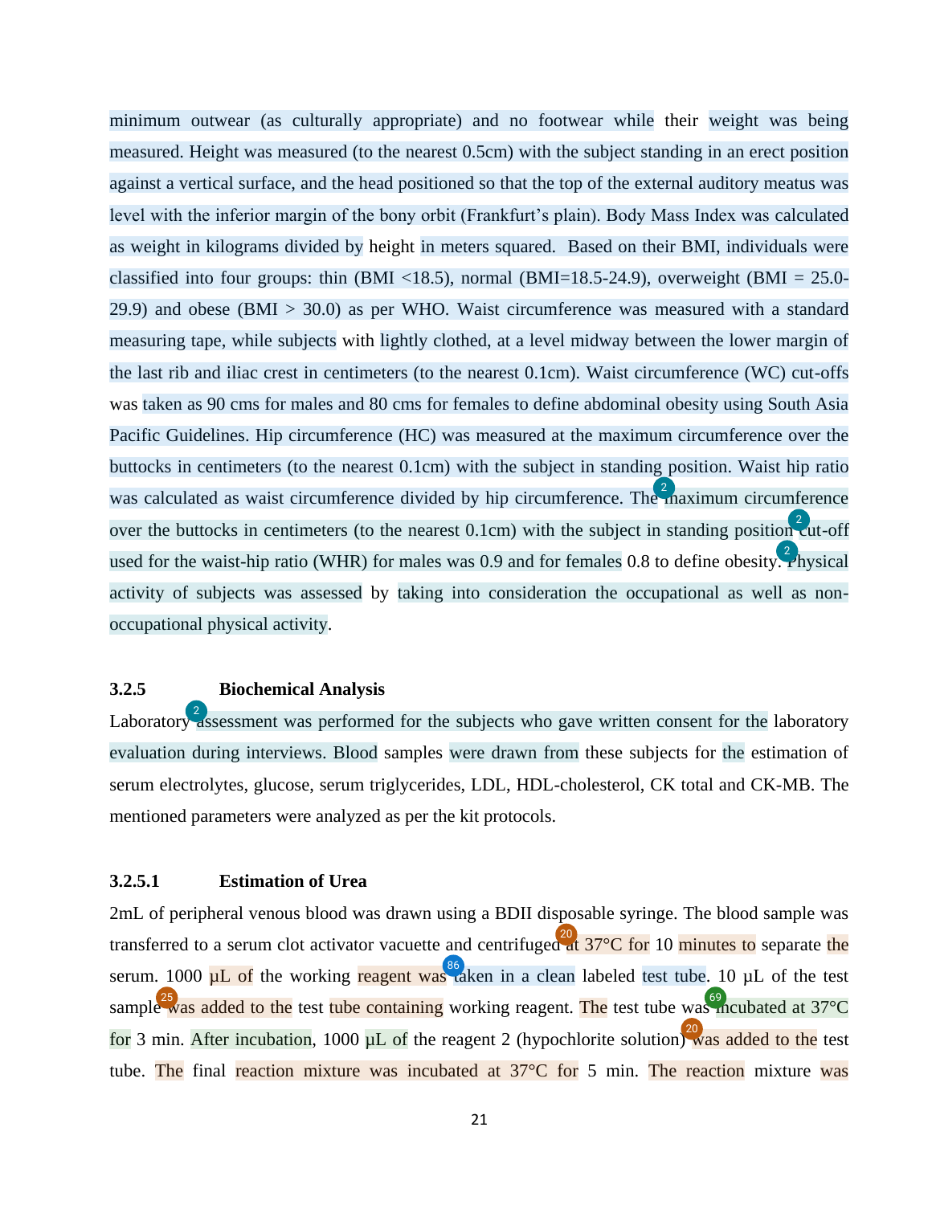minimum outwear (as culturally appropriate) and no footwear while their weight was being measured. Height was measured (to the nearest 0.5cm) with the subject standing in an erect position against a vertical surface, and the head positioned so that the top of the external auditory meatus was level with the inferior margin of the bony orbit (Frankfurt's plain). Body Mass Index was calculated as weight in kilograms divided by height in meters squared. Based on their BMI, individuals were classified into four groups: thin (BMI <18.5), normal (BMI=18.5-24.9), overweight (BMI = 25.0-29.9) and obese (BMI > 30.0) as per WHO. Waist circumference was measured with a standard measuring tape, while subjects with lightly clothed, at a level midway between the lower margin of the last rib and iliac crest in centimeters (to the nearest 0.1cm). Waist circumference (WC) cut-offs was taken as 90 cms for males and 80 cms for females to define abdominal obesity using South Asia Pacific Guidelines. Hip circumference (HC) was measured at the maximum circumference over the buttocks in centimeters (to the nearest 0.1cm) with the subject in standing position. Waist hip ratio was calculated as waist circumference divided by hip circumference. The maximum circumference over the buttocks in centimeters (to the nearest 0.1cm) with the subject in standing position cut-off used for the waist-hip ratio (WHR) for males was 0.9 and for females 0.8 to define obesity. Physical activity of subjects was assessed by taking into consideration the occupational as well as non-occupational physical activity.

### 3.2.5 Biochemical Analysis

Laboratory assessment was performed for the subjects who gave written consent for the laboratory evaluation during interviews. Blood samples were drawn from these subjects for the estimation of serum electrolytes, glucose, serum triglycerides, LDL, HDL-cholesterol, CK total and CK-MB. The mentioned parameters were analyzed as per the kit protocols.

#### 3.2.5.1 Estimation of Urea

2mL of peripheral venous blood was drawn using a BDII disposable syringe. The blood sample was transferred to a serum clot activator vacuette and centrifuged at 37°C for 10 minutes to separate the serum. 1000 µL of the working reagent was taken in a clean labeled test tube. 10 µL of the test sample was added to the test tube containing working reagent. The test tube was incubated at 37°C for 3 min. After incubation, 1000 µL of the reagent 2 (hypochlorite solution) was added to the test tube. The final reaction mixture was incubated at 37°C for 5 min. The reaction mixture was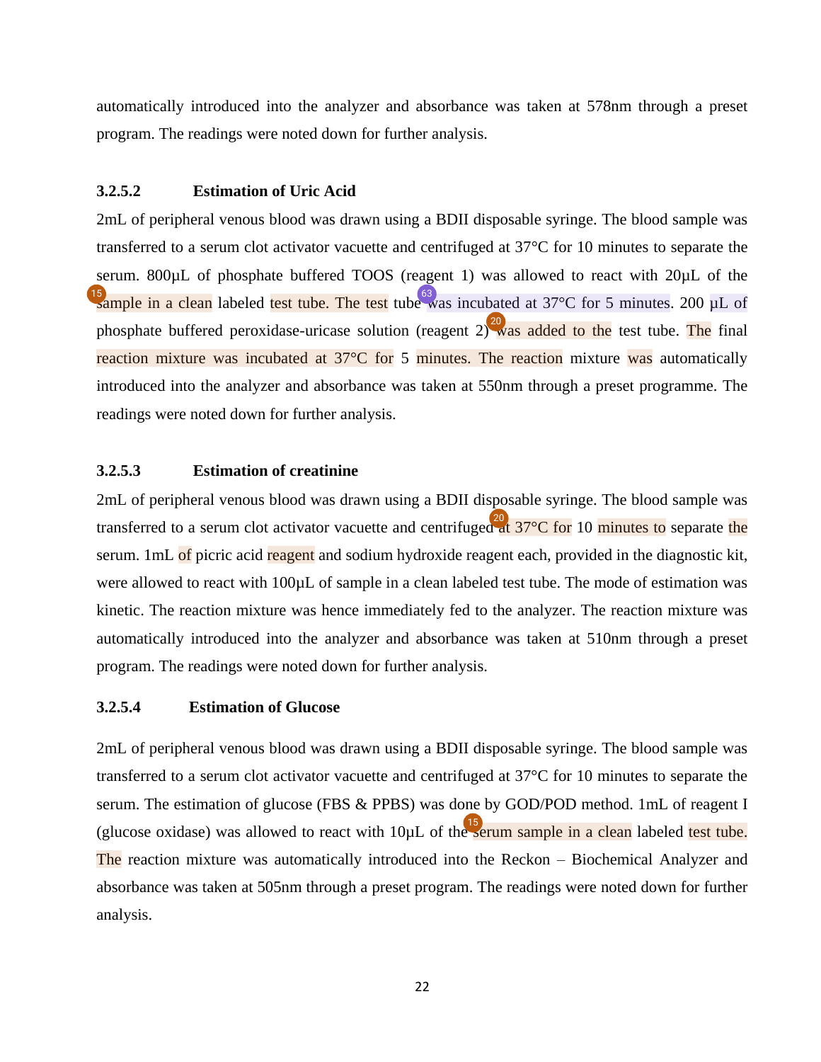automatically introduced into the analyzer and absorbance was taken at 578nm through a preset program. The readings were noted down for further analysis.

#### 3.2.5.2 Estimation of Uric Acid

2mL of peripheral venous blood was drawn using a BDII disposable syringe. The blood sample was transferred to a serum clot activator vacuette and centrifuged at 37°C for 10 minutes to separate the serum. 800µL of phosphate buffered TOOS (reagent 1) was allowed to react with 20µL of the sample in a clean labeled test tube. The test tube was incubated at 37°C for 5 minutes. 200 µL of phosphate buffered peroxidase-uricase solution (reagent 2) was added to the test tube. The final reaction mixture was incubated at 37°C for 5 minutes. The reaction mixture was automatically introduced into the analyzer and absorbance was taken at 550nm through a preset programme. The readings were noted down for further analysis.

#### 3.2.5.3 Estimation of creatinine

2mL of peripheral venous blood was drawn using a BDII disposable syringe. The blood sample was transferred to a serum clot activator vacuette and centrifuged at 37°C for 10 minutes to separate the serum. 1mL of picric acid reagent and sodium hydroxide reagent each, provided in the diagnostic kit, were allowed to react with 100µL of sample in a clean labeled test tube. The mode of estimation was kinetic. The reaction mixture was hence immediately fed to the analyzer. The reaction mixture was automatically introduced into the analyzer and absorbance was taken at 510nm through a preset program. The readings were noted down for further analysis.

#### 3.2.5.4 Estimation of Glucose

2mL of peripheral venous blood was drawn using a BDII disposable syringe. The blood sample was transferred to a serum clot activator vacuette and centrifuged at 37°C for 10 minutes to separate the serum. The estimation of glucose (FBS & PPBS) was done by GOD/POD method. 1mL of reagent I (glucose oxidase) was allowed to react with 10µL of the serum sample in a clean labeled test tube. The reaction mixture was automatically introduced into the Reckon – Biochemical Analyzer and absorbance was taken at 505nm through a preset program. The readings were noted down for further analysis.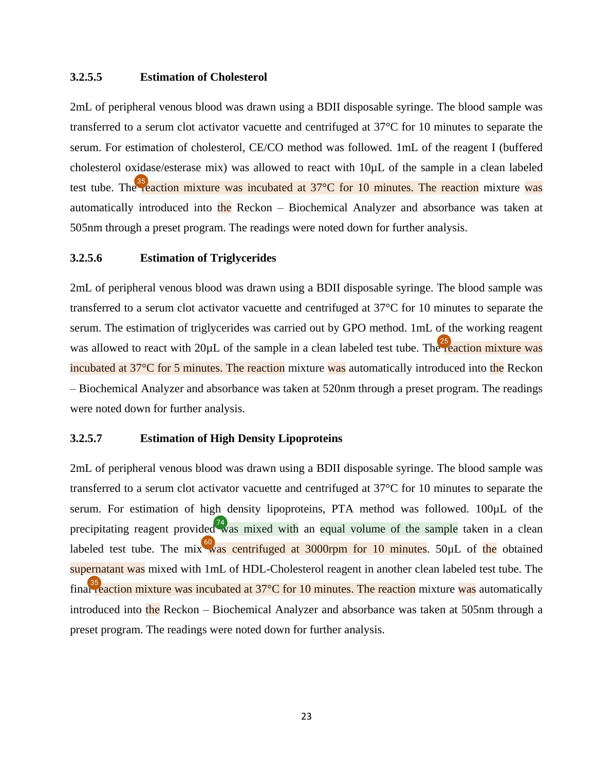### 3.2.5.5 Estimation of Cholesterol

2mL of peripheral venous blood was drawn using a BDII disposable syringe. The blood sample was transferred to a serum clot activator vacuette and centrifuged at 37°C for 10 minutes to separate the serum. For estimation of cholesterol, CE/CO method was followed. 1mL of the reagent I (buffered cholesterol oxidase/esterase mix) was allowed to react with 10μL of the sample in a clean labeled test tube. The reaction mixture was incubated at 37°C for 10 minutes. The reaction mixture was automatically introduced into the Reckon – Biochemical Analyzer and absorbance was taken at 505nm through a preset program. The readings were noted down for further analysis.

### 3.2.5.6 Estimation of Triglycerides

2mL of peripheral venous blood was drawn using a BDII disposable syringe. The blood sample was transferred to a serum clot activator vacuette and centrifuged at 37°C for 10 minutes to separate the serum. The estimation of triglycerides was carried out by GPO method. 1mL of the working reagent was allowed to react with 20μL of the sample in a clean labeled test tube. The reaction mixture was incubated at 37°C for 5 minutes. The reaction mixture was automatically introduced into the Reckon – Biochemical Analyzer and absorbance was taken at 520nm through a preset program. The readings were noted down for further analysis.

### 3.2.5.7 Estimation of High Density Lipoproteins

2mL of peripheral venous blood was drawn using a BDII disposable syringe. The blood sample was transferred to a serum clot activator vacuette and centrifuged at 37°C for 10 minutes to separate the serum. For estimation of high density lipoproteins, PTA method was followed. 100μL of the precipitating reagent provided was mixed with an equal volume of the sample taken in a clean labeled test tube. The mix was centrifuged at 3000rpm for 10 minutes. 50μL of the obtained supernatant was mixed with 1mL of HDL-Cholesterol reagent in another clean labeled test tube. The final reaction mixture was incubated at 37°C for 10 minutes. The reaction mixture was automatically introduced into the Reckon – Biochemical Analyzer and absorbance was taken at 505nm through a preset program. The readings were noted down for further analysis.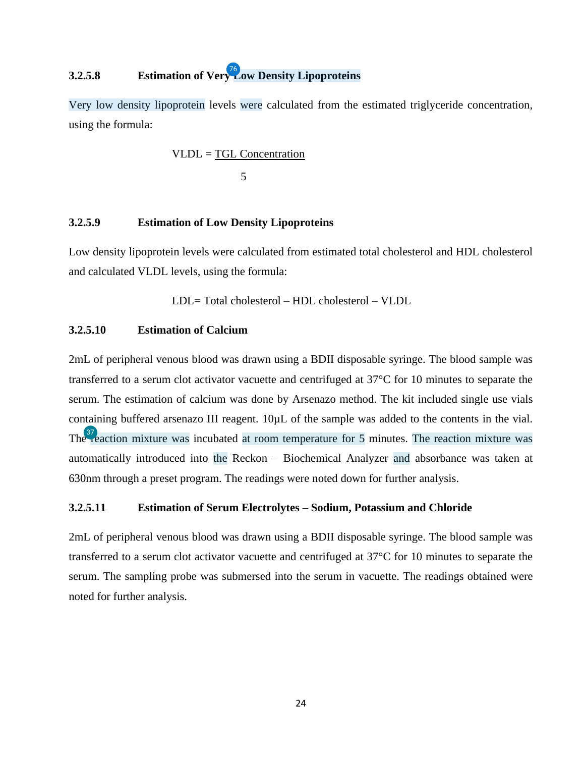#### 3.2.5.8 Estimation of Very Low Density Lipoproteins

Very low density lipoprotein levels were calculated from the estimated triglyceride concentration, using the formula:

$$VLDL = \frac{\text{TGL Concentration}}{5}$$

#### 3.2.5.9 Estimation of Low Density Lipoproteins

Low density lipoprotein levels were calculated from estimated total cholesterol and HDL cholesterol and calculated VLDL levels, using the formula:

$$LDL = \text{Total cholesterol} - \text{HDL cholesterol} - VLDL$$

#### 3.2.5.10 Estimation of Calcium

2mL of peripheral venous blood was drawn using a BDII disposable syringe. The blood sample was transferred to a serum clot activator vacuette and centrifuged at 37°C for 10 minutes to separate the serum. The estimation of calcium was done by Arsenazo method. The kit included single use vials containing buffered arsenazo III reagent. 10µL of the sample was added to the contents in the vial. The reaction mixture was incubated at room temperature for 5 minutes. The reaction mixture was automatically introduced into the Reckon – Biochemical Analyzer and absorbance was taken at 630nm through a preset program. The readings were noted down for further analysis.

#### 3.2.5.11 Estimation of Serum Electrolytes – Sodium, Potassium and Chloride

2mL of peripheral venous blood was drawn using a BDII disposable syringe. The blood sample was transferred to a serum clot activator vacuette and centrifuged at 37°C for 10 minutes to separate the serum. The sampling probe was submersed into the serum in vacuette. The readings obtained were noted for further analysis.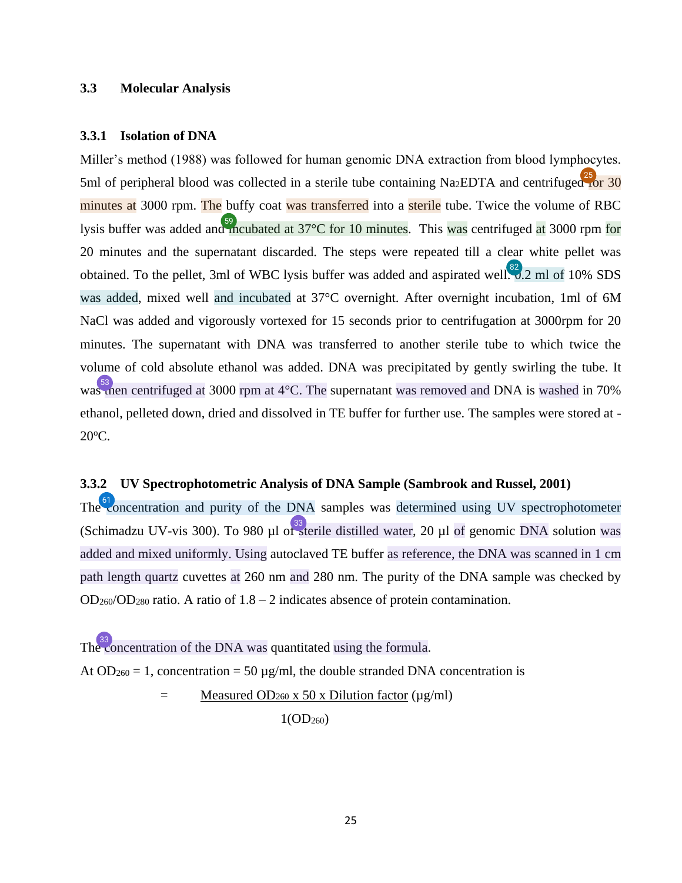## 3.3 Molecular Analysis

### 3.3.1 Isolation of DNA

Miller's method (1988) was followed for human genomic DNA extraction from blood lymphocytes. 5ml of peripheral blood was collected in a sterile tube containing $Na_2EDTA$ and centrifuged for 30 minutes at 3000 rpm. The buffy coat was transferred into a sterile tube. Twice the volume of RBC lysis buffer was added and incubated at 37°C for 10 minutes. This was centrifuged at 3000 rpm for 20 minutes and the supernatant discarded. The steps were repeated till a clear white pellet was obtained. To the pellet, 3ml of WBC lysis buffer was added and aspirated well. 0.2 ml of 10% SDS was added, mixed well and incubated at 37°C overnight. After overnight incubation, 1ml of 6M NaCl was added and vigorously vortexed for 15 seconds prior to centrifugation at 3000rpm for 20 minutes. The supernatant with DNA was transferred to another sterile tube to which twice the volume of cold absolute ethanol was added. DNA was precipitated by gently swirling the tube. It was then centrifuged at 3000 rpm at 4°C. The supernatant was removed and DNA is washed in 70% ethanol, pelleted down, dried and dissolved in TE buffer for further use. The samples were stored at -20ºC.

### 3.3.2 UV Spectrophotometric Analysis of DNA Sample (Sambrook and Russel, 2001)

The concentration and purity of the DNA samples was determined using UV spectrophotometer (Schimadzu UV-vis 300). To 980 µl of sterile distilled water, 20 µl of genomic DNA solution was added and mixed uniformly. Using autoclaved TE buffer as reference, the DNA was scanned in 1 cm path length quartz cuvettes at 260 nm and 280 nm. The purity of the DNA sample was checked by $OD_{260}/OD_{280}$ ratio. A ratio of 1.8 – 2 indicates absence of protein contamination.

The concentration of the DNA was quantitated using the formula.

At $OD_{260} = 1$, concentration = 50 µg/ml, the double stranded DNA concentration is

$$= \frac{\text{Measured } OD_{260} \times 50 \times \text{Dilution factor}}{1(OD_{260})} \ (\mu g/ml)$$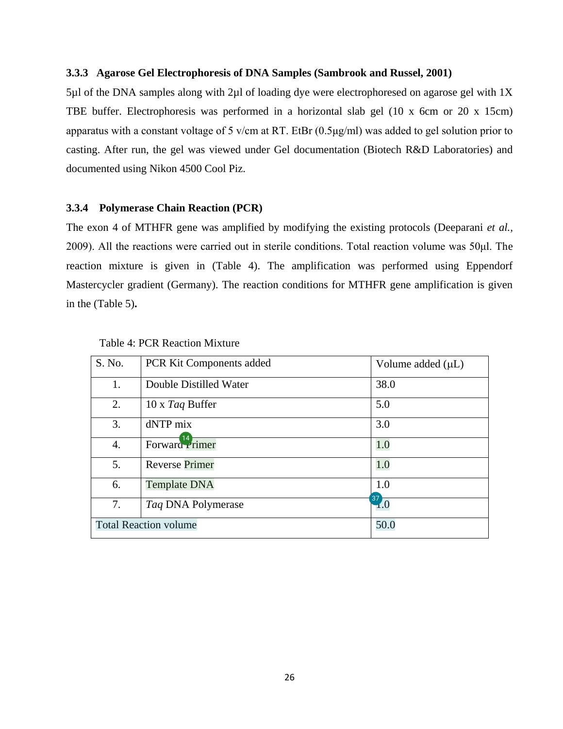### 3.3.3 Agarose Gel Electrophoresis of DNA Samples (Sambrook and Russel, 2001)

5µl of the DNA samples along with 2µl of loading dye were electrophoresed on agarose gel with 1X TBE buffer. Electrophoresis was performed in a horizontal slab gel (10 x 6cm or 20 x 15cm) apparatus with a constant voltage of 5 v/cm at RT. EtBr (0.5µg/ml) was added to gel solution prior to casting. After run, the gel was viewed under Gel documentation (Biotech R&D Laboratories) and documented using Nikon 4500 Cool Piz.

### 3.3.4 Polymerase Chain Reaction (PCR)

The exon 4 of MTHFR gene was amplified by modifying the existing protocols (Deeparani *et al.*, 2009). All the reactions were carried out in sterile conditions. Total reaction volume was 50µl. The reaction mixture is given in (Table 4). The amplification was performed using Eppendorf Mastercycler gradient (Germany). The reaction conditions for MTHFR gene amplification is given in the (Table 5)**.**

Table 4: PCR Reaction Mixture

| S. No. | PCR Kit Components added | Volume added (µL) |
|---|---|---|
| 1. | Double Distilled Water | 38.0 |
| 2. | 10 x *Taq* Buffer | 5.0 |
| 3. | dNTP mix | 3.0 |
| 4. | Forward Primer | 1.0 |
| 5. | Reverse Primer | 1.0 |
| 6. | Template DNA | 1.0 |
| 7. | *Taq* DNA Polymerase | 1.0 |
| Total Reaction volume | | 50.0 |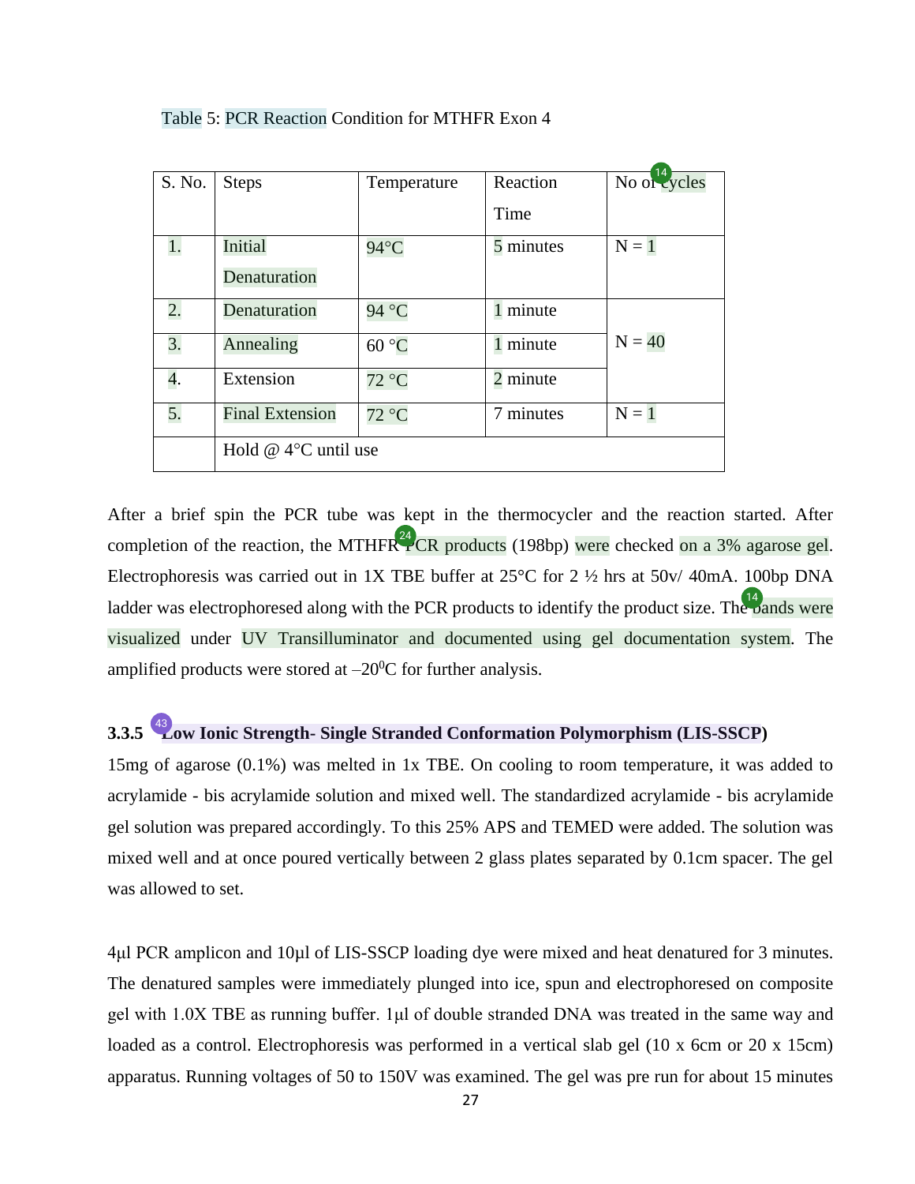Table 5: PCR Reaction Condition for MTHFR Exon 4

| S. No. | Steps | Temperature | Reaction Time | No of cycles |
|---|---|---|---|---|
| 1. | Initial Denaturation | 94°C | 5 minutes | N = 1 |
| 2. | Denaturation | 94 °C | 1 minute | N = 40 |
| 3. | Annealing | 60 °C | 1 minute | |
| 4. | Extension | 72 °C | 2 minute | |
| 5. | Final Extension | 72 °C | 7 minutes | N = 1 |
| | Hold @ 4°C until use | | | |

After a brief spin the PCR tube was kept in the thermocycler and the reaction started. After completion of the reaction, the MTHFR PCR products (198bp) were checked on a 3% agarose gel. Electrophoresis was carried out in 1X TBE buffer at 25°C for 2 ½ hrs at 50v/ 40mA. 100bp DNA ladder was electrophoresed along with the PCR products to identify the product size. The bands were visualized under UV Transilluminator and documented using gel documentation system. The amplified products were stored at –20$^0$C for further analysis.

### 3.3.5 Low Ionic Strength- Single Stranded Conformation Polymorphism (LIS-SSCP)

15mg of agarose (0.1%) was melted in 1x TBE. On cooling to room temperature, it was added to acrylamide - bis acrylamide solution and mixed well. The standardized acrylamide - bis acrylamide gel solution was prepared accordingly. To this 25% APS and TEMED were added. The solution was mixed well and at once poured vertically between 2 glass plates separated by 0.1cm spacer. The gel was allowed to set.

4µl PCR amplicon and 10µl of LIS-SSCP loading dye were mixed and heat denatured for 3 minutes. The denatured samples were immediately plunged into ice, spun and electrophoresed on composite gel with 1.0X TBE as running buffer. 1µl of double stranded DNA was treated in the same way and loaded as a control. Electrophoresis was performed in a vertical slab gel (10 x 6cm or 20 x 15cm) apparatus. Running voltages of 50 to 150V was examined. The gel was pre run for about 15 minutes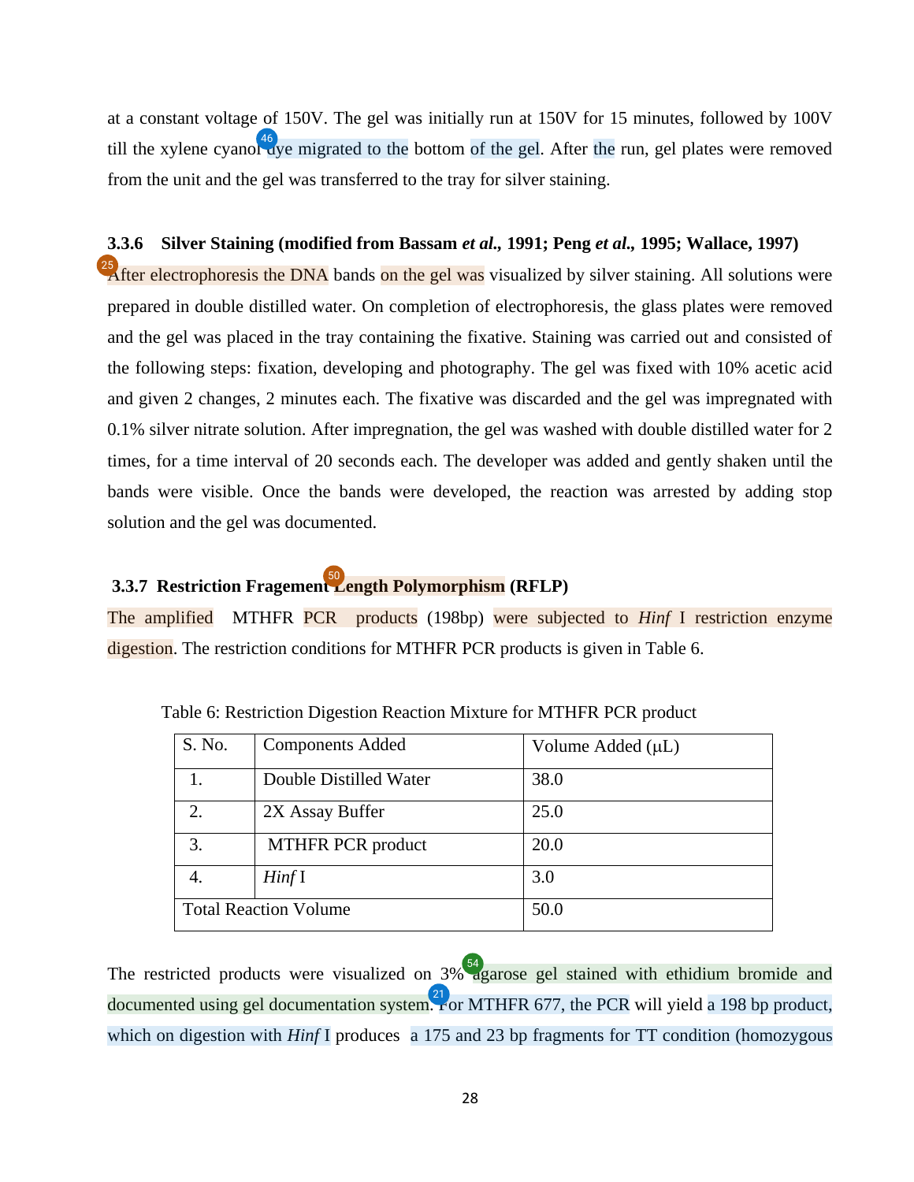at a constant voltage of 150V. The gel was initially run at 150V for 15 minutes, followed by 100V till the xylene cyanol dye migrated to the bottom of the gel. After the run, gel plates were removed from the unit and the gel was transferred to the tray for silver staining.

### 3.3.6 Silver Staining (modified from Bassam *et al.*, 1991; Peng *et al.*, 1995; Wallace, 1997)

After electrophoresis the DNA bands on the gel was visualized by silver staining. All solutions were prepared in double distilled water. On completion of electrophoresis, the glass plates were removed and the gel was placed in the tray containing the fixative. Staining was carried out and consisted of the following steps: fixation, developing and photography. The gel was fixed with 10% acetic acid and given 2 changes, 2 minutes each. The fixative was discarded and the gel was impregnated with 0.1% silver nitrate solution. After impregnation, the gel was washed with double distilled water for 2 times, for a time interval of 20 seconds each. The developer was added and gently shaken until the bands were visible. Once the bands were developed, the reaction was arrested by adding stop solution and the gel was documented.

### 3.3.7 Restriction Fragement Length Polymorphism (RFLP)

The amplified MTHFR PCR products (198bp) were subjected to *Hinf* I restriction enzyme digestion. The restriction conditions for MTHFR PCR products is given in Table 6.

Table 6: Restriction Digestion Reaction Mixture for MTHFR PCR product

| S. No. | Components Added | Volume Added (μL) |
|---|---|---|
| 1. | Double Distilled Water | 38.0 |
| 2. | 2X Assay Buffer | 25.0 |
| 3. | MTHFR PCR product | 20.0 |
| 4. | *Hinf* I | 3.0 |
| Total Reaction Volume | | 50.0 |

The restricted products were visualized on 3% agarose gel stained with ethidium bromide and documented using gel documentation system. For MTHFR 677, the PCR will yield a 198 bp product, which on digestion with *Hinf* I produces a 175 and 23 bp fragments for TT condition (homozygous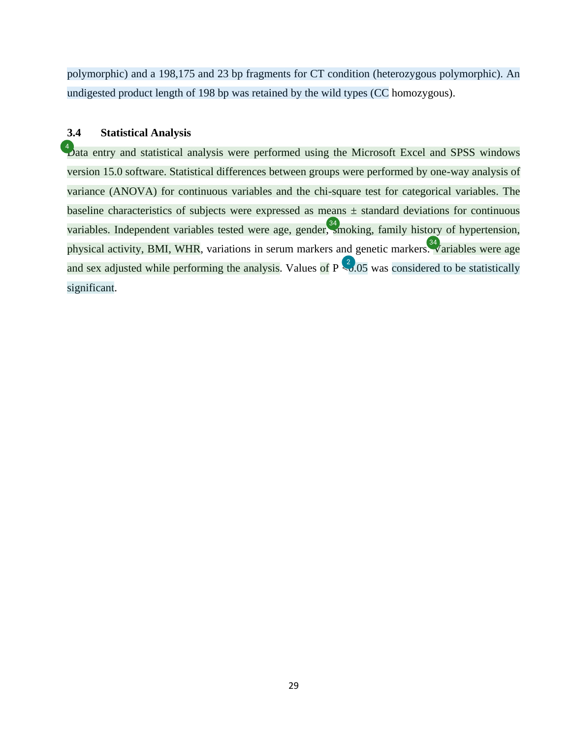polymorphic) and a 198,175 and 23 bp fragments for CT condition (heterozygous polymorphic). An undigested product length of 198 bp was retained by the wild types (CC homozygous).

### 3.4 Statistical Analysis

Data entry and statistical analysis were performed using the Microsoft Excel and SPSS windows version 15.0 software. Statistical differences between groups were performed by one-way analysis of variance (ANOVA) for continuous variables and the chi-square test for categorical variables. The baseline characteristics of subjects were expressed as means ± standard deviations for continuous variables. Independent variables tested were age, gender, smoking, family history of hypertension, physical activity, BMI, WHR, variations in serum markers and genetic markers. Variables were age and sex adjusted while performing the analysis. Values of $P < 0.05$ was considered to be statistically significant.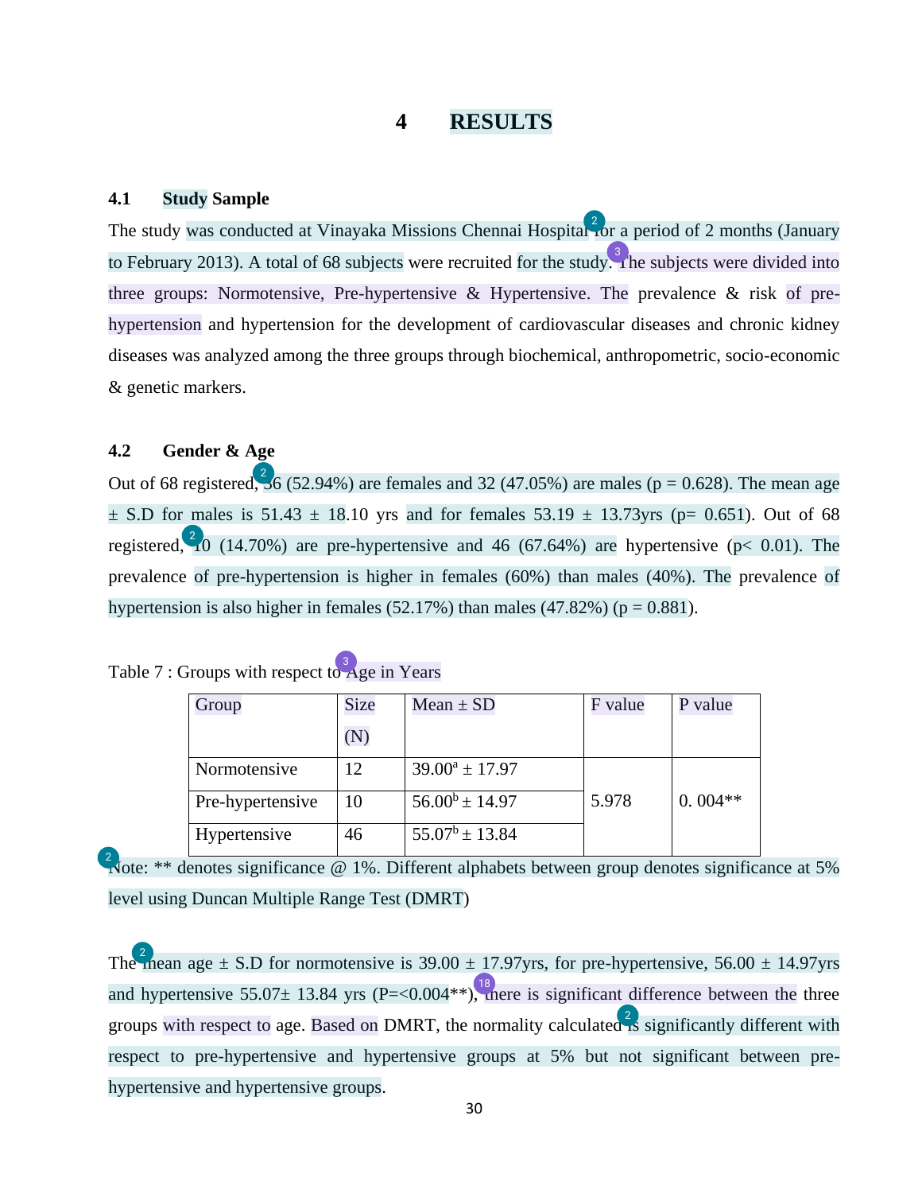# 4 RESULTS

## 4.1 Study Sample

The study was conducted at Vinayaka Missions Chennai Hospital for a period of 2 months (January to February 2013). A total of 68 subjects were recruited for the study. The subjects were divided into three groups: Normotensive, Pre-hypertensive & Hypertensive. The prevalence & risk of pre-hypertension and hypertension for the development of cardiovascular diseases and chronic kidney diseases was analyzed among the three groups through biochemical, anthropometric, socio-economic & genetic markers.

## 4.2 Gender & Age

Out of 68 registered, 36 (52.94%) are females and 32 (47.05%) are males (p = 0.628). The mean age ± S.D for males is 51.43 ± 18.10 yrs and for females 53.19 ± 13.73yrs (p= 0.651). Out of 68 registered, 10 (14.70%) are pre-hypertensive and 46 (67.64%) are hypertensive (p< 0.01). The prevalence of pre-hypertension is higher in females (60%) than males (40%). The prevalence of hypertension is also higher in females (52.17%) than males (47.82%) (p = 0.881).

Table 7 : Groups with respect to Age in Years

| Group | Size (N) | Mean ± SD | F value | P value |
|---|---|---|---|---|
| Normotensive | 12 | $39.00^{a}$ ± 17.97 | 5.978 | 0. 004** |
| Pre-hypertensive | 10 | $56.00^{b}$ ± 14.97 | | |
| Hypertensive | 46 | $55.07^{b}$ ± 13.84 | | |

Note: ** denotes significance @ 1%. Different alphabets between group denotes significance at 5% level using Duncan Multiple Range Test (DMRT)

The mean age ± S.D for normotensive is 39.00 ± 17.97yrs, for pre-hypertensive, 56.00 ± 14.97yrs and hypertensive 55.07± 13.84 yrs (P=<0.004**), there is significant difference between the three groups with respect to age. Based on DMRT, the normality calculated is significantly different with respect to pre-hypertensive and hypertensive groups at 5% but not significant between pre-hypertensive and hypertensive groups.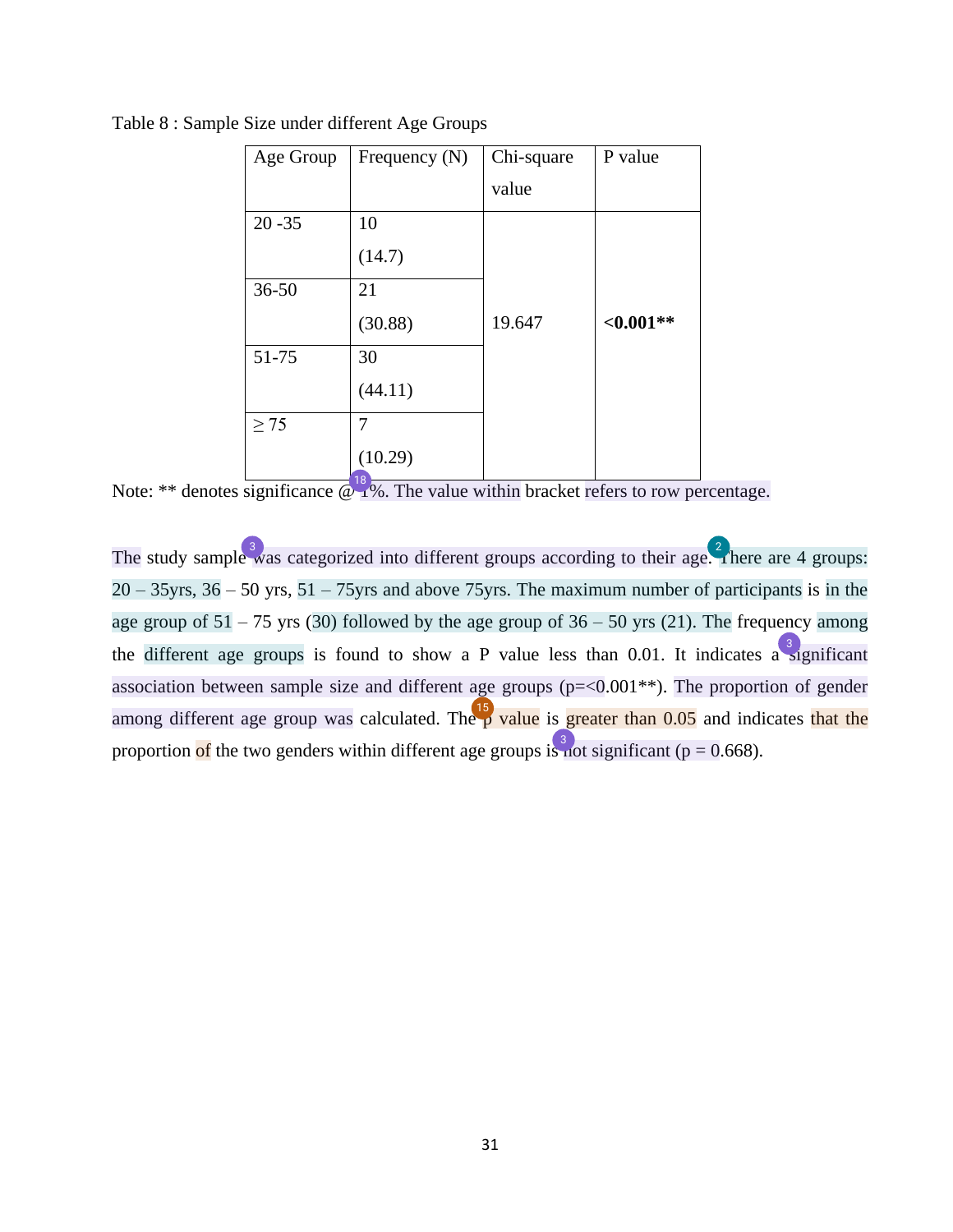Table 8 : Sample Size under different Age Groups

| Age Group | Frequency (N) | Chi-square value | P value |
|---|---|---|---|
| 20 -35 | 10 (14.7) | 19.647 | **<0.001**** |
| 36-50 | 21 (30.88) | | |
| 51-75 | 30 (44.11) | | |
| ≥ 75 | 7 (10.29) | | |

Note: ** denotes significance @ 1%. The value within bracket refers to row percentage.

The study sample was categorized into different groups according to their age. There are 4 groups: 20 – 35yrs, 36 – 50 yrs, 51 – 75yrs and above 75yrs. The maximum number of participants is in the age group of 51 – 75 yrs (30) followed by the age group of 36 – 50 yrs (21). The frequency among the different age groups is found to show a P value less than 0.01. It indicates a significant association between sample size and different age groups (p=<0.001**). The proportion of gender among different age group was calculated. The p value is greater than 0.05 and indicates that the proportion of the two genders within different age groups is not significant (p = 0.668).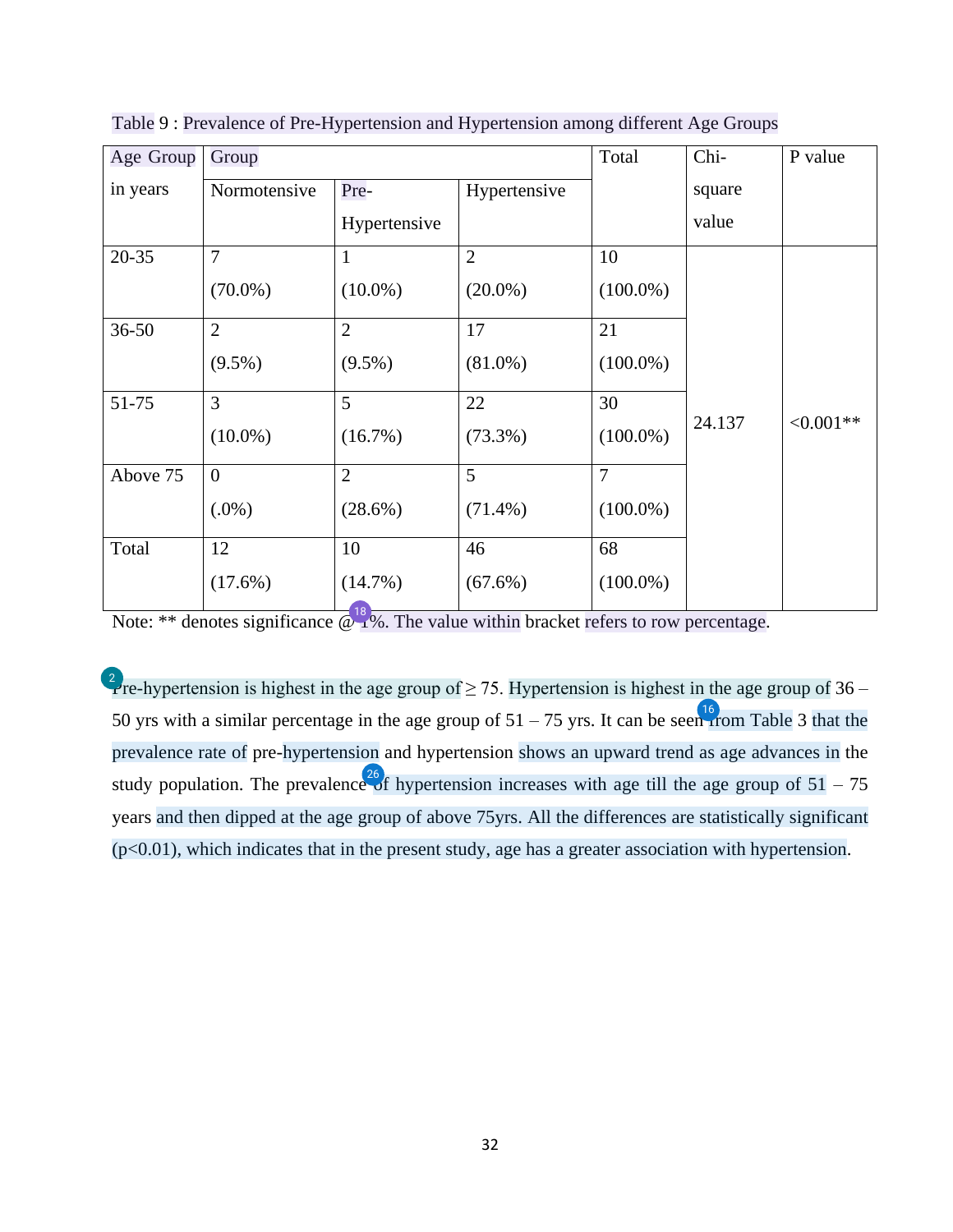Table 9 : Prevalence of Pre-Hypertension and Hypertension among different Age Groups

| Age Group in years | Group | | | Total | Chi-square value | P value |
|---|---|---|---|---|---|---|
| | Normotensive | Pre-Hypertensive | Hypertensive | | | |
| 20-35 | 7 (70.0%) | 1 (10.0%) | 2 (20.0%) | 10 (100.0%) | 24.137 | <0.001** |
| 36-50 | 2 (9.5%) | 2 (9.5%) | 17 (81.0%) | 21 (100.0%) | | |
| 51-75 | 3 (10.0%) | 5 (16.7%) | 22 (73.3%) | 30 (100.0%) | | |
| Above 75 | 0 (.0%) | 2 (28.6%) | 5 (71.4%) | 7 (100.0%) | | |
| Total | 12 (17.6%) | 10 (14.7%) | 46 (67.6%) | 68 (100.0%) | | |

Note: ** denotes significance @ 1%. The value within bracket refers to row percentage.

Pre-hypertension is highest in the age group of ≥ 75. Hypertension is highest in the age group of 36 – 50 yrs with a similar percentage in the age group of 51 – 75 yrs. It can be seen from Table 3 that the prevalence rate of pre-hypertension and hypertension shows an upward trend as age advances in the study population. The prevalence of hypertension increases with age till the age group of 51 – 75 years and then dipped at the age group of above 75yrs. All the differences are statistically significant ($p<0.01$), which indicates that in the present study, age has a greater association with hypertension.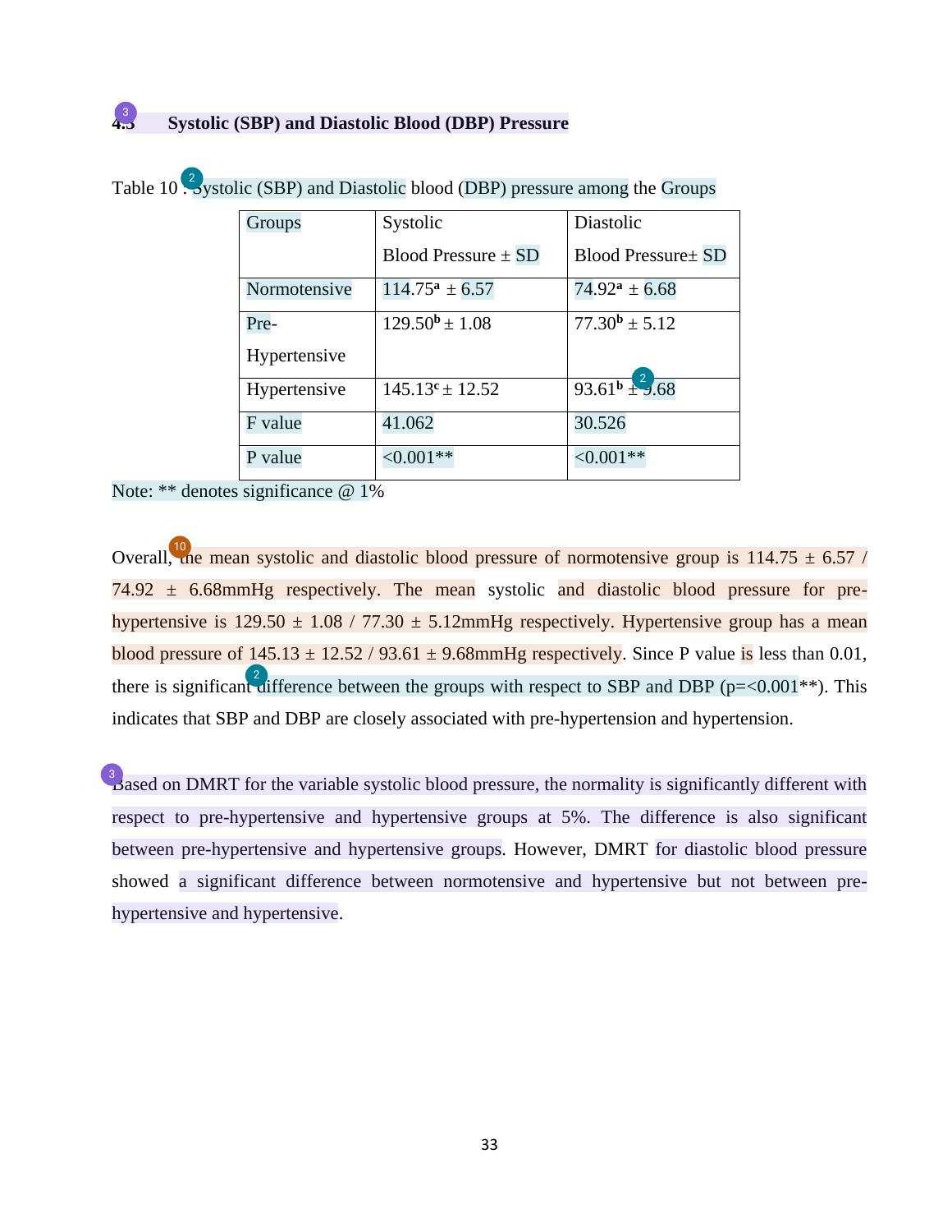## 4.3 Systolic (SBP) and Diastolic Blood (DBP) Pressure

Table 10 : Systolic (SBP) and Diastolic blood (DBP) pressure among the Groups

| Groups | Systolic Blood Pressure ± SD | Diastolic Blood Pressure± SD |
|---|---|---|
| Normotensive | 114.75[a] ± 6.57 | 74.92[a] ± 6.68 |
| Pre-Hypertensive | 129.50[b] ± 1.08 | 77.30[b] ± 5.12 |
| Hypertensive | 145.13[c] ± 12.52 | 93.61[b] ± 9.68 |
| F value | 41.062 | 30.526 |
| P value | <0.001** | <0.001** |

Note: ** denotes significance @ 1%

Overall, the mean systolic and diastolic blood pressure of normotensive group is 114.75 ± 6.57 / 74.92 ± 6.68mmHg respectively. The mean systolic and diastolic blood pressure for pre-hypertensive is 129.50 ± 1.08 / 77.30 ± 5.12mmHg respectively. Hypertensive group has a mean blood pressure of 145.13 ± 12.52 / 93.61 ± 9.68mmHg respectively. Since P value is less than 0.01, there is significant difference between the groups with respect to SBP and DBP (p=<0.001**). This indicates that SBP and DBP are closely associated with pre-hypertension and hypertension.

Based on DMRT for the variable systolic blood pressure, the normality is significantly different with respect to pre-hypertensive and hypertensive groups at 5%. The difference is also significant between pre-hypertensive and hypertensive groups. However, DMRT for diastolic blood pressure showed a significant difference between normotensive and hypertensive but not between pre-hypertensive and hypertensive.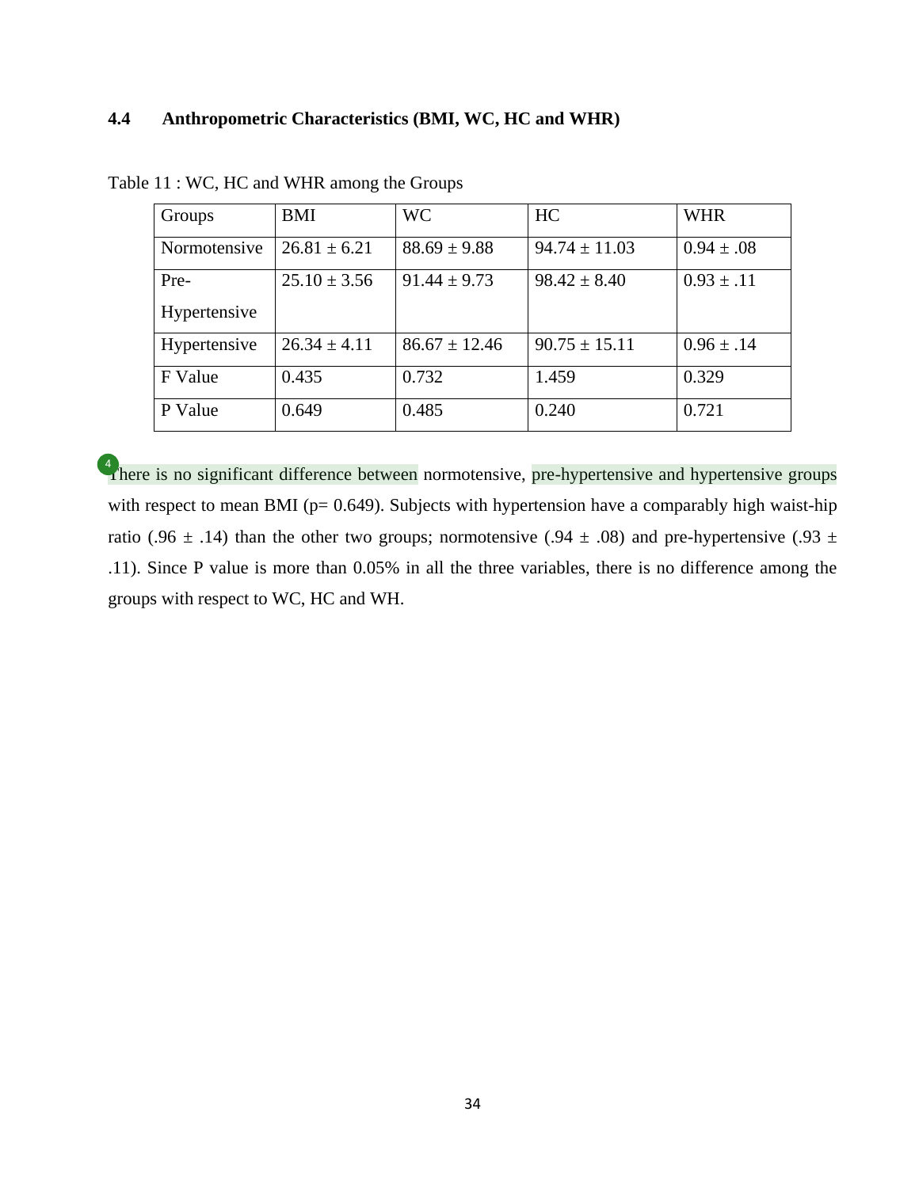## 4.4 Anthropometric Characteristics (BMI, WC, HC and WHR)

Table 11 : WC, HC and WHR among the Groups

| Groups | BMI | WC | HC | WHR |
|---|---|---|---|---|
| Normotensive | 26.81 ± 6.21 | 88.69 ± 9.88 | 94.74 ± 11.03 | 0.94 ± .08 |
| Pre-Hypertensive | 25.10 ± 3.56 | 91.44 ± 9.73 | 98.42 ± 8.40 | 0.93 ± .11 |
| Hypertensive | 26.34 ± 4.11 | 86.67 ± 12.46 | 90.75 ± 15.11 | 0.96 ± .14 |
| F Value | 0.435 | 0.732 | 1.459 | 0.329 |
| P Value | 0.649 | 0.485 | 0.240 | 0.721 |

There is no significant difference between normotensive, pre-hypertensive and hypertensive groups with respect to mean BMI (p= 0.649). Subjects with hypertension have a comparably high waist-hip ratio (.96 ± .14) than the other two groups; normotensive (.94 ± .08) and pre-hypertensive (.93 ± .11). Since P value is more than 0.05% in all the three variables, there is no difference among the groups with respect to WC, HC and WH.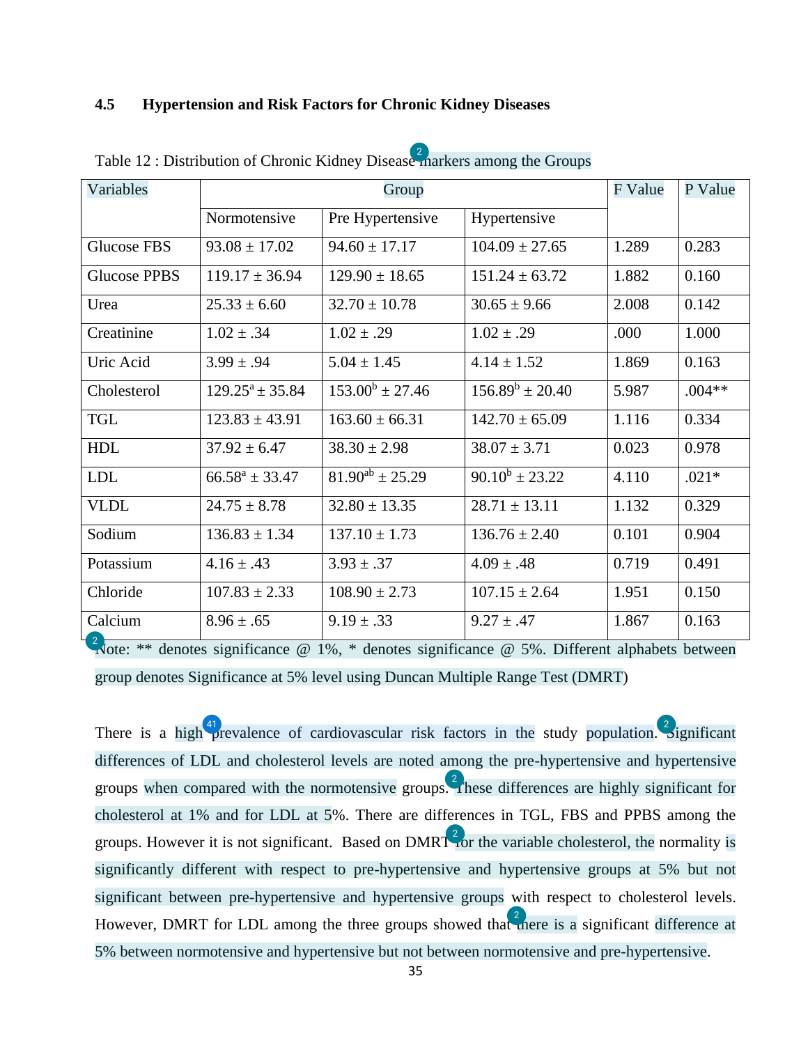### 4.5 Hypertension and Risk Factors for Chronic Kidney Diseases

Table 12 : Distribution of Chronic Kidney Disease markers among the Groups

| Variables | Group | | | F Value | P Value |
|---|---|---|---|---|---|
| | Normotensive | Pre Hypertensive | Hypertensive | | |
| Glucose FBS | 93.08 ± 17.02 | 94.60 ± 17.17 | 104.09 ± 27.65 | 1.289 | 0.283 |
| Glucose PPBS | 119.17 ± 36.94 | 129.90 ± 18.65 | 151.24 ± 63.72 | 1.882 | 0.160 |
| Urea | 25.33 ± 6.60 | 32.70 ± 10.78 | 30.65 ± 9.66 | 2.008 | 0.142 |
| Creatinine | 1.02 ± .34 | 1.02 ± .29 | 1.02 ± .29 | .000 | 1.000 |
| Uric Acid | 3.99 ± .94 | 5.04 ± 1.45 | 4.14 ± 1.52 | 1.869 | 0.163 |
| Cholesterol | 129.25[a] ± 35.84 | 153.00[b] ± 27.46 | 156.89[b] ± 20.40 | 5.987 | .004** |
| TGL | 123.83 ± 43.91 | 163.60 ± 66.31 | 142.70 ± 65.09 | 1.116 | 0.334 |
| HDL | 37.92 ± 6.47 | 38.30 ± 2.98 | 38.07 ± 3.71 | 0.023 | 0.978 |
| LDL | 66.58[a] ± 33.47 | 81.90[ab] ± 25.29 | 90.10[b] ± 23.22 | 4.110 | .021* |
| VLDL | 24.75 ± 8.78 | 32.80 ± 13.35 | 28.71 ± 13.11 | 1.132 | 0.329 |
| Sodium | 136.83 ± 1.34 | 137.10 ± 1.73 | 136.76 ± 2.40 | 0.101 | 0.904 |
| Potassium | 4.16 ± .43 | 3.93 ± .37 | 4.09 ± .48 | 0.719 | 0.491 |
| Chloride | 107.83 ± 2.33 | 108.90 ± 2.73 | 107.15 ± 2.64 | 1.951 | 0.150 |
| Calcium | 8.96 ± .65 | 9.19 ± .33 | 9.27 ± .47 | 1.867 | 0.163 |

Note: ** denotes significance @ 1%, * denotes significance @ 5%. Different alphabets between group denotes Significance at 5% level using Duncan Multiple Range Test (DMRT)

There is a high prevalence of cardiovascular risk factors in the study population. Significant differences of LDL and cholesterol levels are noted among the pre-hypertensive and hypertensive groups when compared with the normotensive groups. These differences are highly significant for cholesterol at 1% and for LDL at 5%. There are differences in TGL, FBS and PPBS among the groups. However it is not significant. Based on DMRT for the variable cholesterol, the normality is significantly different with respect to pre-hypertensive and hypertensive groups at 5% but not significant between pre-hypertensive and hypertensive groups with respect to cholesterol levels. However, DMRT for LDL among the three groups showed that there is a significant difference at 5% between normotensive and hypertensive but not between normotensive and pre-hypertensive.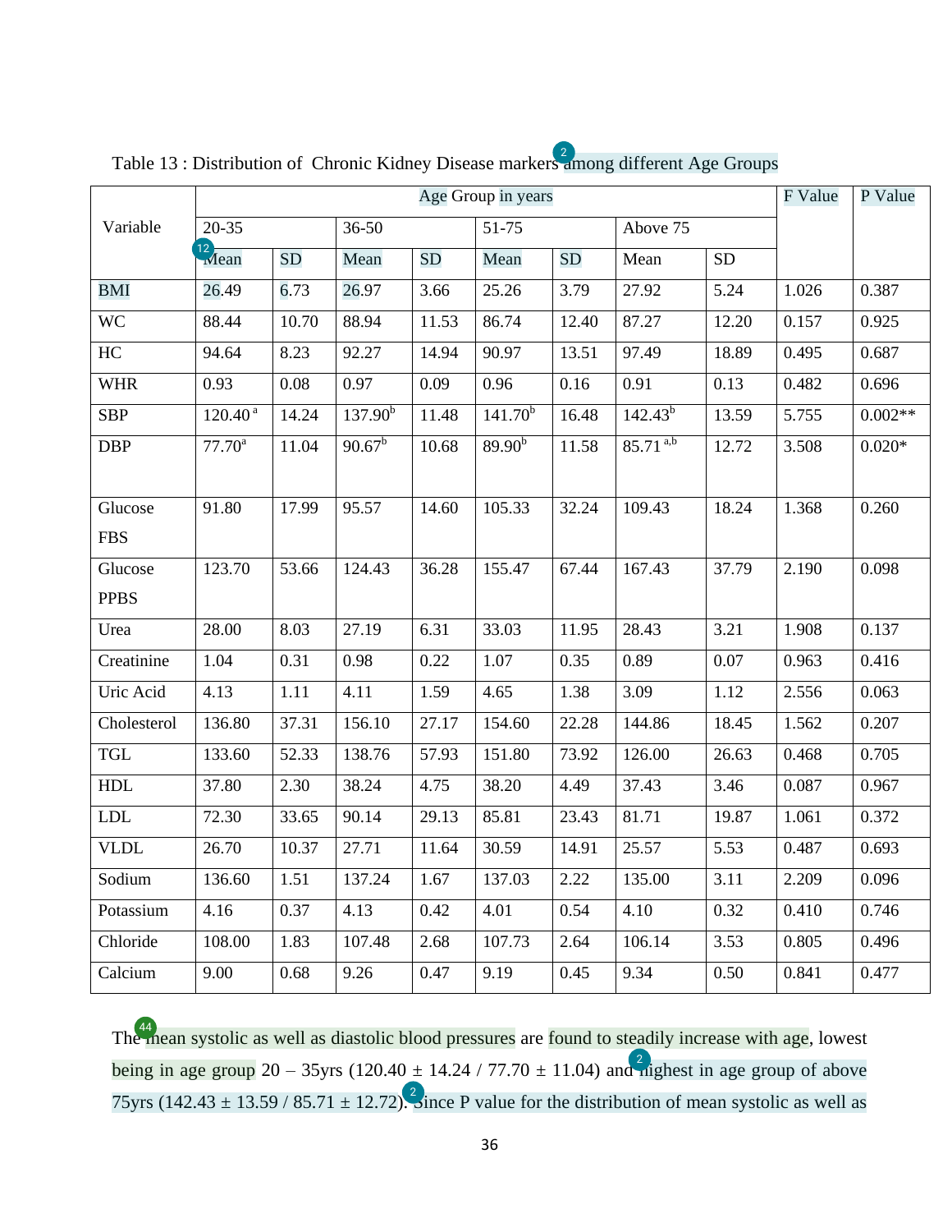Table 13 : Distribution of Chronic Kidney Disease markers among different Age Groups

| Variable | Age Group in years | | | | | | | | F Value | P Value |
|---|---|---|---|---|---|---|---|---|---|---|
| | 20-35 | | 36-50 | | 51-75 | | Above 75 | | | |
| | Mean | SD | Mean | SD | Mean | SD | Mean | SD | | |
| BMI | 26.49 | 6.73 | 26.97 | 3.66 | 25.26 | 3.79 | 27.92 | 5.24 | 1.026 | 0.387 |
| WC | 88.44 | 10.70 | 88.94 | 11.53 | 86.74 | 12.40 | 87.27 | 12.20 | 0.157 | 0.925 |
| HC | 94.64 | 8.23 | 92.27 | 14.94 | 90.97 | 13.51 | 97.49 | 18.89 | 0.495 | 0.687 |
| WHR | 0.93 | 0.08 | 0.97 | 0.09 | 0.96 | 0.16 | 0.91 | 0.13 | 0.482 | 0.696 |
| SBP | 120.40 [a] | 14.24 | 137.90[b] | 11.48 | 141.70[b] | 16.48 | 142.43[b] | 13.59 | 5.755 | 0.002** |
| DBP | 77.70[a] | 11.04 | 90.67[b] | 10.68 | 89.90[b] | 11.58 | 85.71 [a,b] | 12.72 | 3.508 | 0.020* |
| Glucose FBS | 91.80 | 17.99 | 95.57 | 14.60 | 105.33 | 32.24 | 109.43 | 18.24 | 1.368 | 0.260 |
| Glucose PPBS | 123.70 | 53.66 | 124.43 | 36.28 | 155.47 | 67.44 | 167.43 | 37.79 | 2.190 | 0.098 |
| Urea | 28.00 | 8.03 | 27.19 | 6.31 | 33.03 | 11.95 | 28.43 | 3.21 | 1.908 | 0.137 |
| Creatinine | 1.04 | 0.31 | 0.98 | 0.22 | 1.07 | 0.35 | 0.89 | 0.07 | 0.963 | 0.416 |
| Uric Acid | 4.13 | 1.11 | 4.11 | 1.59 | 4.65 | 1.38 | 3.09 | 1.12 | 2.556 | 0.063 |
| Cholesterol | 136.80 | 37.31 | 156.10 | 27.17 | 154.60 | 22.28 | 144.86 | 18.45 | 1.562 | 0.207 |
| TGL | 133.60 | 52.33 | 138.76 | 57.93 | 151.80 | 73.92 | 126.00 | 26.63 | 0.468 | 0.705 |
| HDL | 37.80 | 2.30 | 38.24 | 4.75 | 38.20 | 4.49 | 37.43 | 3.46 | 0.087 | 0.967 |
| LDL | 72.30 | 33.65 | 90.14 | 29.13 | 85.81 | 23.43 | 81.71 | 19.87 | 1.061 | 0.372 |
| VLDL | 26.70 | 10.37 | 27.71 | 11.64 | 30.59 | 14.91 | 25.57 | 5.53 | 0.487 | 0.693 |
| Sodium | 136.60 | 1.51 | 137.24 | 1.67 | 137.03 | 2.22 | 135.00 | 3.11 | 2.209 | 0.096 |
| Potassium | 4.16 | 0.37 | 4.13 | 0.42 | 4.01 | 0.54 | 4.10 | 0.32 | 0.410 | 0.746 |
| Chloride | 108.00 | 1.83 | 107.48 | 2.68 | 107.73 | 2.64 | 106.14 | 3.53 | 0.805 | 0.496 |
| Calcium | 9.00 | 0.68 | 9.26 | 0.47 | 9.19 | 0.45 | 9.34 | 0.50 | 0.841 | 0.477 |

The mean systolic as well as diastolic blood pressures are found to steadily increase with age, lowest being in age group 20 – 35yrs (120.40 ± 14.24 / 77.70 ± 11.04) and highest in age group of above 75yrs (142.43 ± 13.59 / 85.71 ± 12.72). Since P value for the distribution of mean systolic as well as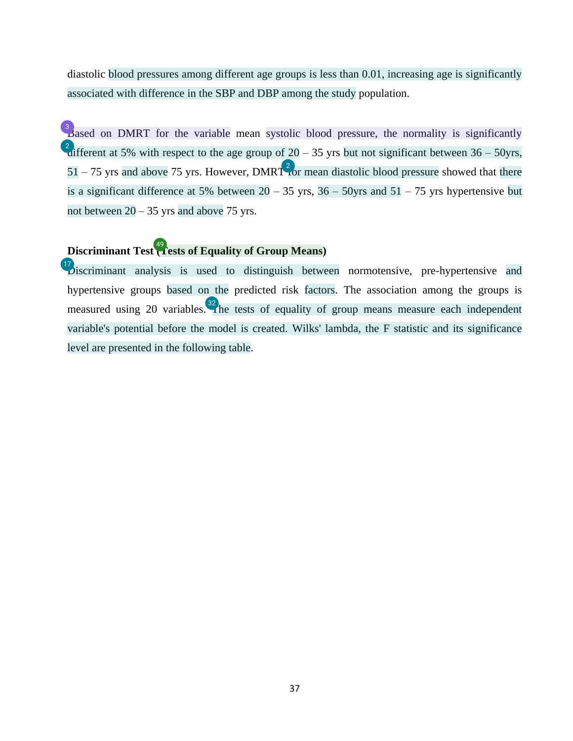diastolic blood pressures among different age groups is less than 0.01, increasing age is significantly associated with difference in the SBP and DBP among the study population.

Based on DMRT for the variable mean systolic blood pressure, the normality is significantly different at 5% with respect to the age group of 20 – 35 yrs but not significant between 36 – 50yrs, 51 – 75 yrs and above 75 yrs. However, DMRT for mean diastolic blood pressure showed that there is a significant difference at 5% between 20 – 35 yrs, 36 – 50yrs and 51 – 75 yrs hypertensive but not between 20 – 35 yrs and above 75 yrs.

**Discriminant Test (Tests of Equality of Group Means)**

Discriminant analysis is used to distinguish between normotensive, pre-hypertensive and hypertensive groups based on the predicted risk factors. The association among the groups is measured using 20 variables. The tests of equality of group means measure each independent variable's potential before the model is created. Wilks' lambda, the F statistic and its significance level are presented in the following table.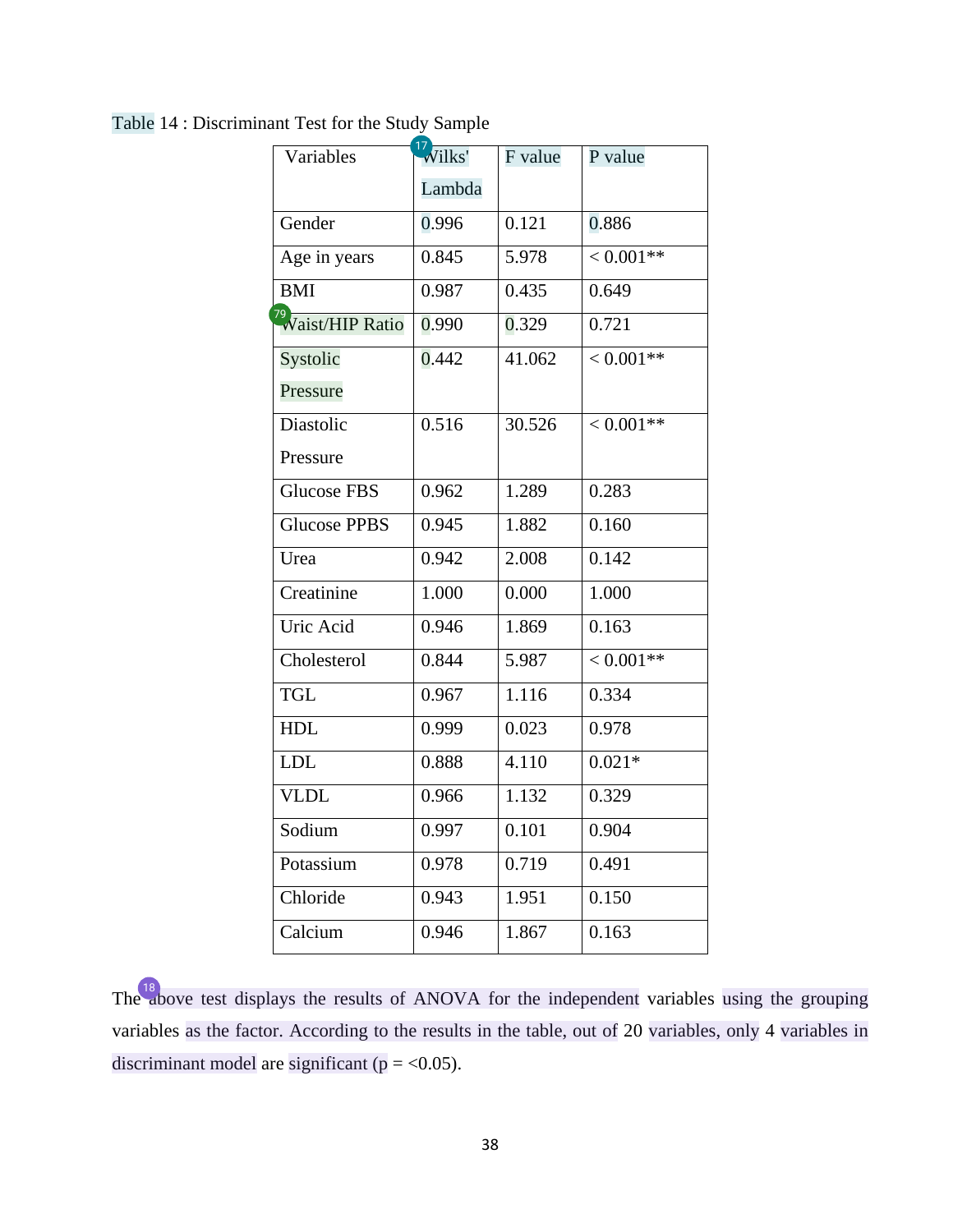Table 14 : Discriminant Test for the Study Sample

| Variables | Wilks' Lambda | F value | P value |
|---|---|---|---|
| Gender | 0.996 | 0.121 | 0.886 |
| Age in years | 0.845 | 5.978 | < 0.001** |
| BMI | 0.987 | 0.435 | 0.649 |
| Waist/HIP Ratio | 0.990 | 0.329 | 0.721 |
| Systolic Pressure | 0.442 | 41.062 | < 0.001** |
| Diastolic Pressure | 0.516 | 30.526 | < 0.001** |
| Glucose FBS | 0.962 | 1.289 | 0.283 |
| Glucose PPBS | 0.945 | 1.882 | 0.160 |
| Urea | 0.942 | 2.008 | 0.142 |
| Creatinine | 1.000 | 0.000 | 1.000 |
| Uric Acid | 0.946 | 1.869 | 0.163 |
| Cholesterol | 0.844 | 5.987 | < 0.001** |
| TGL | 0.967 | 1.116 | 0.334 |
| HDL | 0.999 | 0.023 | 0.978 |
| LDL | 0.888 | 4.110 | 0.021* |
| VLDL | 0.966 | 1.132 | 0.329 |
| Sodium | 0.997 | 0.101 | 0.904 |
| Potassium | 0.978 | 0.719 | 0.491 |
| Chloride | 0.943 | 1.951 | 0.150 |
| Calcium | 0.946 | 1.867 | 0.163 |

The above test displays the results of ANOVA for the independent variables using the grouping variables as the factor. According to the results in the table, out of 20 variables, only 4 variables in discriminant model are significant (p = <0.05).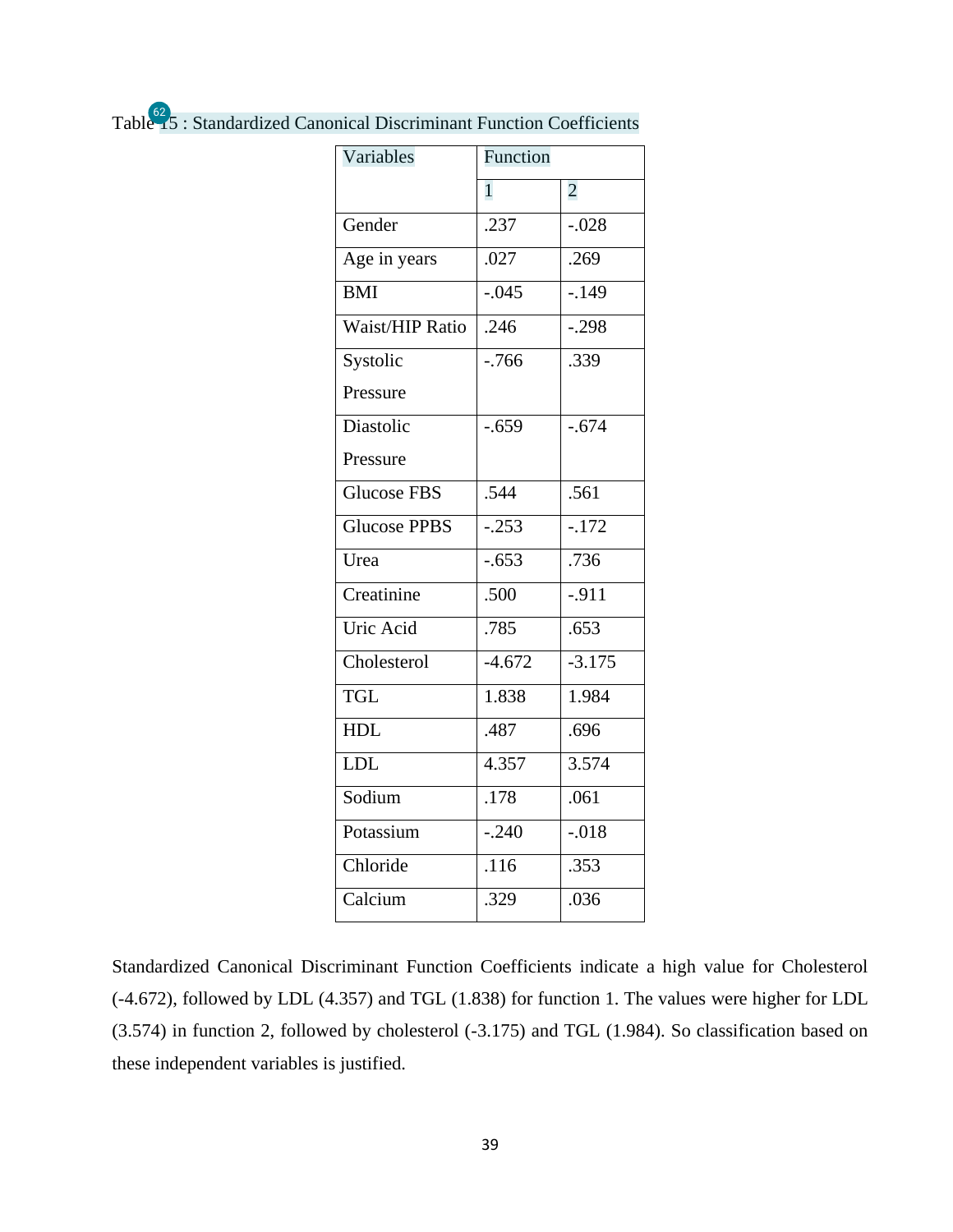Table 15 : Standardized Canonical Discriminant Function Coefficients

| Variables | Function | |
|---|---|---|
| | 1 | 2 |
| Gender | .237 | -.028 |
| Age in years | .027 | .269 |
| BMI | -.045 | -.149 |
| Waist/HIP Ratio | .246 | -.298 |
| Systolic Pressure | -.766 | .339 |
| Diastolic Pressure | -.659 | -.674 |
| Glucose FBS | .544 | .561 |
| Glucose PPBS | -.253 | -.172 |
| Urea | -.653 | .736 |
| Creatinine | .500 | -.911 |
| Uric Acid | .785 | .653 |
| Cholesterol | -4.672 | -3.175 |
| TGL | 1.838 | 1.984 |
| HDL | .487 | .696 |
| LDL | 4.357 | 3.574 |
| Sodium | .178 | .061 |
| Potassium | -.240 | -.018 |
| Chloride | .116 | .353 |
| Calcium | .329 | .036 |

Standardized Canonical Discriminant Function Coefficients indicate a high value for Cholesterol (-4.672), followed by LDL (4.357) and TGL (1.838) for function 1. The values were higher for LDL (3.574) in function 2, followed by cholesterol (-3.175) and TGL (1.984). So classification based on these independent variables is justified.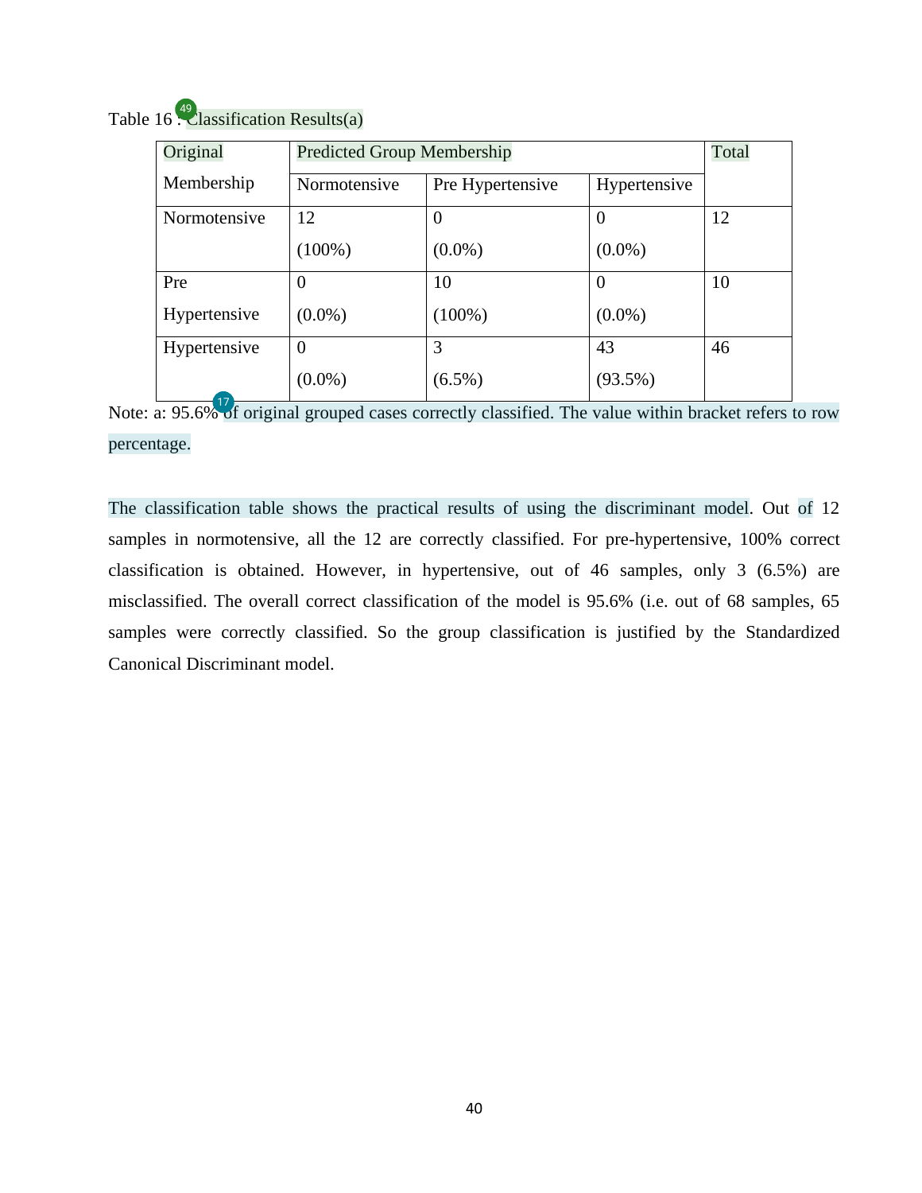Table 16 : Classification Results(a)

| Original Membership | Predicted Group Membership | | | Total |
|---|---|---|---|---|
| | Normotensive | Pre Hypertensive | Hypertensive | |
| Normotensive | 12 (100%) | 0 (0.0%) | 0 (0.0%) | 12 |
| Pre Hypertensive | 0 (0.0%) | 10 (100%) | 0 (0.0%) | 10 |
| Hypertensive | 0 (0.0%) | 3 (6.5%) | 43 (93.5%) | 46 |

Note: a: 95.6% of original grouped cases correctly classified. The value within bracket refers to row percentage.

The classification table shows the practical results of using the discriminant model. Out of 12 samples in normotensive, all the 12 are correctly classified. For pre-hypertensive, 100% correct classification is obtained. However, in hypertensive, out of 46 samples, only 3 (6.5%) are misclassified. The overall correct classification of the model is 95.6% (i.e. out of 68 samples, 65 samples were correctly classified. So the group classification is justified by the Standardized Canonical Discriminant model.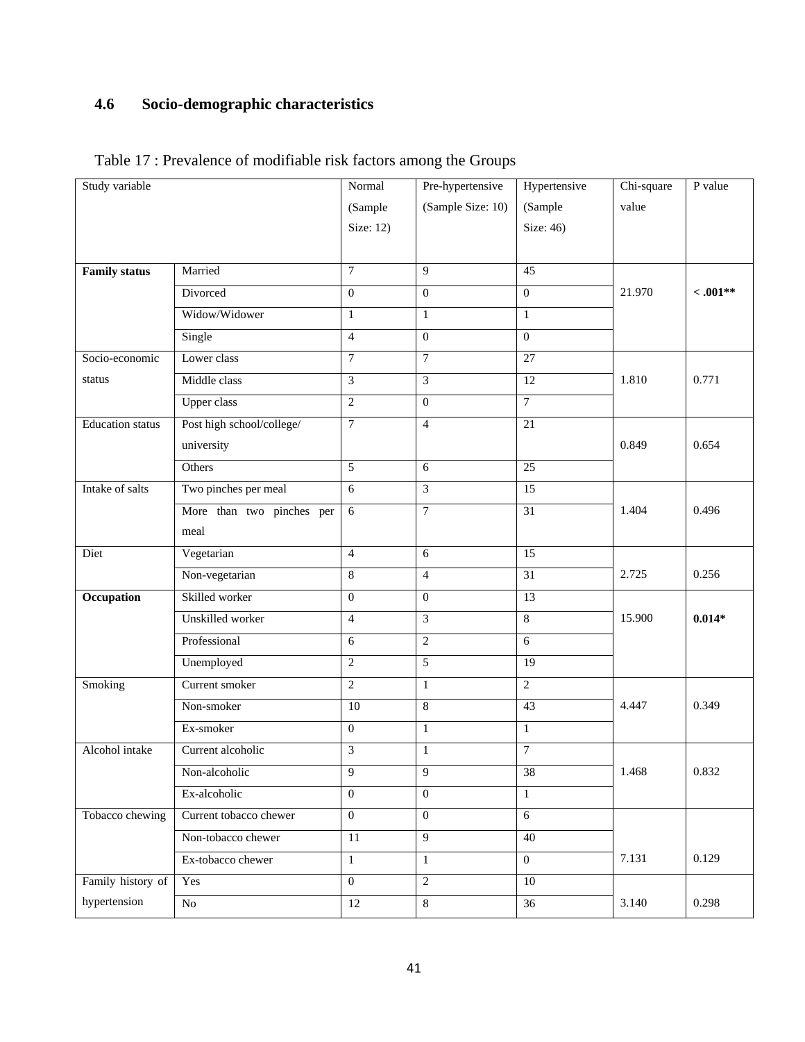## 4.6 Socio-demographic characteristics

Table 17 : Prevalence of modifiable risk factors among the Groups

| Study variable | | Normal (Sample Size: 12) | Pre-hypertensive (Sample Size: 10) | Hypertensive (Sample Size: 46) | Chi-square value | P value |
|---|---|---|---|---|---|---|
| **Family status** | Married | 7 | 9 | 45 | 21.970 | **< .001**** |
| | Divorced | 0 | 0 | 0 | | |
| | Widow/Widower | 1 | 1 | 1 | | |
| | Single | 4 | 0 | 0 | | |
| Socio-economic status | Lower class | 7 | 7 | 27 | 1.810 | 0.771 |
| | Middle class | 3 | 3 | 12 | | |
| | Upper class | 2 | 0 | 7 | | |
| Education status | Post high school/college/ university | 7 | 4 | 21 | 0.849 | 0.654 |
| | Others | 5 | 6 | 25 | | |
| Intake of salts | Two pinches per meal | 6 | 3 | 15 | 1.404 | 0.496 |
| | More than two pinches per meal | 6 | 7 | 31 | | |
| Diet | Vegetarian | 4 | 6 | 15 | 2.725 | 0.256 |
| | Non-vegetarian | 8 | 4 | 31 | | |
| **Occupation** | Skilled worker | 0 | 0 | 13 | 15.900 | **0.014*** |
| | Unskilled worker | 4 | 3 | 8 | | |
| | Professional | 6 | 2 | 6 | | |
| | Unemployed | 2 | 5 | 19 | | |
| Smoking | Current smoker | 2 | 1 | 2 | 4.447 | 0.349 |
| | Non-smoker | 10 | 8 | 43 | | |
| | Ex-smoker | 0 | 1 | 1 | | |
| Alcohol intake | Current alcoholic | 3 | 1 | 7 | 1.468 | 0.832 |
| | Non-alcoholic | 9 | 9 | 38 | | |
| | Ex-alcoholic | 0 | 0 | 1 | | |
| Tobacco chewing | Current tobacco chewer | 0 | 0 | 6 | 7.131 | 0.129 |
| | Non-tobacco chewer | 11 | 9 | 40 | | |
| | Ex-tobacco chewer | 1 | 1 | 0 | | |
| Family history of hypertension | Yes | 0 | 2 | 10 | 3.140 | 0.298 |
| | No | 12 | 8 | 36 | | |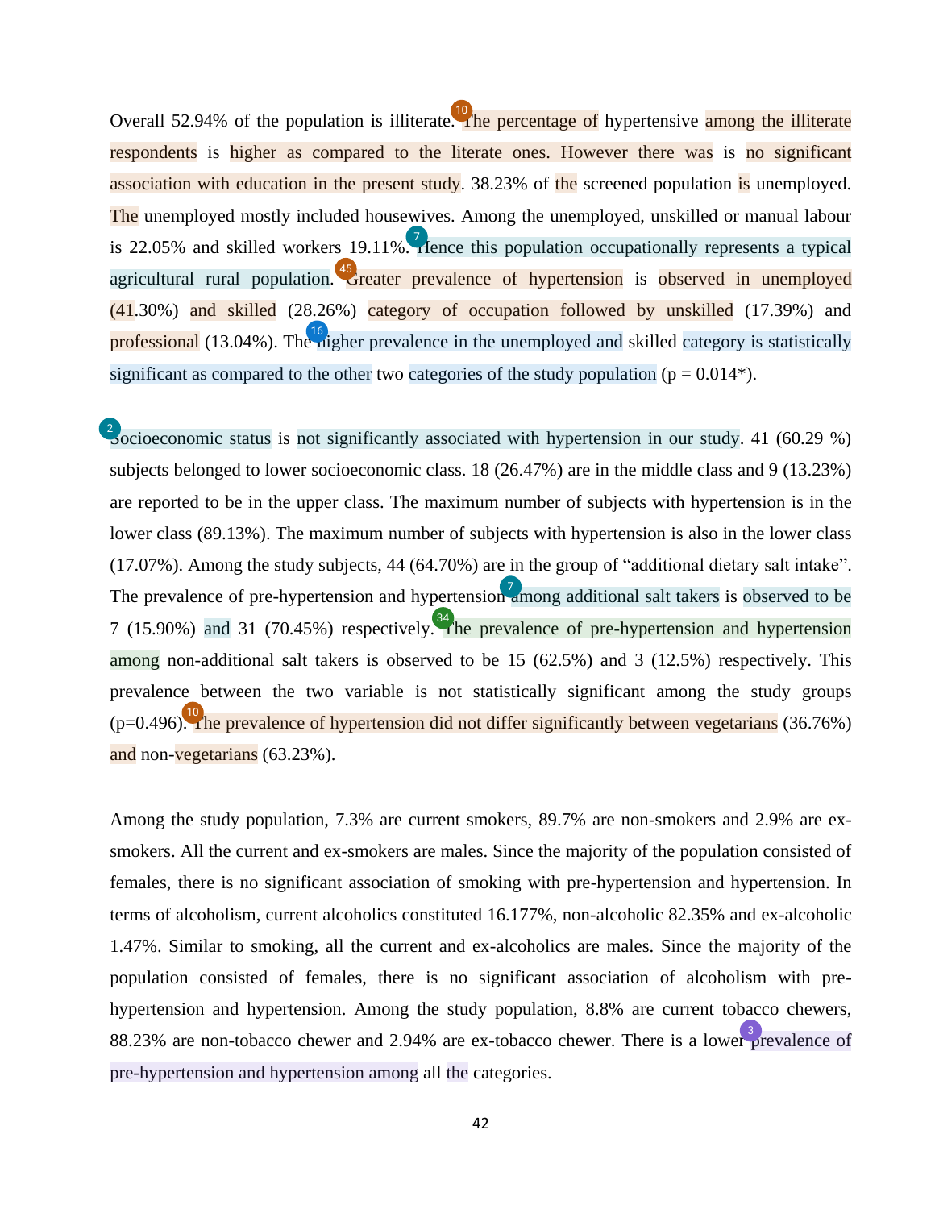Overall 52.94% of the population is illiterate. The percentage of hypertensive among the illiterate respondents is higher as compared to the literate ones. However there was is no significant association with education in the present study. 38.23% of the screened population is unemployed. The unemployed mostly included housewives. Among the unemployed, unskilled or manual labour is 22.05% and skilled workers 19.11%. Hence this population occupationally represents a typical agricultural rural population. Greater prevalence of hypertension is observed in unemployed (41.30%) and skilled (28.26%) category of occupation followed by unskilled (17.39%) and professional (13.04%). The higher prevalence in the unemployed and skilled category is statistically significant as compared to the other two categories of the study population (p = 0.014*).

Socioeconomic status is not significantly associated with hypertension in our study. 41 (60.29 %) subjects belonged to lower socioeconomic class. 18 (26.47%) are in the middle class and 9 (13.23%) are reported to be in the upper class. The maximum number of subjects with hypertension is in the lower class (89.13%). The maximum number of subjects with hypertension is also in the lower class (17.07%). Among the study subjects, 44 (64.70%) are in the group of "additional dietary salt intake". The prevalence of pre-hypertension and hypertension among additional salt takers is observed to be 7 (15.90%) and 31 (70.45%) respectively. The prevalence of pre-hypertension and hypertension among non-additional salt takers is observed to be 15 (62.5%) and 3 (12.5%) respectively. This prevalence between the two variable is not statistically significant among the study groups (p=0.496). The prevalence of hypertension did not differ significantly between vegetarians (36.76%) and non-vegetarians (63.23%).

Among the study population, 7.3% are current smokers, 89.7% are non-smokers and 2.9% are ex-smokers. All the current and ex-smokers are males. Since the majority of the population consisted of females, there is no significant association of smoking with pre-hypertension and hypertension. In terms of alcoholism, current alcoholics constituted 16.177%, non-alcoholic 82.35% and ex-alcoholic 1.47%. Similar to smoking, all the current and ex-alcoholics are males. Since the majority of the population consisted of females, there is no significant association of alcoholism with pre-hypertension and hypertension. Among the study population, 8.8% are current tobacco chewers, 88.23% are non-tobacco chewer and 2.94% are ex-tobacco chewer. There is a lower prevalence of pre-hypertension and hypertension among all the categories.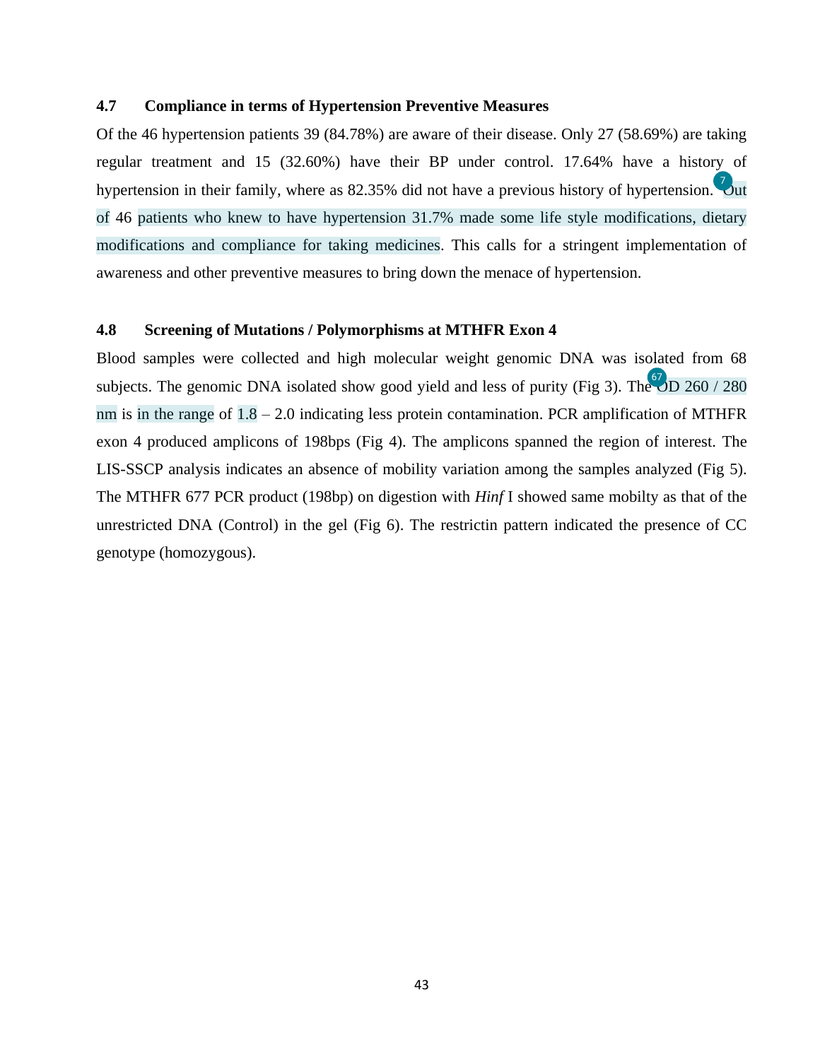### 4.7 Compliance in terms of Hypertension Preventive Measures

Of the 46 hypertension patients 39 (84.78%) are aware of their disease. Only 27 (58.69%) are taking regular treatment and 15 (32.60%) have their BP under control. 17.64% have a history of hypertension in their family, where as 82.35% did not have a previous history of hypertension. Out of 46 patients who knew to have hypertension 31.7% made some life style modifications, dietary modifications and compliance for taking medicines. This calls for a stringent implementation of awareness and other preventive measures to bring down the menace of hypertension.

### 4.8 Screening of Mutations / Polymorphisms at MTHFR Exon 4

Blood samples were collected and high molecular weight genomic DNA was isolated from 68 subjects. The genomic DNA isolated show good yield and less of purity (Fig 3). The OD 260 / 280 nm is in the range of 1.8 – 2.0 indicating less protein contamination. PCR amplification of MTHFR exon 4 produced amplicons of 198bps (Fig 4). The amplicons spanned the region of interest. The LIS-SSCP analysis indicates an absence of mobility variation among the samples analyzed (Fig 5). The MTHFR 677 PCR product (198bp) on digestion with *Hinf* I showed same mobilty as that of the unrestricted DNA (Control) in the gel (Fig 6). The restrictin pattern indicated the presence of CC genotype (homozygous).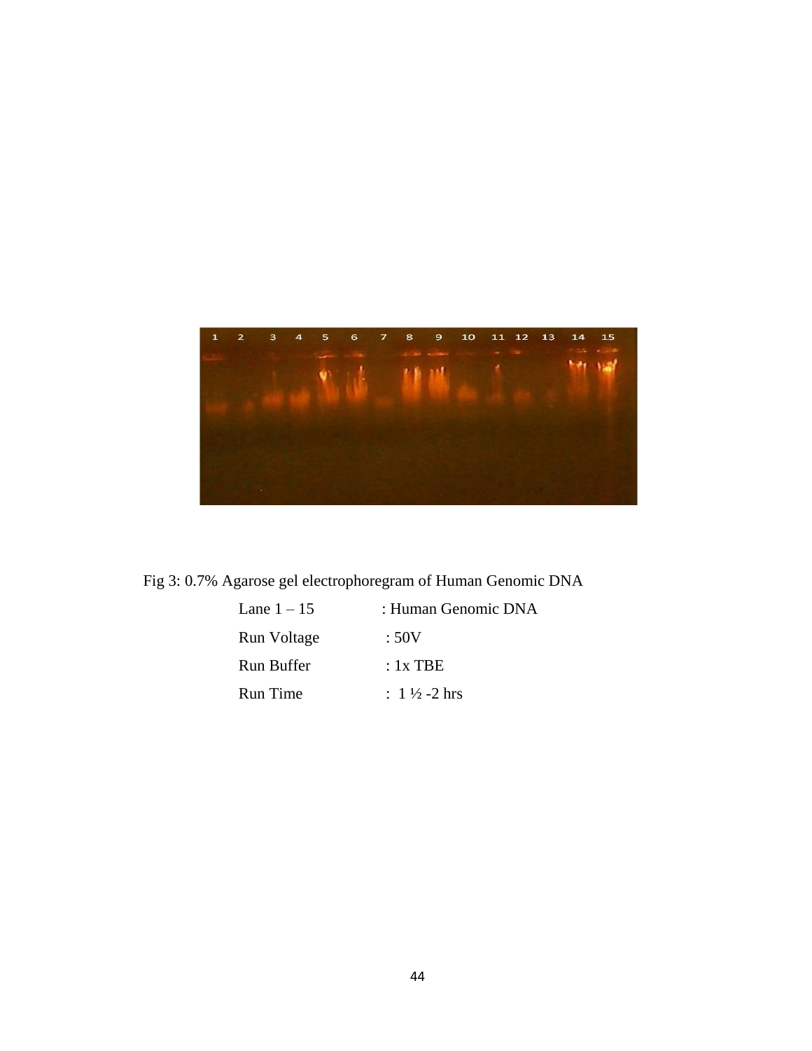Fig 3: 0.7% Agarose gel electrophoregram of Human Genomic DNA

| | |
|---|---|
| Lane 1 – 15 | : Human Genomic DNA |
| Run Voltage | : 50V |
| Run Buffer | : 1x TBE |
| Run Time | : 1 ½ -2 hrs |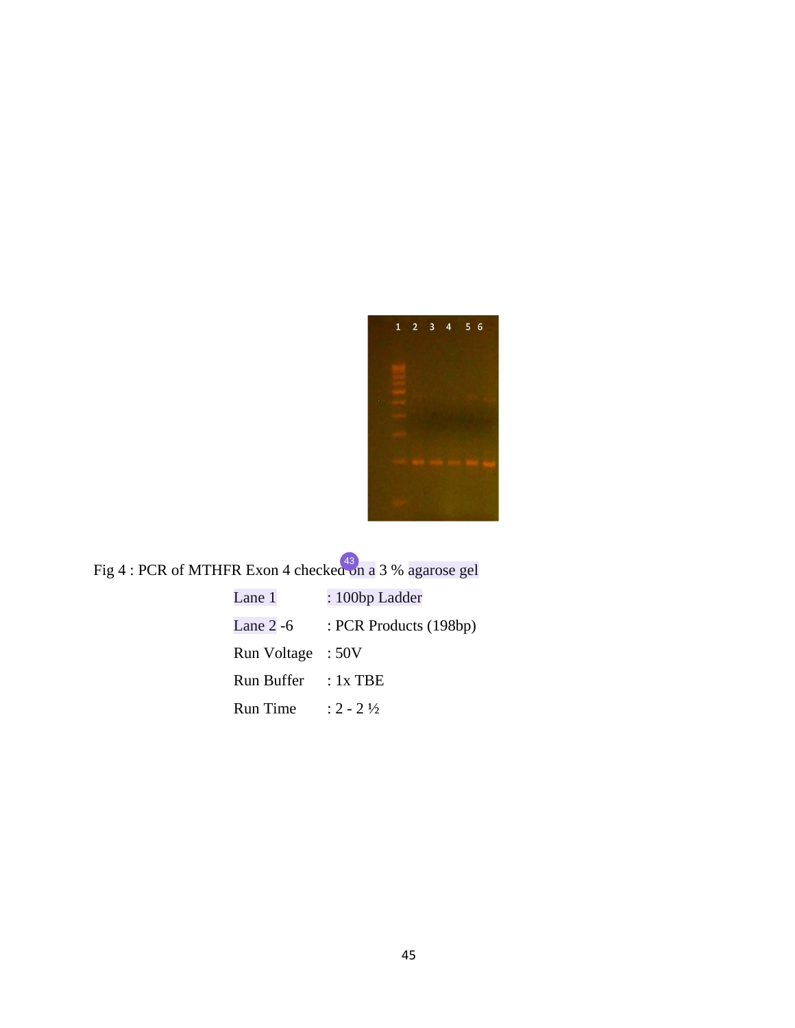Fig 4 : PCR of MTHFR Exon 4 checked on a 3 % agarose gel

| | |
|---|---|
| Lane 1 | : 100bp Ladder |
| Lane 2 -6 | : PCR Products (198bp) |
| Run Voltage | : 50V |
| Run Buffer | : 1x TBE |
| Run Time | : 2 - 2 ½ |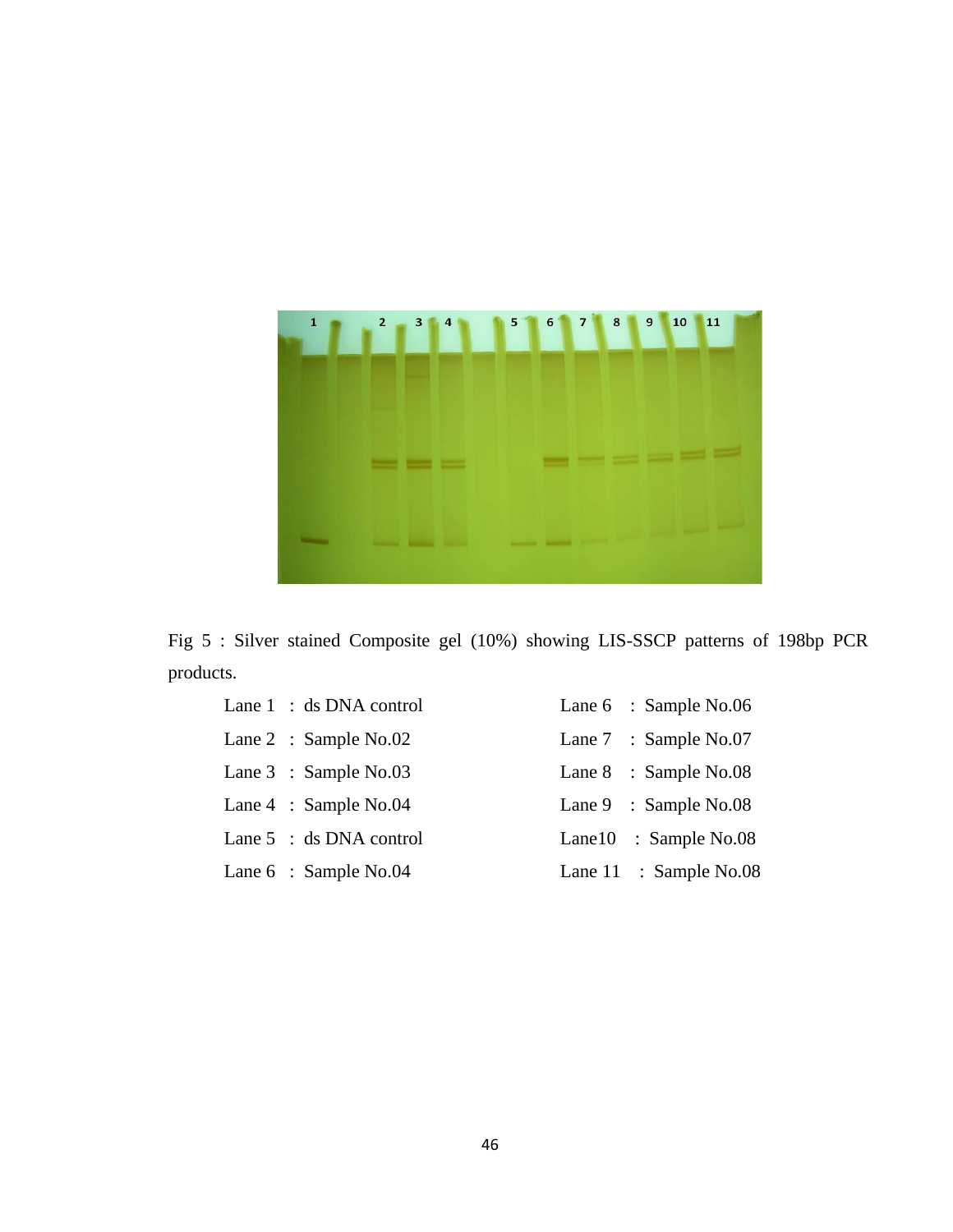Fig 5 : Silver stained Composite gel (10%) showing LIS-SSCP patterns of 198bp PCR products.

| | | | |
|---|---|---|---|
| Lane 1 | : ds DNA control | Lane 6 | : Sample No.06 |
| Lane 2 | : Sample No.02 | Lane 7 | : Sample No.07 |
| Lane 3 | : Sample No.03 | Lane 8 | : Sample No.08 |
| Lane 4 | : Sample No.04 | Lane 9 | : Sample No.08 |
| Lane 5 | : ds DNA control | Lane10 | : Sample No.08 |
| Lane 6 | : Sample No.04 | Lane 11 | : Sample No.08 |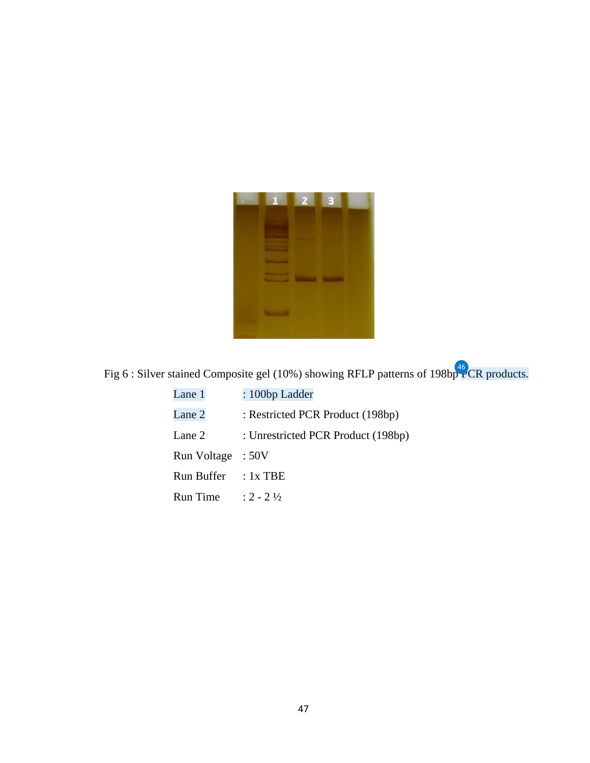Fig 6 : Silver stained Composite gel (10%) showing RFLP patterns of 198bp PCR products.

| | |
|---|---|
| Lane 1 | : 100bp Ladder |
| Lane 2 | : Restricted PCR Product (198bp) |
| Lane 2 | : Unrestricted PCR Product (198bp) |
| Run Voltage | : 50V |
| Run Buffer | : 1x TBE |
| Run Time | : 2 - 2 ½ |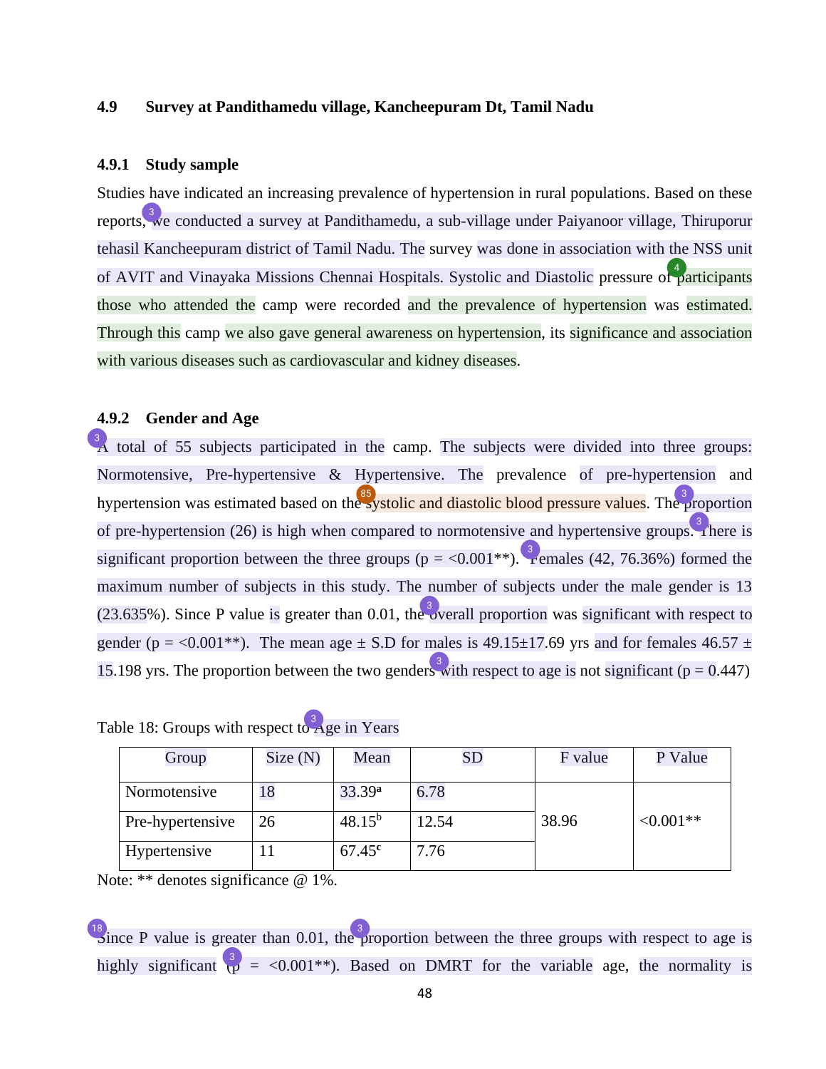## 4.9 Survey at Pandithamedu village, Kancheepuram Dt, Tamil Nadu

### 4.9.1 Study sample

Studies have indicated an increasing prevalence of hypertension in rural populations. Based on these reports, we conducted a survey at Pandithamedu, a sub-village under Paiyanoor village, Thiruporur tehasil Kancheepuram district of Tamil Nadu. The survey was done in association with the NSS unit of AVIT and Vinayaka Missions Chennai Hospitals. Systolic and Diastolic pressure of participants those who attended the camp were recorded and the prevalence of hypertension was estimated. Through this camp we also gave general awareness on hypertension, its significance and association with various diseases such as cardiovascular and kidney diseases.

### 4.9.2 Gender and Age

A total of 55 subjects participated in the camp. The subjects were divided into three groups: Normotensive, Pre-hypertensive & Hypertensive. The prevalence of pre-hypertension and hypertension was estimated based on the systolic and diastolic blood pressure values. The proportion of pre-hypertension (26) is high when compared to normotensive and hypertensive groups. There is significant proportion between the three groups ($p = <0.001$**). Females (42, 76.36%) formed the maximum number of subjects in this study. The number of subjects under the male gender is 13 (23.635%). Since P value is greater than 0.01, the overall proportion was significant with respect to gender ($p = <0.001$**). The mean age ± S.D for males is 49.15±17.69 yrs and for females 46.57 ± 15.198 yrs. The proportion between the two genders with respect to age is not significant ($p = 0.447$)

Table 18: Groups with respect to Age in Years

| Group | Size (N) | Mean | SD | F value | P Value |
|---|---|---|---|---|---|
| Normotensive | 18 | 33.39$^{a}$ | 6.78 | 38.96 | <0.001** |
| Pre-hypertensive | 26 | 48.15$^{b}$ | 12.54 | | |
| Hypertensive | 11 | 67.45$^{c}$ | 7.76 | | |

Note: ** denotes significance @ 1%.

Since P value is greater than 0.01, the proportion between the three groups with respect to age is highly significant ($p = <0.001$**). Based on DMRT for the variable age, the normality is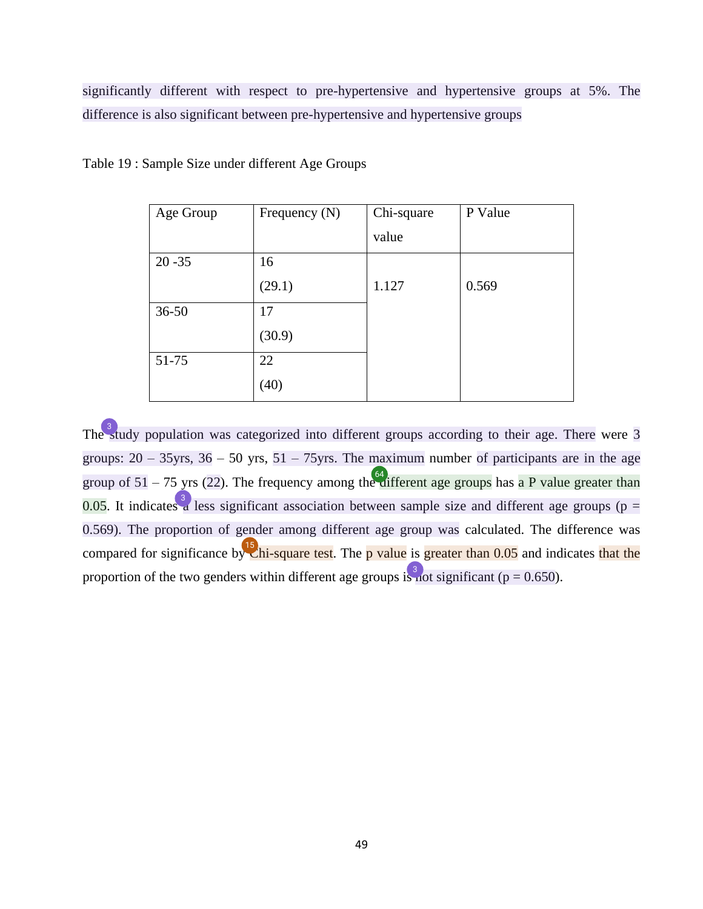significantly different with respect to pre-hypertensive and hypertensive groups at 5%. The difference is also significant between pre-hypertensive and hypertensive groups

Table 19 : Sample Size under different Age Groups

| Age Group | Frequency (N) | Chi-square value | P Value |
|---|---|---|---|
| 20 -35 | 16 (29.1) | 1.127 | 0.569 |
| 36-50 | 17 (30.9) | | |
| 51-75 | 22 (40) | | |

The study population was categorized into different groups according to their age. There were 3 groups: 20 – 35yrs, 36 – 50 yrs, 51 – 75yrs. The maximum number of participants are in the age group of 51 – 75 yrs (22). The frequency among the different age groups has a P value greater than 0.05. It indicates a less significant association between sample size and different age groups (p = 0.569). The proportion of gender among different age group was calculated. The difference was compared for significance by Chi-square test. The p value is greater than 0.05 and indicates that the proportion of the two genders within different age groups is not significant (p = 0.650).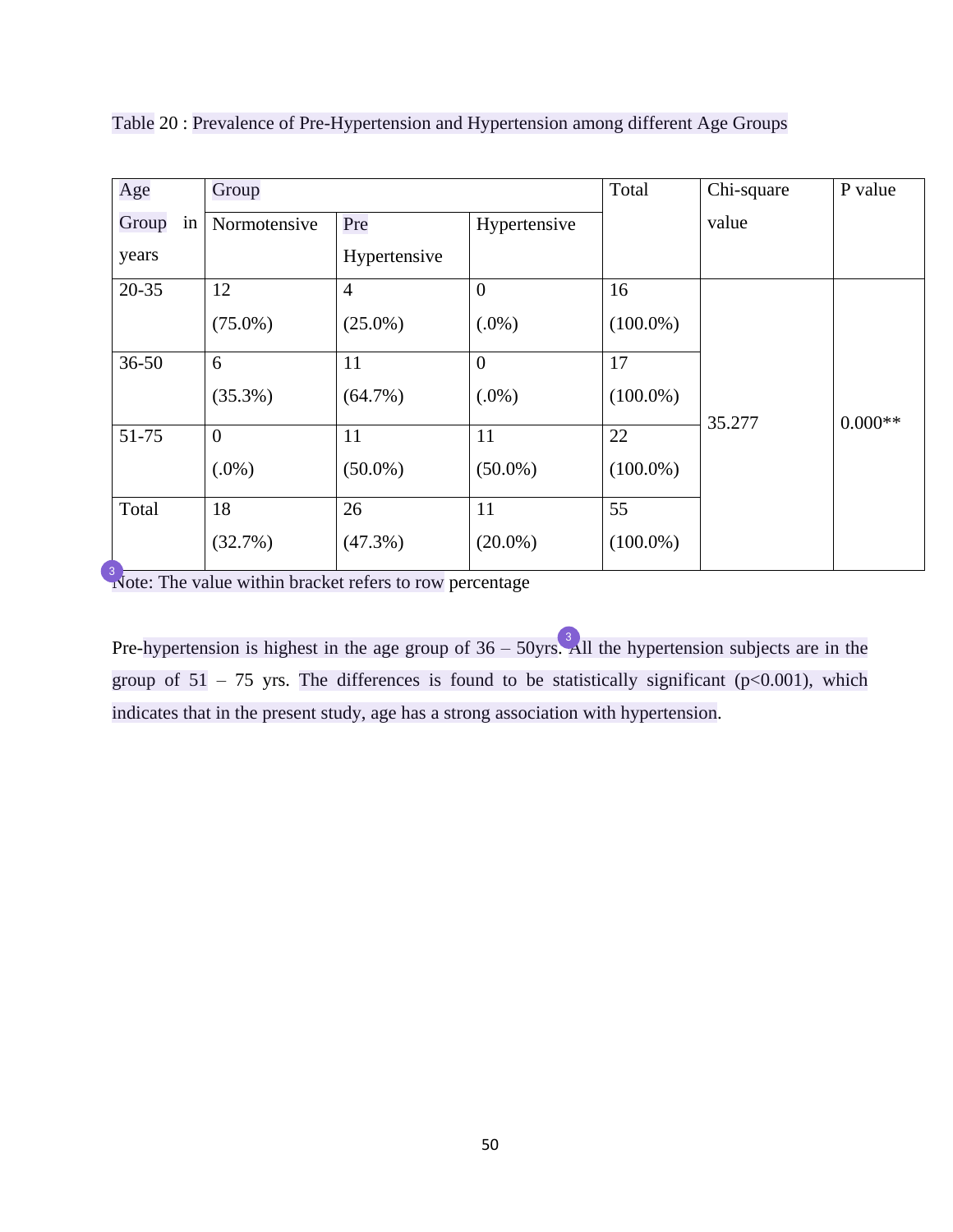Table 20 : Prevalence of Pre-Hypertension and Hypertension among different Age Groups

| Age Group in years | Group | | | Total | Chi-square value | P value |
|---|---|---|---|---|---|---|
| | Normotensive | Pre Hypertensive | Hypertensive | | | |
| 20-35 | 12 (75.0%) | 4 (25.0%) | 0 (.0%) | 16 (100.0%) | 35.277 | 0.000** |
| 36-50 | 6 (35.3%) | 11 (64.7%) | 0 (.0%) | 17 (100.0%) | | |
| 51-75 | 0 (.0%) | 11 (50.0%) | 11 (50.0%) | 22 (100.0%) | | |
| Total | 18 (32.7%) | 26 (47.3%) | 11 (20.0%) | 55 (100.0%) | | |

Note: The value within bracket refers to row percentage

Pre-hypertension is highest in the age group of 36 – 50yrs. All the hypertension subjects are in the group of 51 – 75 yrs. The differences is found to be statistically significant ($p<0.001$), which indicates that in the present study, age has a strong association with hypertension.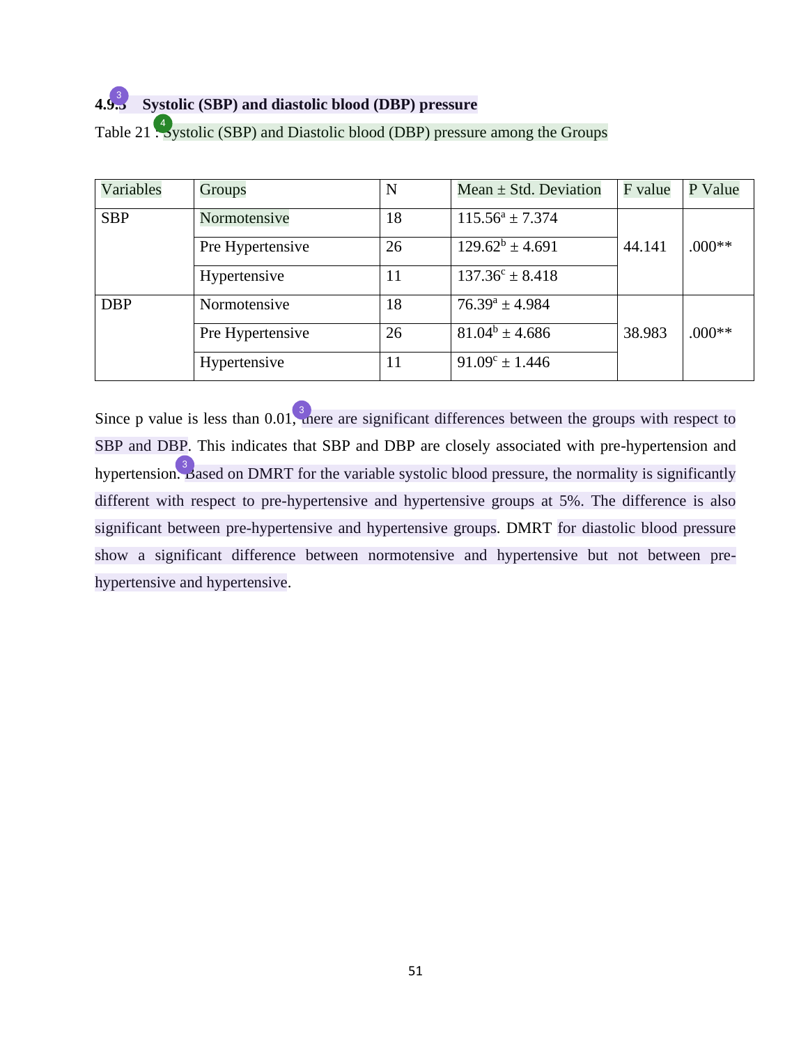### 4.9.3 Systolic (SBP) and diastolic blood (DBP) pressure

Table 21 : Systolic (SBP) and Diastolic blood (DBP) pressure among the Groups

| Variables | Groups | N | Mean ± Std. Deviation | F value | P Value |
|---|---|---|---|---|---|
| SBP | Normotensive | 18 | $115.56^{a} \pm 7.374$ | 44.141 | .000** |
| | Pre Hypertensive | 26 | $129.62^{b} \pm 4.691$ | | |
| | Hypertensive | 11 | $137.36^{c} \pm 8.418$ | | |
| DBP | Normotensive | 18 | $76.39^{a} \pm 4.984$ | 38.983 | .000** |
| | Pre Hypertensive | 26 | $81.04^{b} \pm 4.686$ | | |
| | Hypertensive | 11 | $91.09^{c} \pm 1.446$ | | |

Since p value is less than 0.01, there are significant differences between the groups with respect to SBP and DBP. This indicates that SBP and DBP are closely associated with pre-hypertension and hypertension. Based on DMRT for the variable systolic blood pressure, the normality is significantly different with respect to pre-hypertensive and hypertensive groups at 5%. The difference is also significant between pre-hypertensive and hypertensive groups. DMRT for diastolic blood pressure show a significant difference between normotensive and hypertensive but not between pre-hypertensive and hypertensive.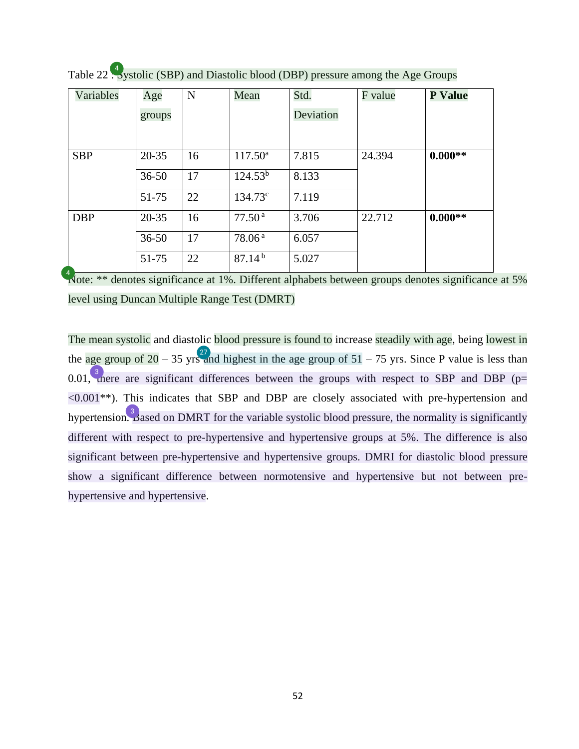Table 22 : Systolic (SBP) and Diastolic blood (DBP) pressure among the Age Groups

| Variables | Age groups | N | Mean | Std. Deviation | F value | **P Value** |
|---|---|---|---|---|---|---|
| SBP | 20-35 | 16 | 117.50[a] | 7.815 | 24.394 | **0.000**** |
| | 36-50 | 17 | 124.53[b] | 8.133 | | |
| | 51-75 | 22 | 134.73[c] | 7.119 | | |
| DBP | 20-35 | 16 | 77.50 [a] | 3.706 | 22.712 | **0.000**** |
| | 36-50 | 17 | 78.06 [a] | 6.057 | | |
| | 51-75 | 22 | 87.14 [b] | 5.027 | | |

Note: ** denotes significance at 1%. Different alphabets between groups denotes significance at 5% level using Duncan Multiple Range Test (DMRT)

The mean systolic and diastolic blood pressure is found to increase steadily with age, being lowest in the age group of 20 – 35 yrs and highest in the age group of 51 – 75 yrs. Since P value is less than 0.01, there are significant differences between the groups with respect to SBP and DBP (p= <0.001**). This indicates that SBP and DBP are closely associated with pre-hypertension and hypertension. Based on DMRT for the variable systolic blood pressure, the normality is significantly different with respect to pre-hypertensive and hypertensive groups at 5%. The difference is also significant between pre-hypertensive and hypertensive groups. DMRI for diastolic blood pressure show a significant difference between normotensive and hypertensive but not between pre-hypertensive and hypertensive.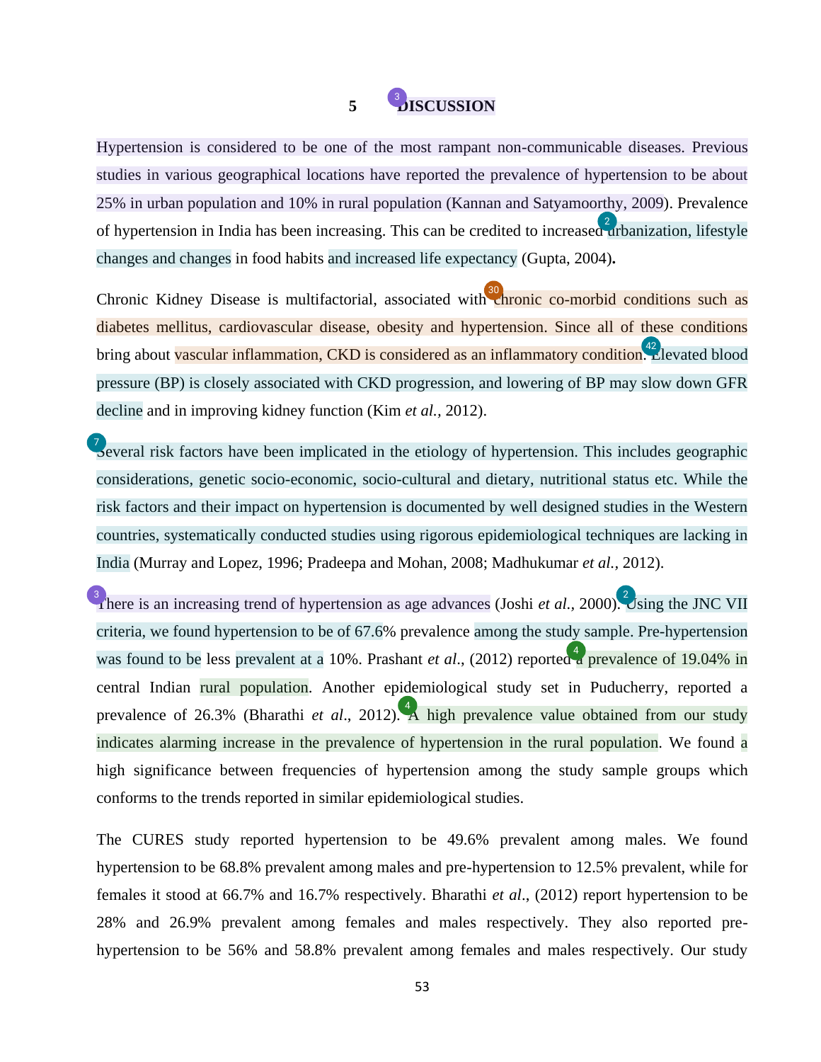# 5 DISCUSSION

Hypertension is considered to be one of the most rampant non-communicable diseases. Previous studies in various geographical locations have reported the prevalence of hypertension to be about 25% in urban population and 10% in rural population (Kannan and Satyamoorthy, 2009). Prevalence of hypertension in India has been increasing. This can be credited to increased urbanization, lifestyle changes and changes in food habits and increased life expectancy (Gupta, 2004).

Chronic Kidney Disease is multifactorial, associated with chronic co-morbid conditions such as diabetes mellitus, cardiovascular disease, obesity and hypertension. Since all of these conditions bring about vascular inflammation, CKD is considered as an inflammatory condition. Elevated blood pressure (BP) is closely associated with CKD progression, and lowering of BP may slow down GFR decline and in improving kidney function (Kim *et al.*, 2012).

Several risk factors have been implicated in the etiology of hypertension. This includes geographic considerations, genetic socio-economic, socio-cultural and dietary, nutritional status etc. While the risk factors and their impact on hypertension is documented by well designed studies in the Western countries, systematically conducted studies using rigorous epidemiological techniques are lacking in India (Murray and Lopez, 1996; Pradeepa and Mohan, 2008; Madhukumar *et al.*, 2012).

There is an increasing trend of hypertension as age advances (Joshi *et al.*, 2000). Using the JNC VII criteria, we found hypertension to be of 67.6% prevalence among the study sample. Pre-hypertension was found to be less prevalent at a 10%. Prashant *et al.*, (2012) reported a prevalence of 19.04% in central Indian rural population. Another epidemiological study set in Puducherry, reported a prevalence of 26.3% (Bharathi *et al*., 2012). A high prevalence value obtained from our study indicates alarming increase in the prevalence of hypertension in the rural population. We found a high significance between frequencies of hypertension among the study sample groups which conforms to the trends reported in similar epidemiological studies.

The CURES study reported hypertension to be 49.6% prevalent among males. We found hypertension to be 68.8% prevalent among males and pre-hypertension to 12.5% prevalent, while for females it stood at 66.7% and 16.7% respectively. Bharathi *et al*., (2012) report hypertension to be 28% and 26.9% prevalent among females and males respectively. They also reported pre-hypertension to be 56% and 58.8% prevalent among females and males respectively. Our study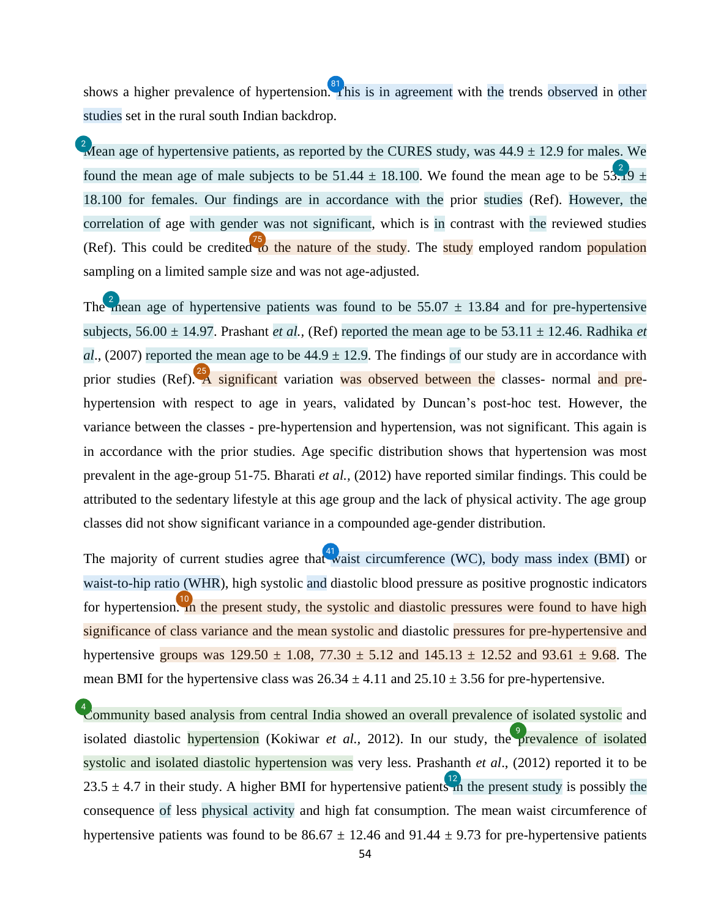shows a higher prevalence of hypertension. This is in agreement with the trends observed in other studies set in the rural south Indian backdrop.

Mean age of hypertensive patients, as reported by the CURES study, was 44.9 ± 12.9 for males. We found the mean age of male subjects to be 51.44 ± 18.100. We found the mean age to be 53.19 ± 18.100 for females. Our findings are in accordance with the prior studies (Ref). However, the correlation of age with gender was not significant, which is in contrast with the reviewed studies (Ref). This could be credited to the nature of the study. The study employed random population sampling on a limited sample size and was not age-adjusted.

The mean age of hypertensive patients was found to be 55.07 ± 13.84 and for pre-hypertensive subjects, 56.00 ± 14.97. Prashant *et al.,* (Ref) reported the mean age to be 53.11 ± 12.46. Radhika *et al*., (2007) reported the mean age to be 44.9 ± 12.9. The findings of our study are in accordance with prior studies (Ref). A significant variation was observed between the classes- normal and pre-hypertension with respect to age in years, validated by Duncan's post-hoc test. However, the variance between the classes - pre-hypertension and hypertension, was not significant. This again is in accordance with the prior studies. Age specific distribution shows that hypertension was most prevalent in the age-group 51-75. Bharati *et al.,* (2012) have reported similar findings. This could be attributed to the sedentary lifestyle at this age group and the lack of physical activity. The age group classes did not show significant variance in a compounded age-gender distribution.

The majority of current studies agree that waist circumference (WC), body mass index (BMI) or waist-to-hip ratio (WHR), high systolic and diastolic blood pressure as positive prognostic indicators for hypertension. In the present study, the systolic and diastolic pressures were found to have high significance of class variance and the mean systolic and diastolic pressures for pre-hypertensive and hypertensive groups was 129.50 ± 1.08, 77.30 ± 5.12 and 145.13 ± 12.52 and 93.61 ± 9.68. The mean BMI for the hypertensive class was 26.34 ± 4.11 and 25.10 ± 3.56 for pre-hypertensive.

Community based analysis from central India showed an overall prevalence of isolated systolic and isolated diastolic hypertension (Kokiwar *et al.,* 2012). In our study, the prevalence of isolated systolic and isolated diastolic hypertension was very less. Prashanth *et al*., (2012) reported it to be 23.5 ± 4.7 in their study. A higher BMI for hypertensive patients in the present study is possibly the consequence of less physical activity and high fat consumption. The mean waist circumference of hypertensive patients was found to be 86.67 ± 12.46 and 91.44 ± 9.73 for pre-hypertensive patients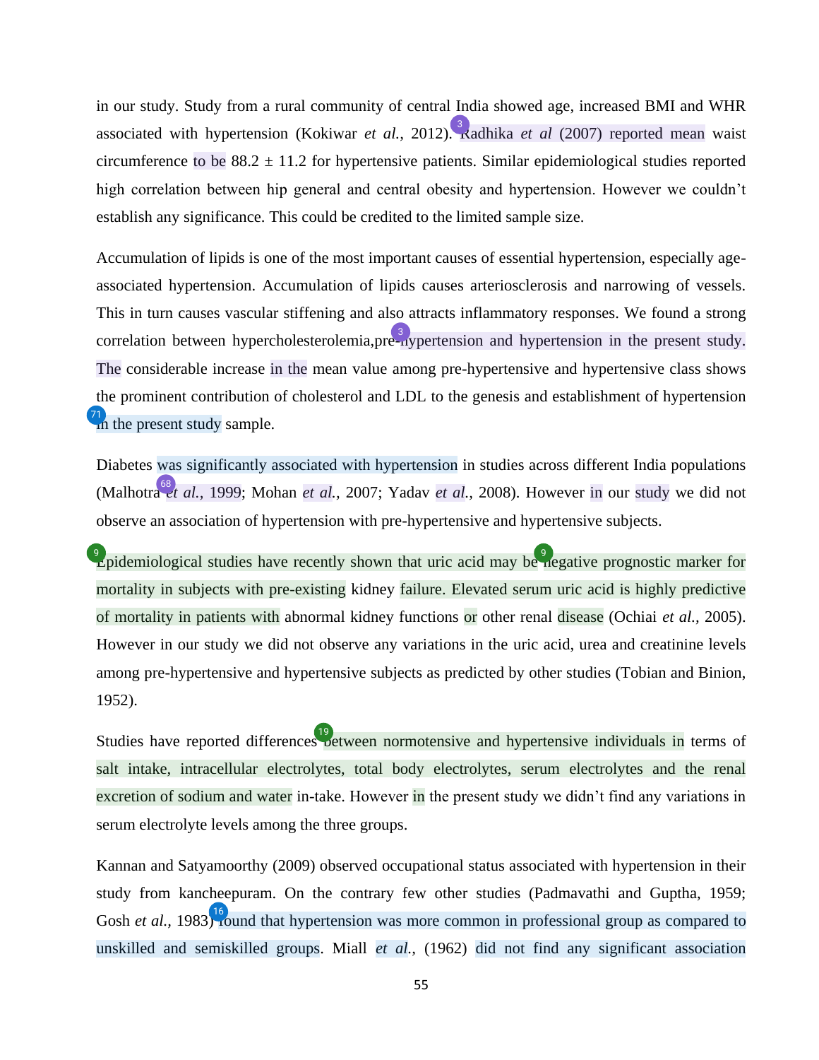in our study. Study from a rural community of central India showed age, increased BMI and WHR associated with hypertension (Kokiwar *et al.,* 2012). Radhika *et al* (2007) reported mean waist circumference to be 88.2 ± 11.2 for hypertensive patients. Similar epidemiological studies reported high correlation between hip general and central obesity and hypertension. However we couldn't establish any significance. This could be credited to the limited sample size.

Accumulation of lipids is one of the most important causes of essential hypertension, especially age-associated hypertension. Accumulation of lipids causes arteriosclerosis and narrowing of vessels. This in turn causes vascular stiffening and also attracts inflammatory responses. We found a strong correlation between hypercholesterolemia,pre-hypertension and hypertension in the present study. The considerable increase in the mean value among pre-hypertensive and hypertensive class shows the prominent contribution of cholesterol and LDL to the genesis and establishment of hypertension in the present study sample.

Diabetes was significantly associated with hypertension in studies across different India populations (Malhotra *et al.,* 1999; Mohan *et al.*, 2007; Yadav *et al.,* 2008). However in our study we did not observe an association of hypertension with pre-hypertensive and hypertensive subjects.

Epidemiological studies have recently shown that uric acid may be negative prognostic marker for mortality in subjects with pre-existing kidney failure. Elevated serum uric acid is highly predictive of mortality in patients with abnormal kidney functions or other renal disease (Ochiai *et al.,* 2005). However in our study we did not observe any variations in the uric acid, urea and creatinine levels among pre-hypertensive and hypertensive subjects as predicted by other studies (Tobian and Binion, 1952).

Studies have reported differences between normotensive and hypertensive individuals in terms of salt intake, intracellular electrolytes, total body electrolytes, serum electrolytes and the renal excretion of sodium and water in-take. However in the present study we didn't find any variations in serum electrolyte levels among the three groups.

Kannan and Satyamoorthy (2009) observed occupational status associated with hypertension in their study from kancheepuram. On the contrary few other studies (Padmavathi and Guptha, 1959; Gosh *et al.,* 1983) found that hypertension was more common in professional group as compared to unskilled and semiskilled groups. Miall *et al.,* (1962) did not find any significant association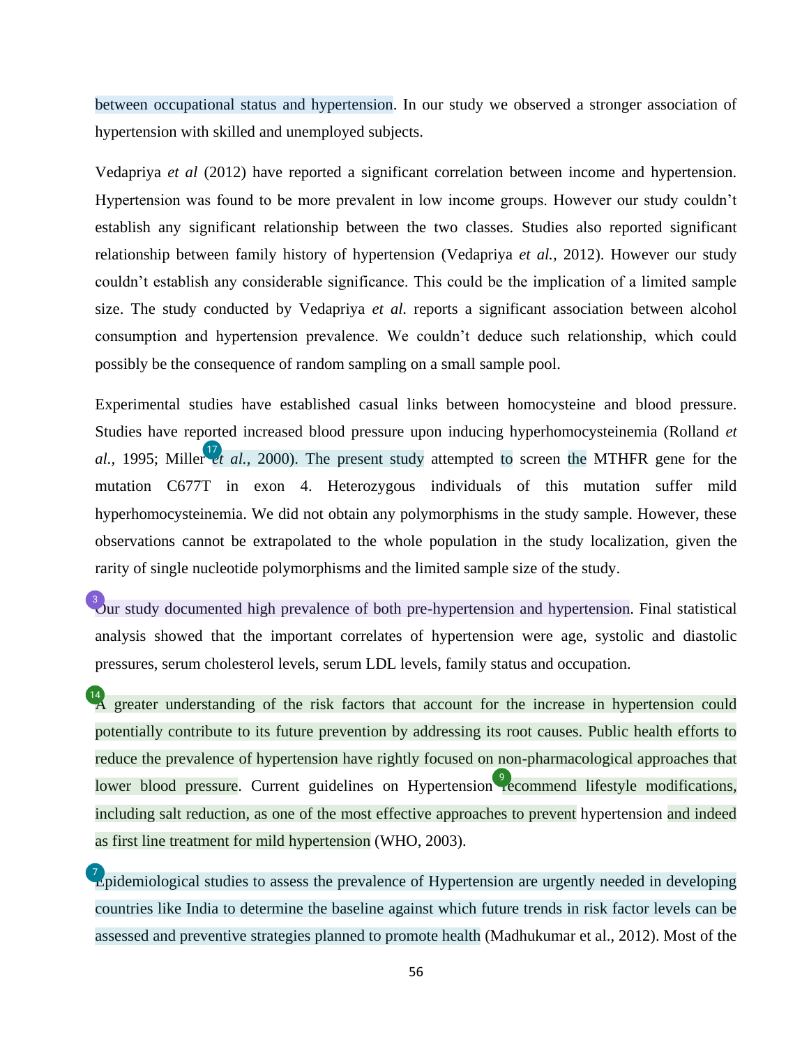between occupational status and hypertension. In our study we observed a stronger association of hypertension with skilled and unemployed subjects.

Vedapriya *et al* (2012) have reported a significant correlation between income and hypertension. Hypertension was found to be more prevalent in low income groups. However our study couldn't establish any significant relationship between the two classes. Studies also reported significant relationship between family history of hypertension (Vedapriya *et al.*, 2012). However our study couldn't establish any considerable significance. This could be the implication of a limited sample size. The study conducted by Vedapriya *et al.* reports a significant association between alcohol consumption and hypertension prevalence. We couldn't deduce such relationship, which could possibly be the consequence of random sampling on a small sample pool.

Experimental studies have established casual links between homocysteine and blood pressure. Studies have reported increased blood pressure upon inducing hyperhomocysteinemia (Rolland *et al.*, 1995; Miller *et al.*, 2000). The present study attempted to screen the MTHFR gene for the mutation C677T in exon 4. Heterozygous individuals of this mutation suffer mild hyperhomocysteinemia. We did not obtain any polymorphisms in the study sample. However, these observations cannot be extrapolated to the whole population in the study localization, given the rarity of single nucleotide polymorphisms and the limited sample size of the study.

Our study documented high prevalence of both pre-hypertension and hypertension. Final statistical analysis showed that the important correlates of hypertension were age, systolic and diastolic pressures, serum cholesterol levels, serum LDL levels, family status and occupation.

A greater understanding of the risk factors that account for the increase in hypertension could potentially contribute to its future prevention by addressing its root causes. Public health efforts to reduce the prevalence of hypertension have rightly focused on non-pharmacological approaches that lower blood pressure. Current guidelines on Hypertension recommend lifestyle modifications, including salt reduction, as one of the most effective approaches to prevent hypertension and indeed as first line treatment for mild hypertension (WHO, 2003).

Epidemiological studies to assess the prevalence of Hypertension are urgently needed in developing countries like India to determine the baseline against which future trends in risk factor levels can be assessed and preventive strategies planned to promote health (Madhukumar et al., 2012). Most of the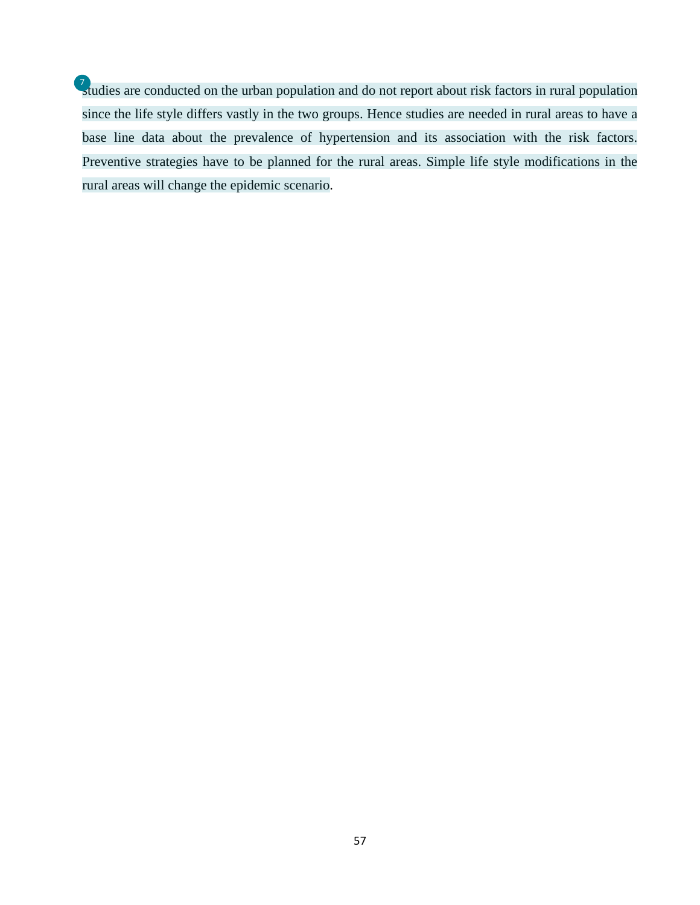studies are conducted on the urban population and do not report about risk factors in rural population since the life style differs vastly in the two groups. Hence studies are needed in rural areas to have a base line data about the prevalence of hypertension and its association with the risk factors. Preventive strategies have to be planned for the rural areas. Simple life style modifications in the rural areas will change the epidemic scenario.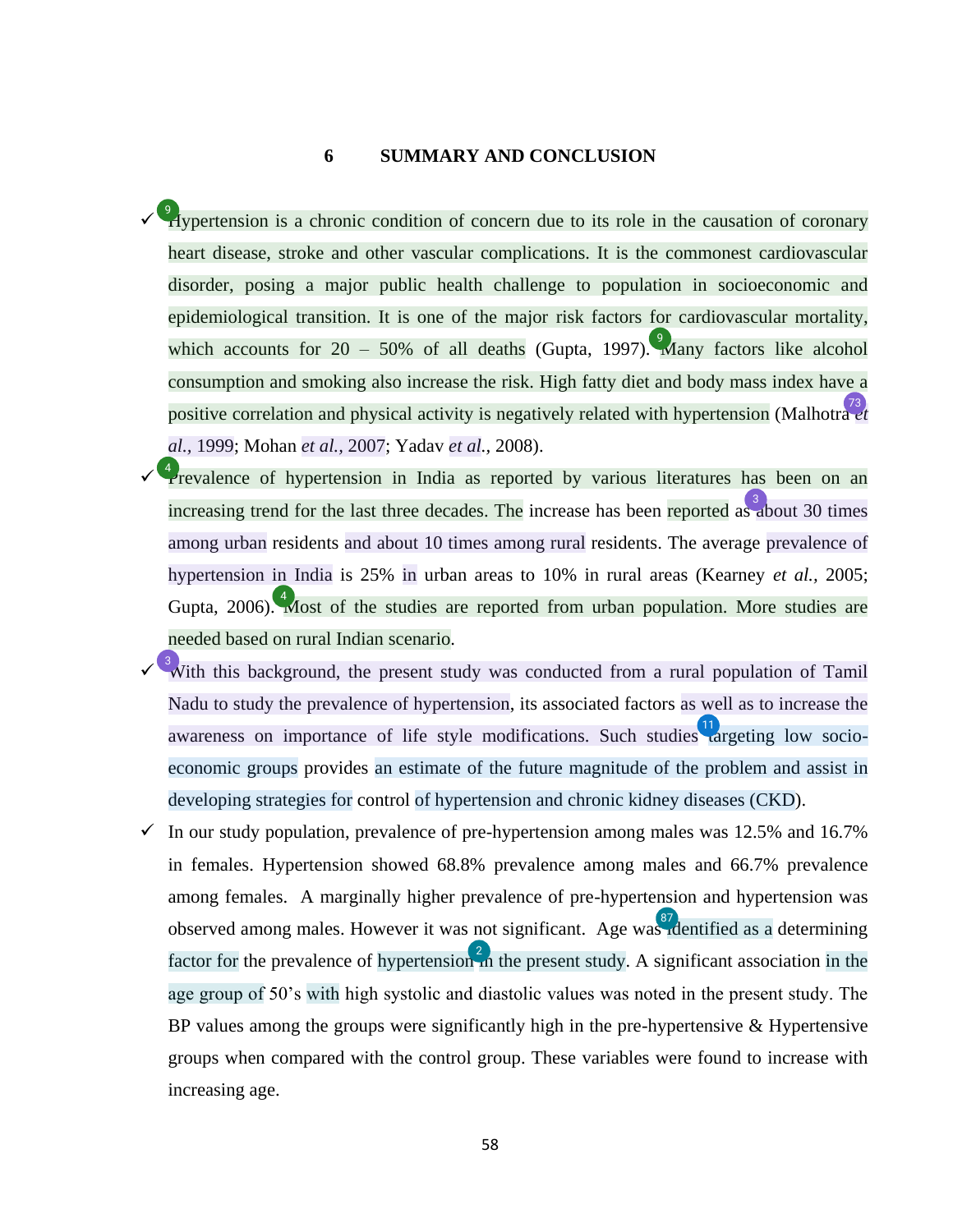# 6 SUMMARY AND CONCLUSION

- ✓ Hypertension is a chronic condition of concern due to its role in the causation of coronary heart disease, stroke and other vascular complications. It is the commonest cardiovascular disorder, posing a major public health challenge to population in socioeconomic and epidemiological transition. It is one of the major risk factors for cardiovascular mortality, which accounts for 20 – 50% of all deaths (Gupta, 1997). Many factors like alcohol consumption and smoking also increase the risk. High fatty diet and body mass index have a positive correlation and physical activity is negatively related with hypertension (Malhotra *et al.,* 1999; Mohan *et al.,* 2007; Yadav *et al.*, 2008).
- ✓ Prevalence of hypertension in India as reported by various literatures has been on an increasing trend for the last three decades. The increase has been reported as about 30 times among urban residents and about 10 times among rural residents. The average prevalence of hypertension in India is 25% in urban areas to 10% in rural areas (Kearney *et al.*, 2005; Gupta, 2006). Most of the studies are reported from urban population. More studies are needed based on rural Indian scenario.
- ✓ With this background, the present study was conducted from a rural population of Tamil Nadu to study the prevalence of hypertension, its associated factors as well as to increase the awareness on importance of life style modifications. Such studies targeting low socio-economic groups provides an estimate of the future magnitude of the problem and assist in developing strategies for control of hypertension and chronic kidney diseases (CKD).
- ✓ In our study population, prevalence of pre-hypertension among males was 12.5% and 16.7% in females. Hypertension showed 68.8% prevalence among males and 66.7% prevalence among females. A marginally higher prevalence of pre-hypertension and hypertension was observed among males. However it was not significant. Age was identified as a determining factor for the prevalence of hypertension in the present study. A significant association in the age group of 50's with high systolic and diastolic values was noted in the present study. The BP values among the groups were significantly high in the pre-hypertensive & Hypertensive groups when compared with the control group. These variables were found to increase with increasing age.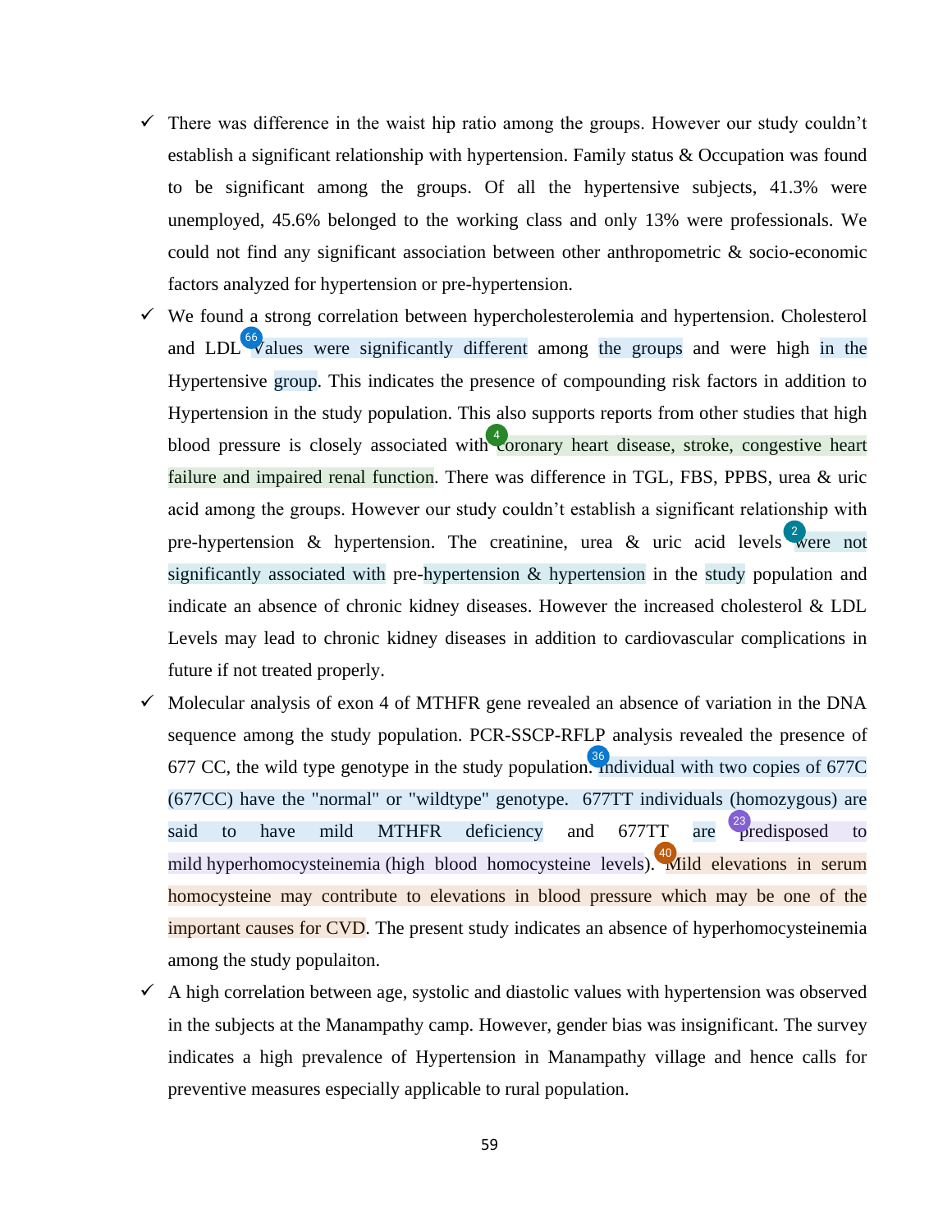- There was difference in the waist hip ratio among the groups. However our study couldn't establish a significant relationship with hypertension. Family status & Occupation was found to be significant among the groups. Of all the hypertensive subjects, 41.3% were unemployed, 45.6% belonged to the working class and only 13% were professionals. We could not find any significant association between other anthropometric & socio-economic factors analyzed for hypertension or pre-hypertension.
- We found a strong correlation between hypercholesterolemia and hypertension. Cholesterol and LDL values were significantly different among the groups and were high in the Hypertensive group. This indicates the presence of compounding risk factors in addition to Hypertension in the study population. This also supports reports from other studies that high blood pressure is closely associated with coronary heart disease, stroke, congestive heart failure and impaired renal function. There was difference in TGL, FBS, PPBS, urea & uric acid among the groups. However our study couldn't establish a significant relationship with pre-hypertension & hypertension. The creatinine, urea & uric acid levels were not significantly associated with pre-hypertension & hypertension in the study population and indicate an absence of chronic kidney diseases. However the increased cholesterol & LDL Levels may lead to chronic kidney diseases in addition to cardiovascular complications in future if not treated properly.
- Molecular analysis of exon 4 of MTHFR gene revealed an absence of variation in the DNA sequence among the study population. PCR-SSCP-RFLP analysis revealed the presence of 677 CC, the wild type genotype in the study population. Individual with two copies of 677C (677CC) have the "normal" or "wildtype" genotype. 677TT individuals (homozygous) are said to have mild MTHFR deficiency and 677TT are predisposed to mild hyperhomocysteinemia (high blood homocysteine levels). Mild elevations in serum homocysteine may contribute to elevations in blood pressure which may be one of the important causes for CVD. The present study indicates an absence of hyperhomocysteinemia among the study populaiton.
- A high correlation between age, systolic and diastolic values with hypertension was observed in the subjects at the Manampathy camp. However, gender bias was insignificant. The survey indicates a high prevalence of Hypertension in Manampathy village and hence calls for preventive measures especially applicable to rural population.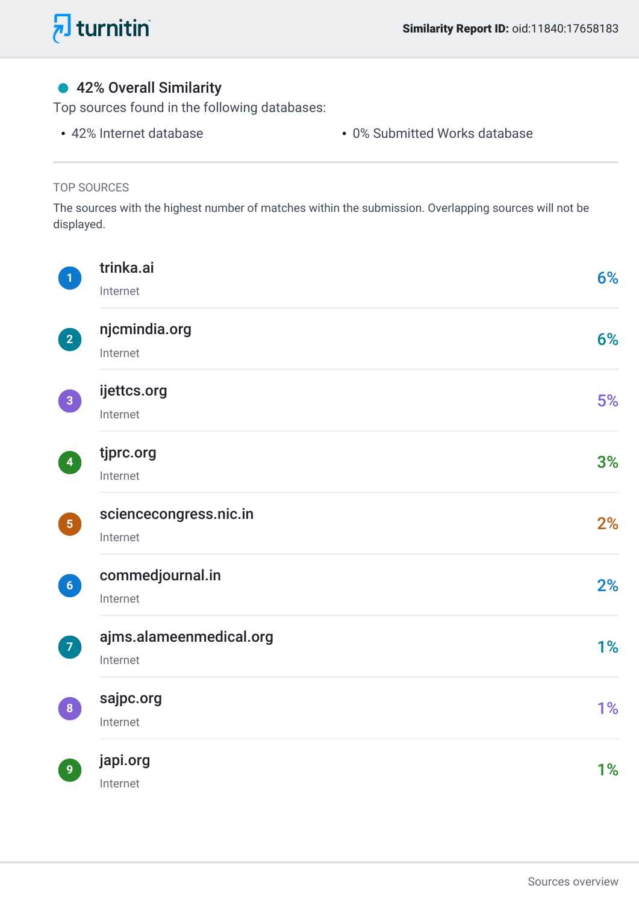turnitin

**Similarity Report ID:** oid:11840:17658183

## 42% Overall Similarity

Top sources found in the following databases:

- 42% Internet database
- 0% Submitted Works database

### TOP SOURCES

The sources with the highest number of matches within the submission. Overlapping sources will not be displayed.

| # | Source | Type | Similarity |
|---|---|---|---|
| 1 | trinka.ai | Internet | 6% |
| 2 | njcmindia.org | Internet | 6% |
| 3 | ijettcs.org | Internet | 5% |
| 4 | tjprc.org | Internet | 3% |
| 5 | sciencecongress.nic.in | Internet | 2% |
| 6 | commedjournal.in | Internet | 2% |
| 7 | ajms.alameenmedical.org | Internet | 1% |
| 8 | sajpc.org | Internet | 1% |
| 9 | japi.org | Internet | 1% |

Sources overview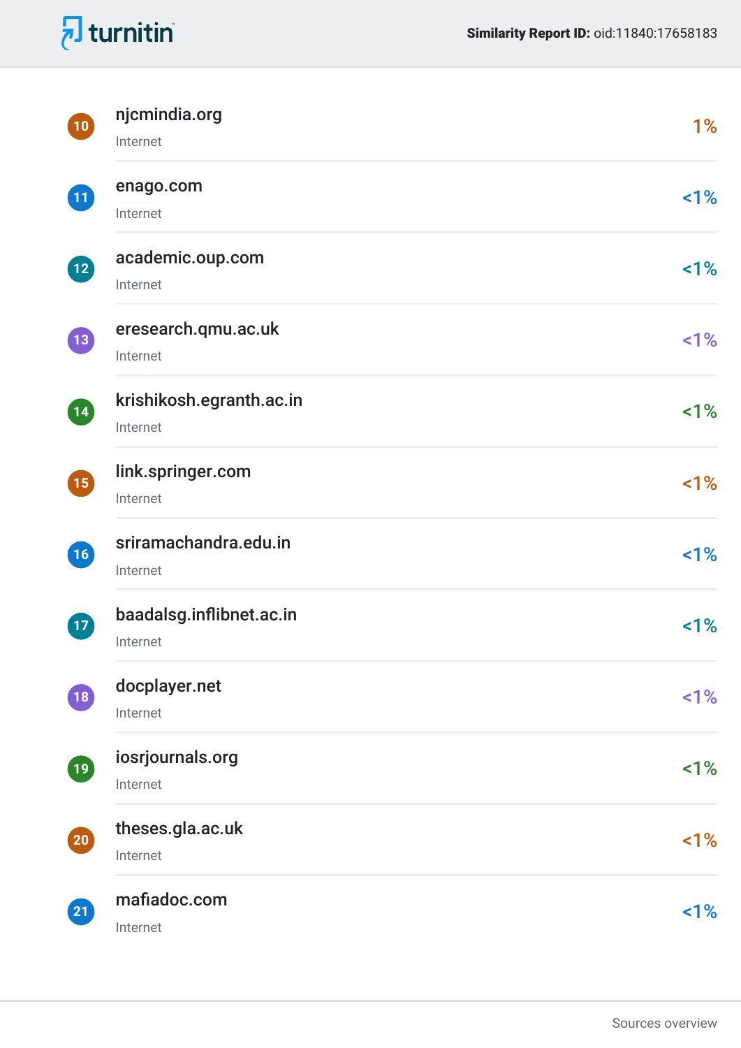| # | Source | Type | Similarity |
| --- | --- | --- | --- |
| 10 | njcmindia.org | Internet | 1% |
| 11 | enago.com | Internet | <1% |
| 12 | academic.oup.com | Internet | <1% |
| 13 | eresearch.qmu.ac.uk | Internet | <1% |
| 14 | krishikosh.egranth.ac.in | Internet | <1% |
| 15 | link.springer.com | Internet | <1% |
| 16 | sriramachandra.edu.in | Internet | <1% |
| 17 | baadalsg.inflibnet.ac.in | Internet | <1% |
| 18 | docplayer.net | Internet | <1% |
| 19 | iosrjournals.org | Internet | <1% |
| 20 | theses.gla.ac.uk | Internet | <1% |
| 21 | mafiadoc.com | Internet | <1% |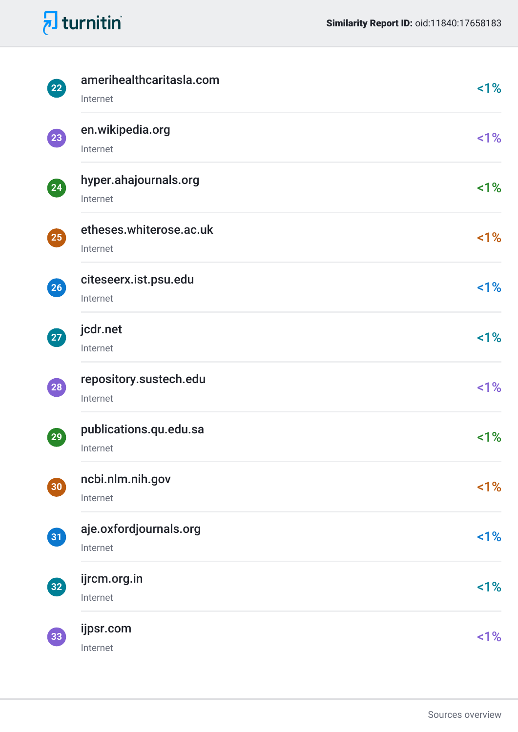| # | Source | Type | Similarity |
|---|---|---|---|
| 22 | amerihealthcaritasla.com | Internet | <1% |
| 23 | en.wikipedia.org | Internet | <1% |
| 24 | hyper.ahajournals.org | Internet | <1% |
| 25 | etheses.whiterose.ac.uk | Internet | <1% |
| 26 | citeseerx.ist.psu.edu | Internet | <1% |
| 27 | jcdr.net | Internet | <1% |
| 28 | repository.sustech.edu | Internet | <1% |
| 29 | publications.qu.edu.sa | Internet | <1% |
| 30 | ncbi.nlm.nih.gov | Internet | <1% |
| 31 | aje.oxfordjournals.org | Internet | <1% |
| 32 | ijrcm.org.in | Internet | <1% |
| 33 | ijpsr.com | Internet | <1% |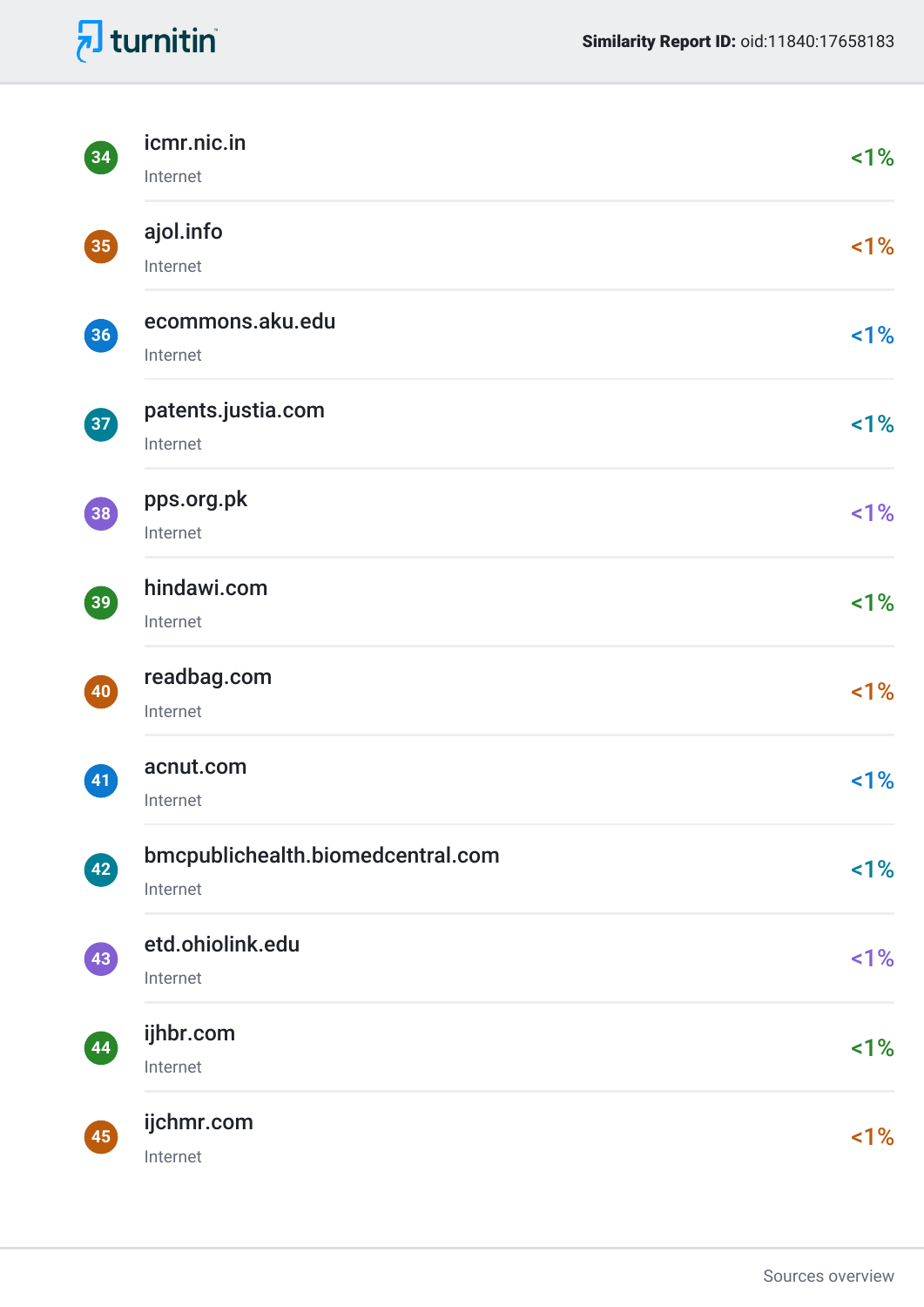| # | Source | Type | Similarity |
|---|---|---|---|
| 34 | icmr.nic.in | Internet | <1% |
| 35 | ajol.info | Internet | <1% |
| 36 | ecommons.aku.edu | Internet | <1% |
| 37 | patents.justia.com | Internet | <1% |
| 38 | pps.org.pk | Internet | <1% |
| 39 | hindawi.com | Internet | <1% |
| 40 | readbag.com | Internet | <1% |
| 41 | acnut.com | Internet | <1% |
| 42 | bmcpublichealth.biomedcentral.com | Internet | <1% |
| 43 | etd.ohiolink.edu | Internet | <1% |
| 44 | ijhbr.com | Internet | <1% |
| 45 | ijchmr.com | Internet | <1% |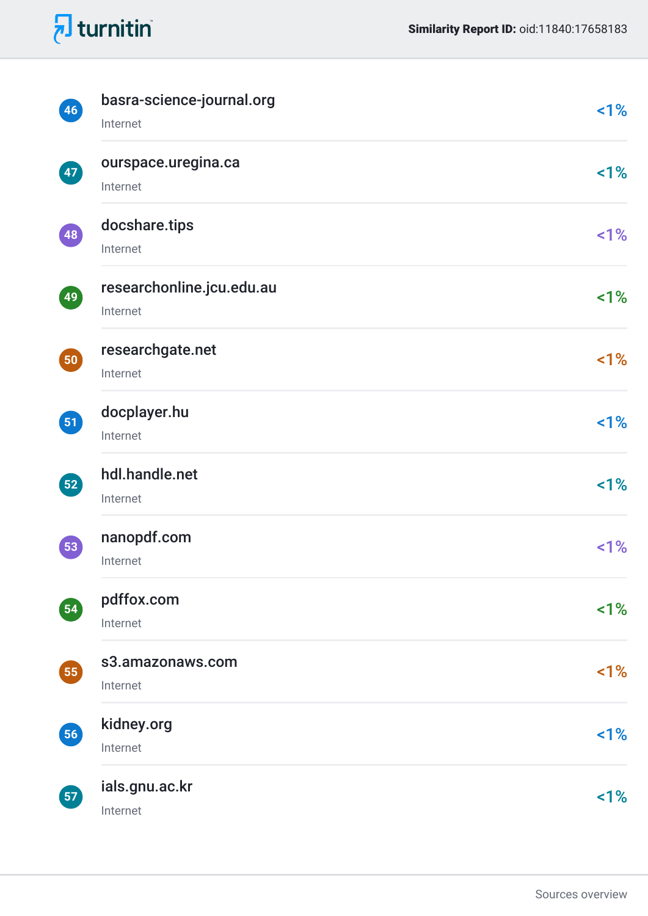| # | Source | Type | Similarity |
|---|---|---|---|
| 46 | basra-science-journal.org | Internet | <1% |
| 47 | ourspace.uregina.ca | Internet | <1% |
| 48 | docshare.tips | Internet | <1% |
| 49 | researchonline.jcu.edu.au | Internet | <1% |
| 50 | researchgate.net | Internet | <1% |
| 51 | docplayer.hu | Internet | <1% |
| 52 | hdl.handle.net | Internet | <1% |
| 53 | nanopdf.com | Internet | <1% |
| 54 | pdffox.com | Internet | <1% |
| 55 | s3.amazonaws.com | Internet | <1% |
| 56 | kidney.org | Internet | <1% |
| 57 | ials.gnu.ac.kr | Internet | <1% |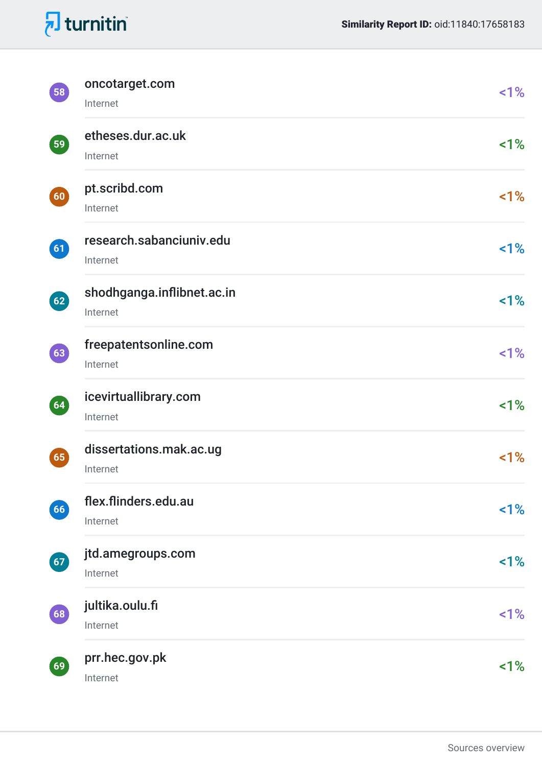| # | Source | Type | Similarity |
|---|---|---|---|
| 58 | oncotarget.com | Internet | <1% |
| 59 | etheses.dur.ac.uk | Internet | <1% |
| 60 | pt.scribd.com | Internet | <1% |
| 61 | research.sabanciuniv.edu | Internet | <1% |
| 62 | shodhganga.inflibnet.ac.in | Internet | <1% |
| 63 | freepatentsonline.com | Internet | <1% |
| 64 | icevirtuallibrary.com | Internet | <1% |
| 65 | dissertations.mak.ac.ug | Internet | <1% |
| 66 | flex.flinders.edu.au | Internet | <1% |
| 67 | jtd.amegroups.com | Internet | <1% |
| 68 | jultika.oulu.fi | Internet | <1% |
| 69 | prr.hec.gov.pk | Internet | <1% |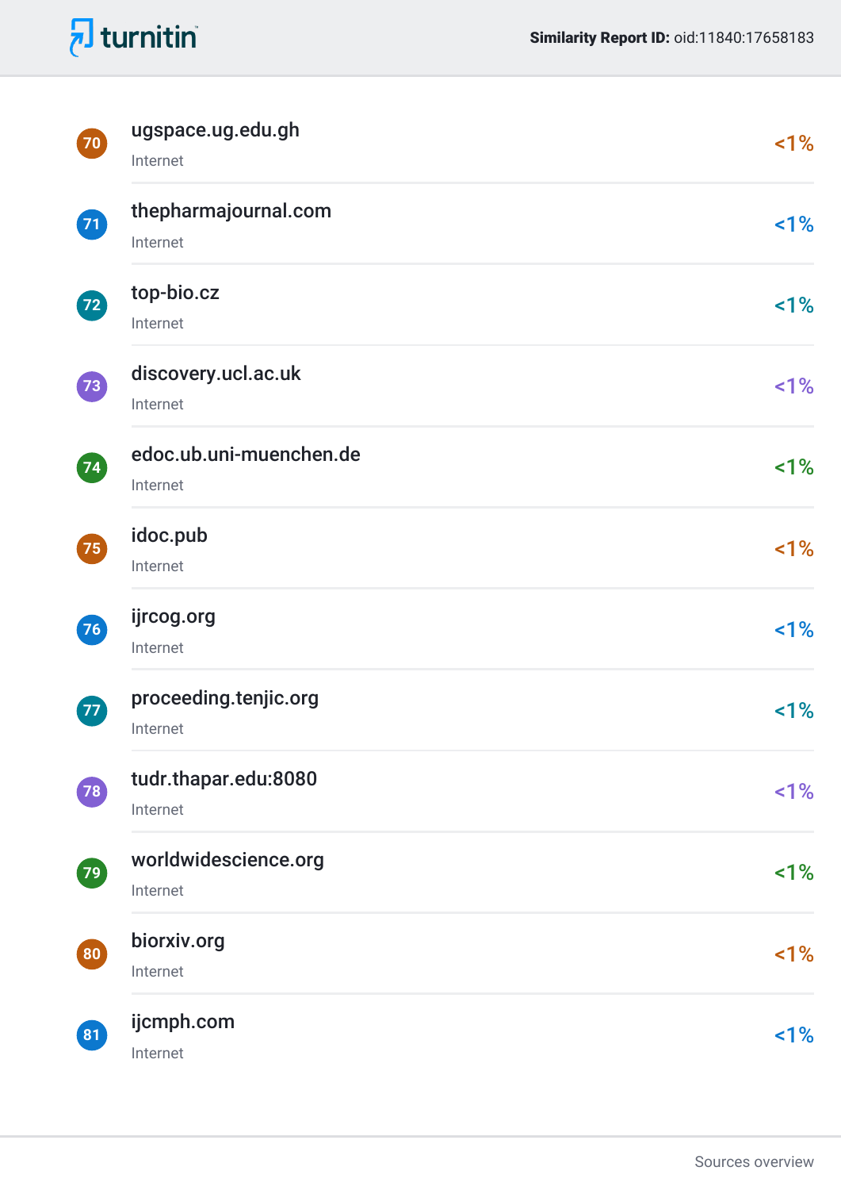| # | Source | Type | Similarity |
|---|---|---|---|
| 70 | ugspace.ug.edu.gh | Internet | <1% |
| 71 | thepharmajournal.com | Internet | <1% |
| 72 | top-bio.cz | Internet | <1% |
| 73 | discovery.ucl.ac.uk | Internet | <1% |
| 74 | edoc.ub.uni-muenchen.de | Internet | <1% |
| 75 | idoc.pub | Internet | <1% |
| 76 | ijrcog.org | Internet | <1% |
| 77 | proceeding.tenjic.org | Internet | <1% |
| 78 | tudr.thapar.edu:8080 | Internet | <1% |
| 79 | worldwidescience.org | Internet | <1% |
| 80 | biorxiv.org | Internet | <1% |
| 81 | ijcmph.com | Internet | <1% |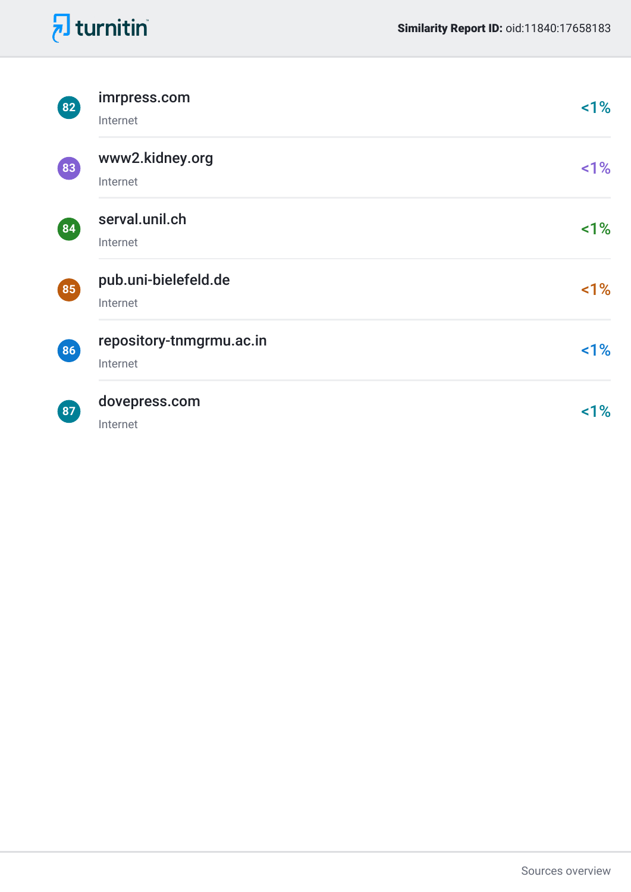| | | | |
|---|---|---|---|
| 82 | imrpress.com | Internet | <1% |
| 83 | www2.kidney.org | Internet | <1% |
| 84 | serval.unil.ch | Internet | <1% |
| 85 | pub.uni-bielefeld.de | Internet | <1% |
| 86 | repository-tnmgrmu.ac.in | Internet | <1% |
| 87 | dovepress.com | Internet | <1% |